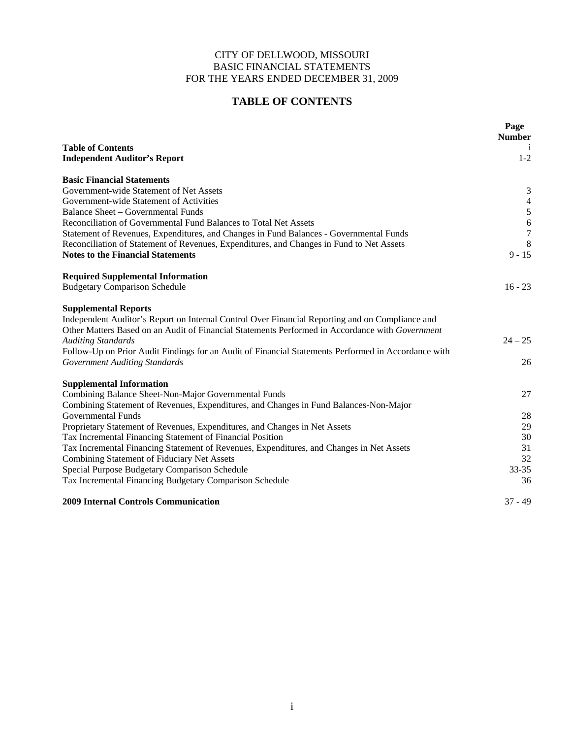CITY OF DELLWOOD, MISSOURI
BASIC FINANCIAL STATEMENTS
FOR THE YEARS ENDED DECEMBER 31, 2009

# TABLE OF CONTENTS

| | Page Number |
|---|---|
| **Table of Contents** | i |
| **Independent Auditor's Report** | 1-2 |
| | |
| **Basic Financial Statements** | |
| Government-wide Statement of Net Assets | 3 |
| Government-wide Statement of Activities | 4 |
| Balance Sheet – Governmental Funds | 5 |
| Reconciliation of Governmental Fund Balances to Total Net Assets | 6 |
| Statement of Revenues, Expenditures, and Changes in Fund Balances - Governmental Funds | 7 |
| Reconciliation of Statement of Revenues, Expenditures, and Changes in Fund to Net Assets | 8 |
| **Notes to the Financial Statements** | 9 - 15 |
| | |
| **Required Supplemental Information** | |
| Budgetary Comparison Schedule | 16 - 23 |
| | |
| **Supplemental Reports** | |
| Independent Auditor's Report on Internal Control Over Financial Reporting and on Compliance and Other Matters Based on an Audit of Financial Statements Performed in Accordance with *Government Auditing Standards* | 24 – 25 |
| Follow-Up on Prior Audit Findings for an Audit of Financial Statements Performed in Accordance with *Government Auditing Standards* | 26 |
| | |
| **Supplemental Information** | |
| Combining Balance Sheet-Non-Major Governmental Funds | 27 |
| Combining Statement of Revenues, Expenditures, and Changes in Fund Balances-Non-Major Governmental Funds | 28 |
| Proprietary Statement of Revenues, Expenditures, and Changes in Net Assets | 29 |
| Tax Incremental Financing Statement of Financial Position | 30 |
| Tax Incremental Financing Statement of Revenues, Expenditures, and Changes in Net Assets | 31 |
| Combining Statement of Fiduciary Net Assets | 32 |
| Special Purpose Budgetary Comparison Schedule | 33-35 |
| Tax Incremental Financing Budgetary Comparison Schedule | 36 |
| | |
| **2009 Internal Controls Communication** | 37 - 49 |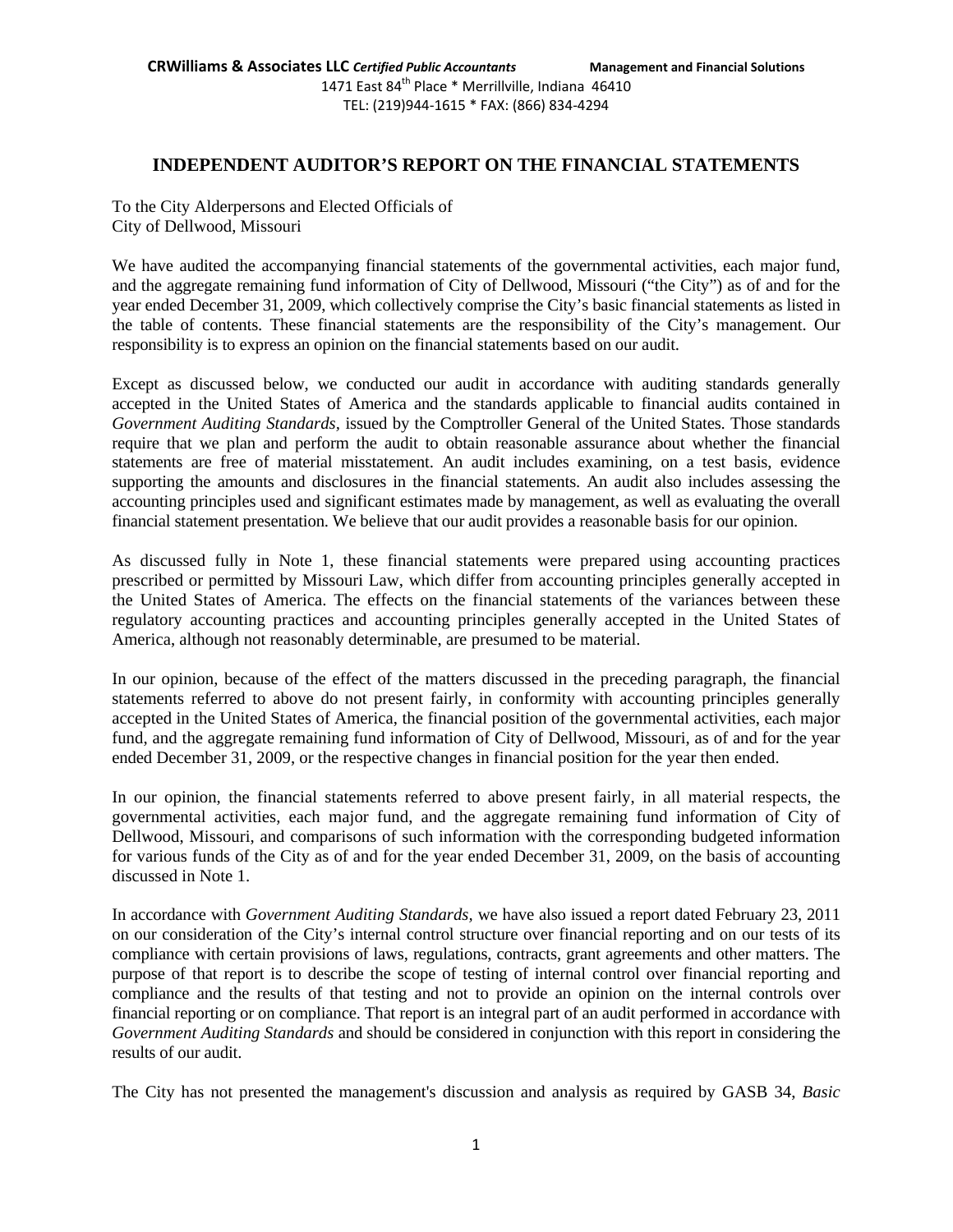**CRWilliams & Associates LLC** *Certified Public Accountants* **Management and Financial Solutions**
1471 East 84th Place * Merrillville, Indiana 46410
TEL: (219)944-1615 * FAX: (866) 834-4294

## INDEPENDENT AUDITOR'S REPORT ON THE FINANCIAL STATEMENTS

To the City Alderpersons and Elected Officials of
City of Dellwood, Missouri

We have audited the accompanying financial statements of the governmental activities, each major fund, and the aggregate remaining fund information of City of Dellwood, Missouri ("the City") as of and for the year ended December 31, 2009, which collectively comprise the City's basic financial statements as listed in the table of contents. These financial statements are the responsibility of the City's management. Our responsibility is to express an opinion on the financial statements based on our audit.

Except as discussed below, we conducted our audit in accordance with auditing standards generally accepted in the United States of America and the standards applicable to financial audits contained in *Government Auditing Standards*, issued by the Comptroller General of the United States. Those standards require that we plan and perform the audit to obtain reasonable assurance about whether the financial statements are free of material misstatement. An audit includes examining, on a test basis, evidence supporting the amounts and disclosures in the financial statements. An audit also includes assessing the accounting principles used and significant estimates made by management, as well as evaluating the overall financial statement presentation. We believe that our audit provides a reasonable basis for our opinion.

As discussed fully in Note 1, these financial statements were prepared using accounting practices prescribed or permitted by Missouri Law, which differ from accounting principles generally accepted in the United States of America. The effects on the financial statements of the variances between these regulatory accounting practices and accounting principles generally accepted in the United States of America, although not reasonably determinable, are presumed to be material.

In our opinion, because of the effect of the matters discussed in the preceding paragraph, the financial statements referred to above do not present fairly, in conformity with accounting principles generally accepted in the United States of America, the financial position of the governmental activities, each major fund, and the aggregate remaining fund information of City of Dellwood, Missouri, as of and for the year ended December 31, 2009, or the respective changes in financial position for the year then ended.

In our opinion, the financial statements referred to above present fairly, in all material respects, the governmental activities, each major fund, and the aggregate remaining fund information of City of Dellwood, Missouri, and comparisons of such information with the corresponding budgeted information for various funds of the City as of and for the year ended December 31, 2009, on the basis of accounting discussed in Note 1.

In accordance with *Government Auditing Standards*, we have also issued a report dated February 23, 2011 on our consideration of the City's internal control structure over financial reporting and on our tests of its compliance with certain provisions of laws, regulations, contracts, grant agreements and other matters. The purpose of that report is to describe the scope of testing of internal control over financial reporting and compliance and the results of that testing and not to provide an opinion on the internal controls over financial reporting or on compliance. That report is an integral part of an audit performed in accordance with *Government Auditing Standards* and should be considered in conjunction with this report in considering the results of our audit.

The City has not presented the management's discussion and analysis as required by GASB 34, *Basic*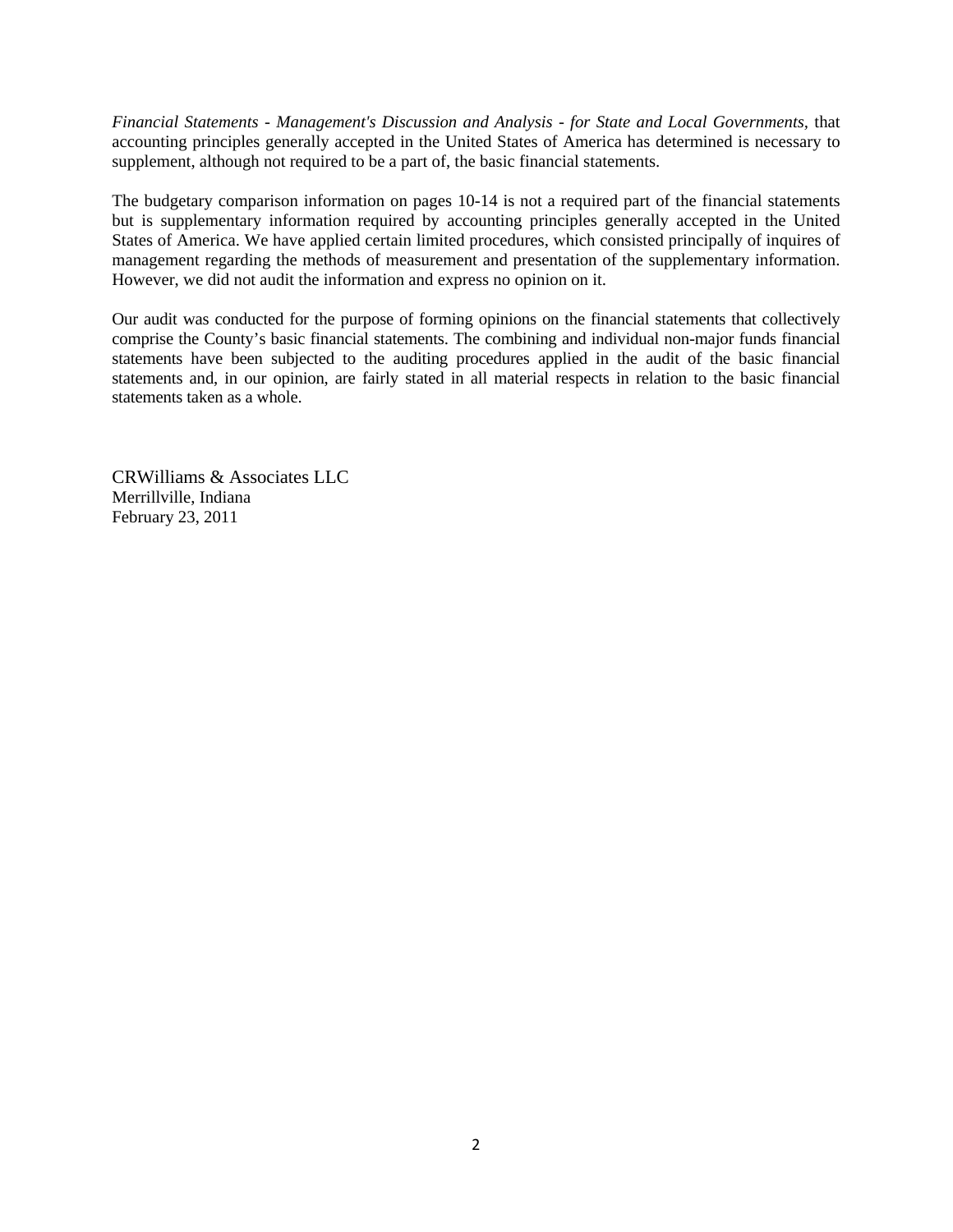*Financial Statements - Management's Discussion and Analysis - for State and Local Governments*, that accounting principles generally accepted in the United States of America has determined is necessary to supplement, although not required to be a part of, the basic financial statements.

The budgetary comparison information on pages 10-14 is not a required part of the financial statements but is supplementary information required by accounting principles generally accepted in the United States of America. We have applied certain limited procedures, which consisted principally of inquires of management regarding the methods of measurement and presentation of the supplementary information. However, we did not audit the information and express no opinion on it.

Our audit was conducted for the purpose of forming opinions on the financial statements that collectively comprise the County's basic financial statements. The combining and individual non-major funds financial statements have been subjected to the auditing procedures applied in the audit of the basic financial statements and, in our opinion, are fairly stated in all material respects in relation to the basic financial statements taken as a whole.

CRWilliams & Associates LLC
Merrillville, Indiana
February 23, 2011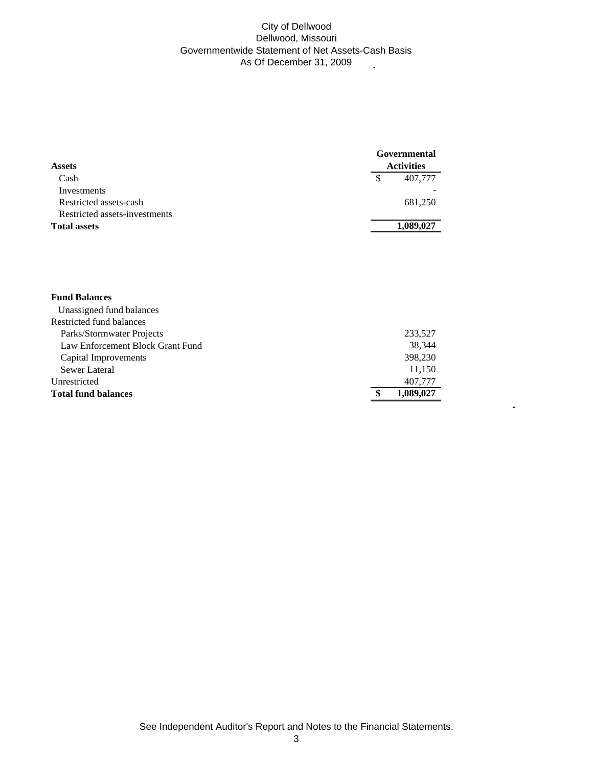City of Dellwood
Dellwood, Missouri
Governmentwide Statement of Net Assets-Cash Basis
As Of December 31, 2009

| Assets | Governmental Activities |
|---|---|
| Cash | $ 407,777 |
| Investments | - |
| Restricted assets-cash | 681,250 |
| Restricted assets-investments | |
| **Total assets** | **1,089,027** |

| **Fund Balances** | |
|---|---|
| Unassigned fund balances | |
| Restricted fund balances | |
| Parks/Stormwater Projects | 233,527 |
| Law Enforcement Block Grant Fund | 38,344 |
| Capital Improvements | 398,230 |
| Sewer Lateral | 11,150 |
| Unrestricted | 407,777 |
| **Total fund balances** | **$ 1,089,027** |

See Independent Auditor's Report and Notes to the Financial Statements.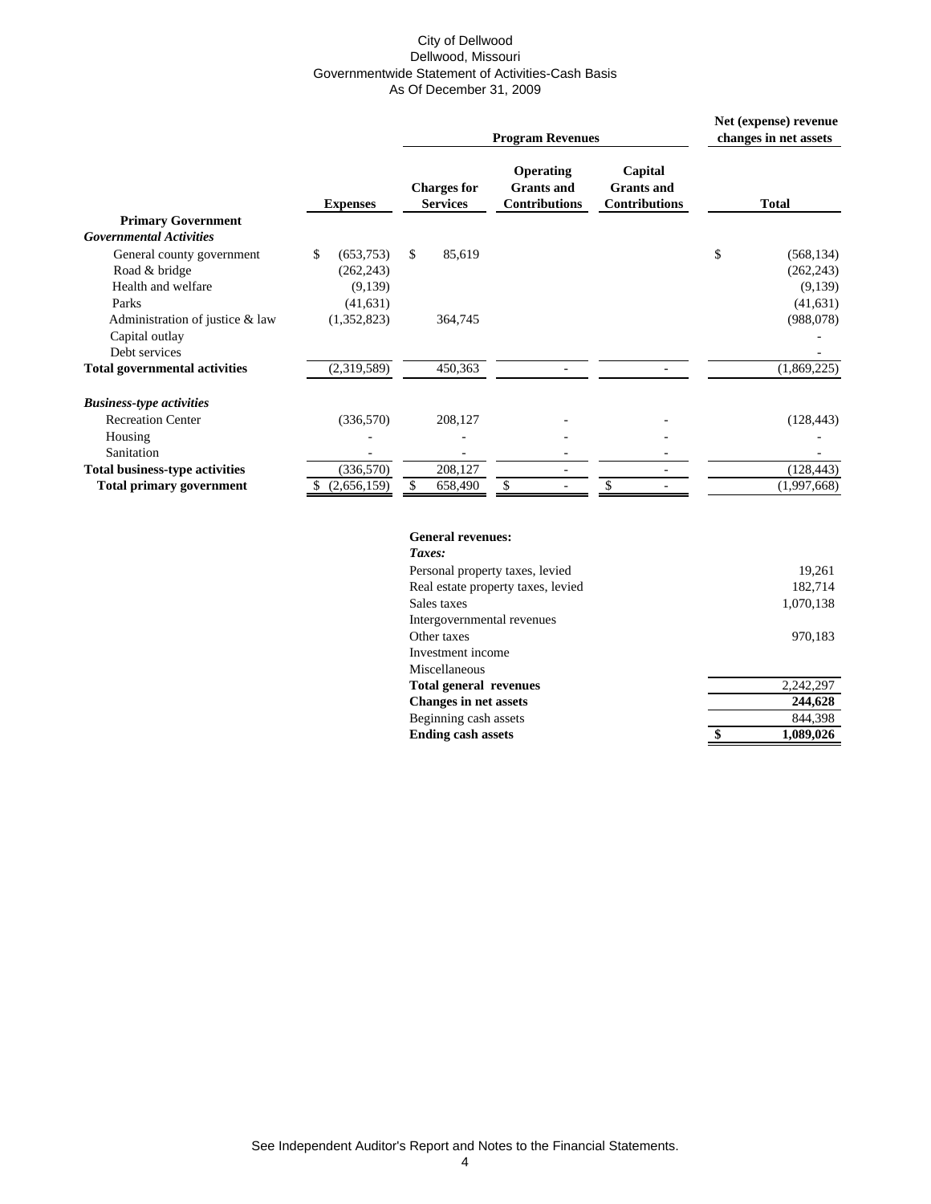City of Dellwood
Dellwood, Missouri
Governmentwide Statement of Activities-Cash Basis
As Of December 31, 2009

| | | Program Revenues | | | Net (expense) revenue changes in net assets |
|---|---|---|---|---|---|
| | **Expenses** | **Charges for Services** | **Operating Grants and Contributions** | **Capital Grants and Contributions** | **Total** |
| **Primary Government** | | | | | |
| ***Governmental Activities*** | | | | | |
| General county government | $ (653,753) | $ 85,619 | | | $ (568,134) |
| Road & bridge | (262,243) | | | | (262,243) |
| Health and welfare | (9,139) | | | | (9,139) |
| Parks | (41,631) | | | | (41,631) |
| Administration of justice & law | (1,352,823) | 364,745 | | | (988,078) |
| Capital outlay | | | | | - |
| Debt services | | | | | - |
| **Total governmental activities** | (2,319,589) | 450,363 | - | - | (1,869,225) |
| ***Business-type activities*** | | | | | |
| Recreation Center | (336,570) | 208,127 | - | - | (128,443) |
| Housing | - | - | - | - | - |
| Sanitation | - | - | - | - | - |
| **Total business-type activities** | (336,570) | 208,127 | - | - | (128,443) |
| **Total primary government** | $ (2,656,159) | $ 658,490 | $ - | $ - | (1,997,668) |

| | |
|---|---|
| **General revenues:** | |
| ***Taxes:*** | |
| Personal property taxes, levied | 19,261 |
| Real estate property taxes, levied | 182,714 |
| Sales taxes | 1,070,138 |
| Intergovernmental revenues | |
| Other taxes | 970,183 |
| Investment income | |
| Miscellaneous | |
| **Total general revenues** | 2,242,297 |
| **Changes in net assets** | **244,628** |
| Beginning cash assets | 844,398 |
| **Ending cash assets** | **$ 1,089,026** |

See Independent Auditor's Report and Notes to the Financial Statements.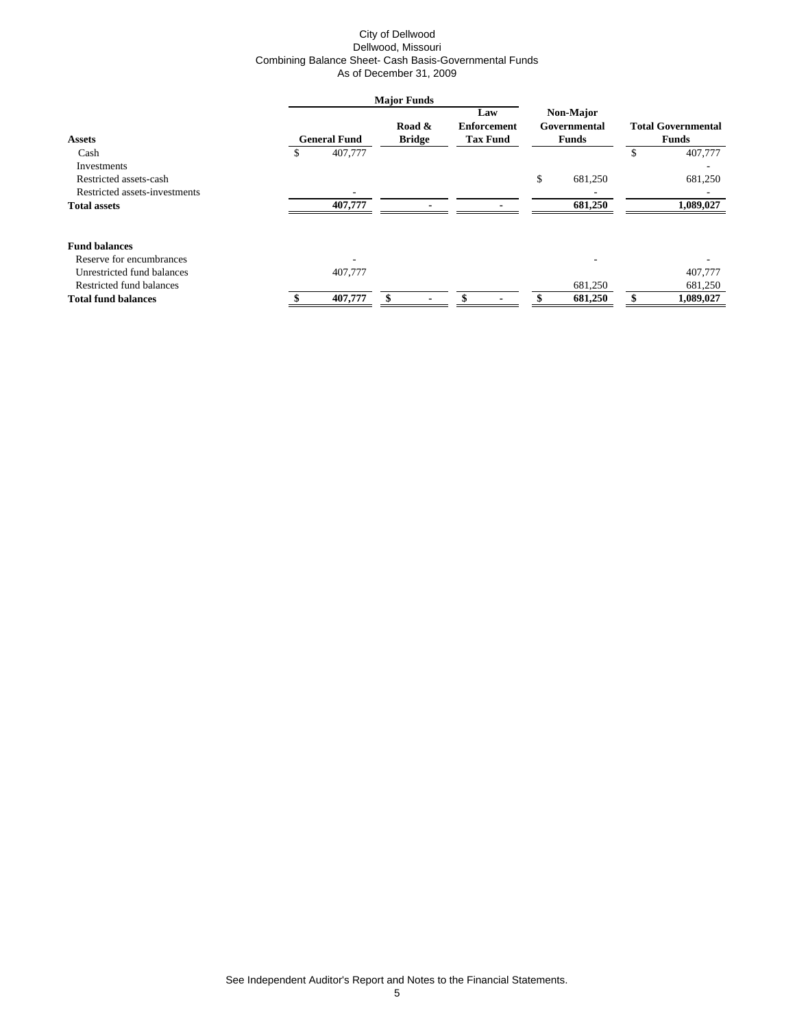City of Dellwood
Dellwood, Missouri
Combining Balance Sheet- Cash Basis-Governmental Funds
As of December 31, 2009

| | Major Funds | | | | |
|---|---|---|---|---|---|
| **Assets** | **General Fund** | **Road & Bridge** | **Law Enforcement Tax Fund** | **Non-Major Governmental Funds** | **Total Governmental Funds** |
| Cash | $ 407,777 | | | | $ 407,777 |
| Investments | | | | | - |
| Restricted assets-cash | | | | $ 681,250 | 681,250 |
| Restricted assets-investments | - | | | - | - |
| **Total assets** | **407,777** | **-** | **-** | **681,250** | **1,089,027** |
| | | | | | |
| **Fund balances** | | | | | |
| Reserve for encumbrances | - | | | - | - |
| Unrestricted fund balances | 407,777 | | | | 407,777 |
| Restricted fund balances | | | | 681,250 | 681,250 |
| **Total fund balances** | **$ 407,777** | **$ -** | **$ -** | **$ 681,250** | **$ 1,089,027** |

See Independent Auditor's Report and Notes to the Financial Statements.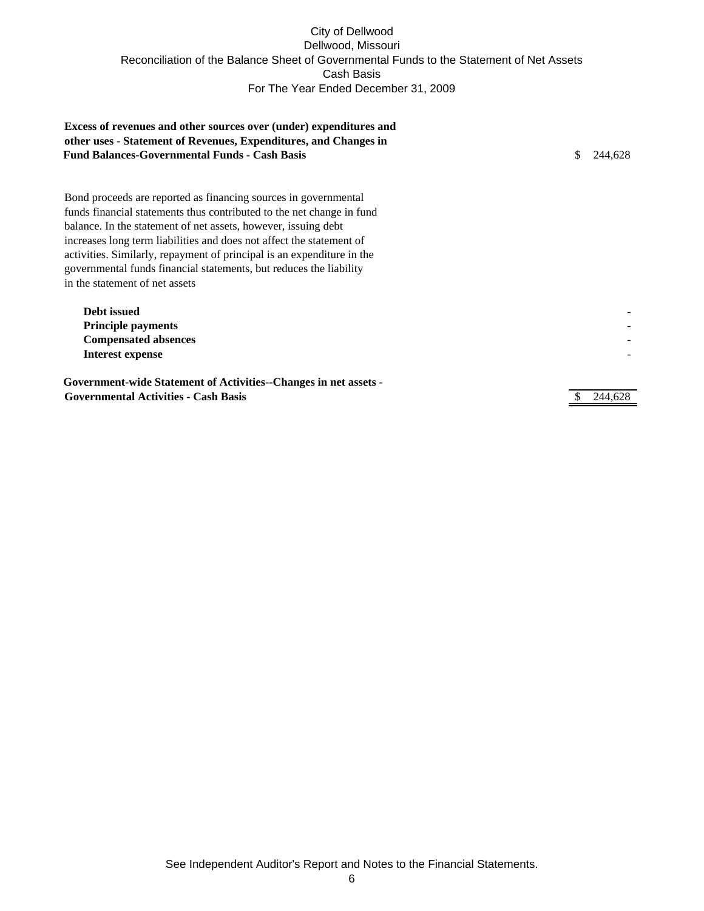# City of Dellwood
## Dellwood, Missouri
## Reconciliation of the Balance Sheet of Governmental Funds to the Statement of Net Assets
## Cash Basis
## For The Year Ended December 31, 2009

| | |
|---|---|
| **Excess of revenues and other sources over (under) expenditures and other uses - Statement of Revenues, Expenditures, and Changes in Fund Balances-Governmental Funds - Cash Basis** | $ 244,628 |
| Bond proceeds are reported as financing sources in governmental funds financial statements thus contributed to the net change in fund balance. In the statement of net assets, however, issuing debt increases long term liabilities and does not affect the statement of activities. Similarly, repayment of principal is an expenditure in the governmental funds financial statements, but reduces the liability in the statement of net assets | |
| **Debt issued** | - |
| **Principle payments** | - |
| **Compensated absences** | - |
| **Interest expense** | - |
| **Government-wide Statement of Activities--Changes in net assets - Governmental Activities - Cash Basis** | $ 244,628 |

See Independent Auditor's Report and Notes to the Financial Statements.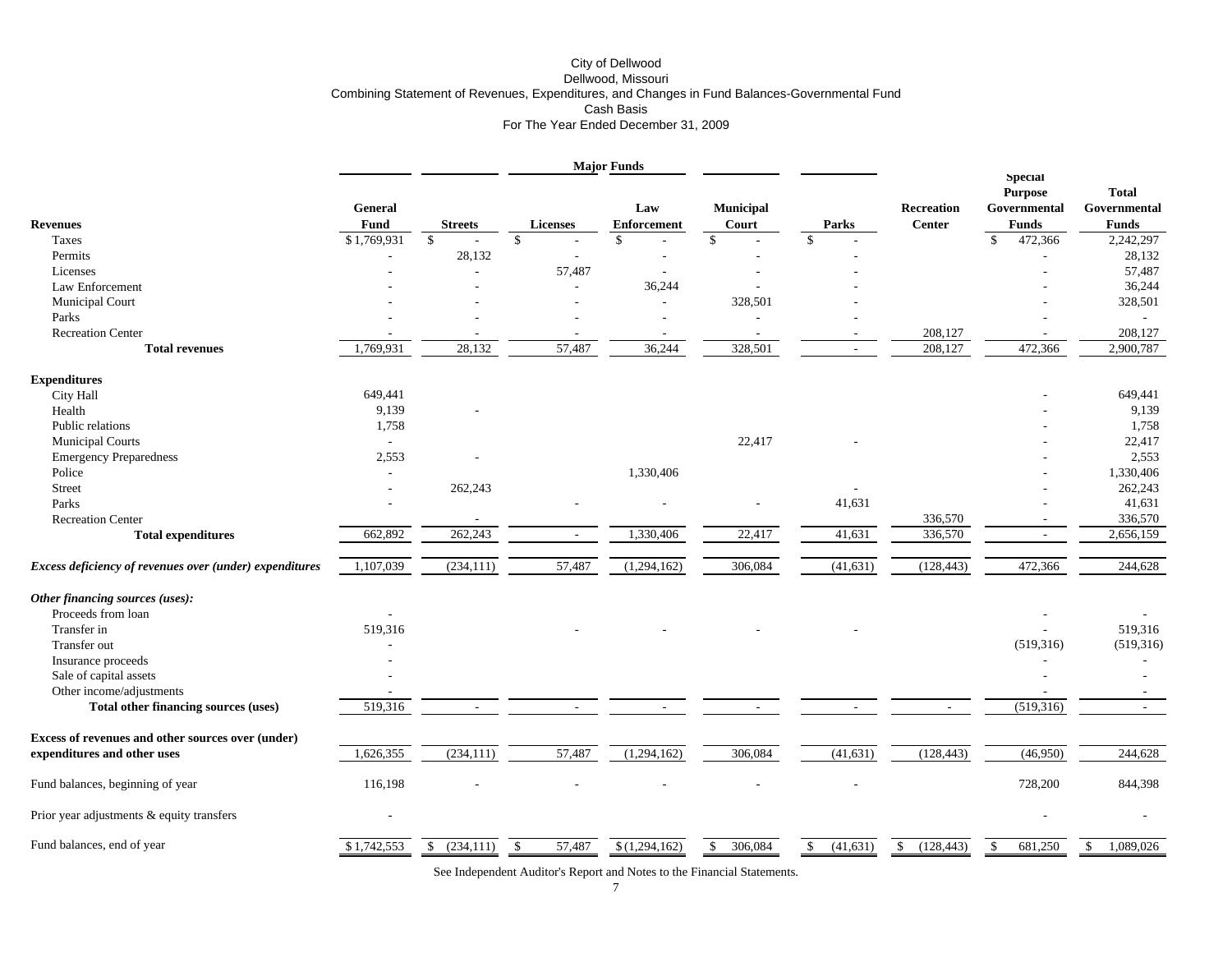City of Dellwood
Dellwood, Missouri
Combining Statement of Revenues, Expenditures, and Changes in Fund Balances-Governmental Fund
Cash Basis
For The Year Ended December 31, 2009

| | Major Funds | | | | | | | | |
|---|---|---|---|---|---|---|---|---|---|
| **Revenues** | **General Fund** | **Streets** | **Licenses** | **Law Enforcement** | **Municipal Court** | **Parks** | **Recreation Center** | **Special Purpose Governmental Funds** | **Total Governmental Funds** |
| Taxes | $1,769,931 | $ - | $ - | $ - | $ - | $ - | | $ 472,366 | 2,242,297 |
| Permits | - | 28,132 | - | - | - | - | | - | 28,132 |
| Licenses | - | - | 57,487 | - | - | - | | - | 57,487 |
| Law Enforcement | - | - | - | 36,244 | - | - | | - | 36,244 |
| Municipal Court | - | - | - | - | 328,501 | - | | - | 328,501 |
| Parks | - | - | - | - | - | - | | - | - |
| Recreation Center | - | - | - | - | - | - | 208,127 | - | 208,127 |
| **Total revenues** | 1,769,931 | 28,132 | 57,487 | 36,244 | 328,501 | - | 208,127 | 472,366 | 2,900,787 |
| **Expenditures** | | | | | | | | | |
| City Hall | 649,441 | | | | | | | - | 649,441 |
| Health | 9,139 | - | | | | | | - | 9,139 |
| Public relations | 1,758 | | | | | | | - | 1,758 |
| Municipal Courts | - | | | | 22,417 | - | | - | 22,417 |
| Emergency Preparedness | 2,553 | - | | | | | | - | 2,553 |
| Police | - | | | 1,330,406 | | | | - | 1,330,406 |
| Street | - | 262,243 | | | | - | | - | 262,243 |
| Parks | - | | - | - | - | 41,631 | | - | 41,631 |
| Recreation Center | | - | | | | | 336,570 | - | 336,570 |
| **Total expenditures** | 662,892 | 262,243 | - | 1,330,406 | 22,417 | 41,631 | 336,570 | - | 2,656,159 |
| ***Excess deficiency of revenues over (under) expenditures*** | 1,107,039 | (234,111) | 57,487 | (1,294,162) | 306,084 | (41,631) | (128,443) | 472,366 | 244,628 |
| ***Other financing sources (uses):*** | | | | | | | | | |
| Proceeds from loan | - | | | | | | | - | - |
| Transfer in | 519,316 | | - | - | - | - | | - | 519,316 |
| Transfer out | - | | | | | | | (519,316) | (519,316) |
| Insurance proceeds | - | | | | | | | - | - |
| Sale of capital assets | - | | | | | | | - | - |
| Other income/adjustments | - | | | | | | | - | - |
| **Total other financing sources (uses)** | 519,316 | - | - | - | - | - | - | (519,316) | - |
| **Excess of revenues and other sources over (under) expenditures and other uses** | 1,626,355 | (234,111) | 57,487 | (1,294,162) | 306,084 | (41,631) | (128,443) | (46,950) | 244,628 |
| Fund balances, beginning of year | 116,198 | - | - | - | - | - | | 728,200 | 844,398 |
| Prior year adjustments & equity transfers | - | | | | | | | - | - |
| Fund balances, end of year | $1,742,553 | $ (234,111) | $ 57,487 | $(1,294,162) | $ 306,084 | $ (41,631) | $ (128,443) | $ 681,250 | $ 1,089,026 |

See Independent Auditor's Report and Notes to the Financial Statements.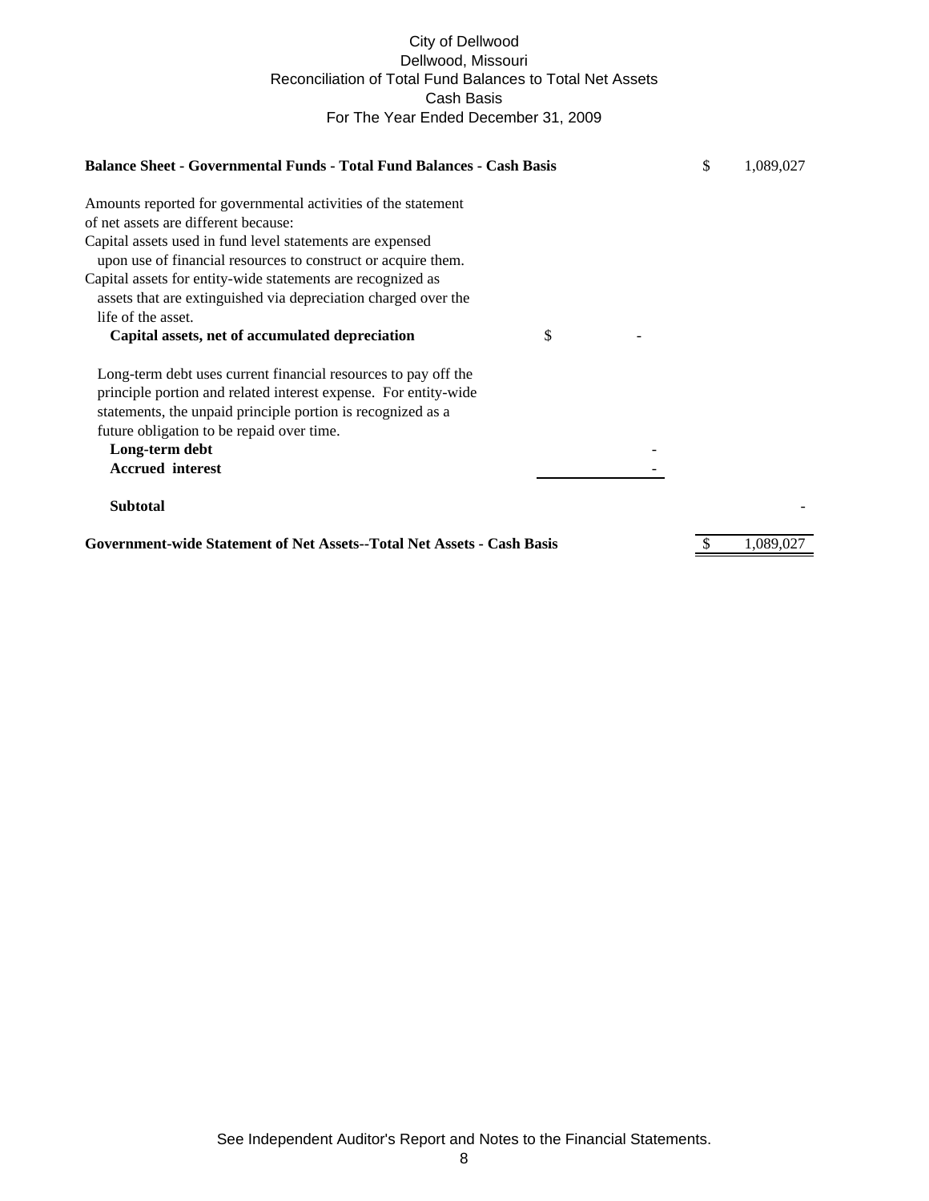City of Dellwood
Dellwood, Missouri
Reconciliation of Total Fund Balances to Total Net Assets
Cash Basis
For The Year Ended December 31, 2009

| | | |
|---|---|---|
| **Balance Sheet - Governmental Funds - Total Fund Balances - Cash Basis** | | $ 1,089,027 |
| Amounts reported for governmental activities of the statement of net assets are different because: | | |
| Capital assets used in fund level statements are expensed upon use of financial resources to construct or acquire them. Capital assets for entity-wide statements are recognized as assets that are extinguished via depreciation charged over the life of the asset. | | |
| **Capital assets, net of accumulated depreciation** | $ - | |
| Long-term debt uses current financial resources to pay off the principle portion and related interest expense. For entity-wide statements, the unpaid principle portion is recognized as a future obligation to be repaid over time. | | |
| **Long-term debt** | - | |
| **Accrued interest** | - | |
| **Subtotal** | | - |
| **Government-wide Statement of Net Assets--Total Net Assets - Cash Basis** | | $ 1,089,027 |

See Independent Auditor's Report and Notes to the Financial Statements.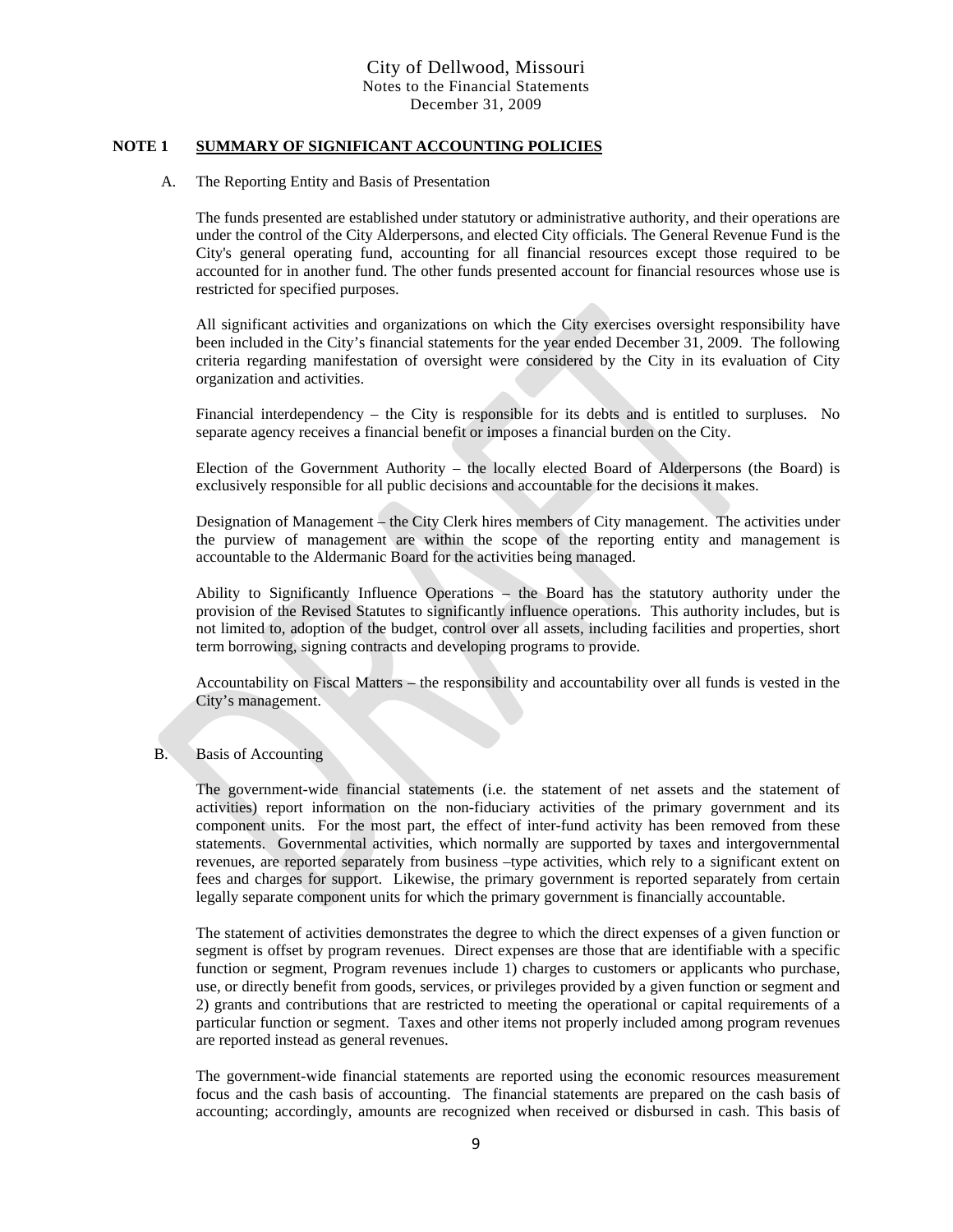City of Dellwood, Missouri
Notes to the Financial Statements
December 31, 2009

## NOTE 1 SUMMARY OF SIGNIFICANT ACCOUNTING POLICIES

### A. The Reporting Entity and Basis of Presentation

The funds presented are established under statutory or administrative authority, and their operations are under the control of the City Alderpersons, and elected City officials. The General Revenue Fund is the City's general operating fund, accounting for all financial resources except those required to be accounted for in another fund. The other funds presented account for financial resources whose use is restricted for specified purposes.

All significant activities and organizations on which the City exercises oversight responsibility have been included in the City's financial statements for the year ended December 31, 2009. The following criteria regarding manifestation of oversight were considered by the City in its evaluation of City organization and activities.

Financial interdependency – the City is responsible for its debts and is entitled to surpluses. No separate agency receives a financial benefit or imposes a financial burden on the City.

Election of the Government Authority – the locally elected Board of Alderpersons (the Board) is exclusively responsible for all public decisions and accountable for the decisions it makes.

Designation of Management – the City Clerk hires members of City management. The activities under the purview of management are within the scope of the reporting entity and management is accountable to the Aldermanic Board for the activities being managed.

Ability to Significantly Influence Operations – the Board has the statutory authority under the provision of the Revised Statutes to significantly influence operations. This authority includes, but is not limited to, adoption of the budget, control over all assets, including facilities and properties, short term borrowing, signing contracts and developing programs to provide.

Accountability on Fiscal Matters – the responsibility and accountability over all funds is vested in the City's management.

### B. Basis of Accounting

The government-wide financial statements (i.e. the statement of net assets and the statement of activities) report information on the non-fiduciary activities of the primary government and its component units. For the most part, the effect of inter-fund activity has been removed from these statements. Governmental activities, which normally are supported by taxes and intergovernmental revenues, are reported separately from business –type activities, which rely to a significant extent on fees and charges for support. Likewise, the primary government is reported separately from certain legally separate component units for which the primary government is financially accountable.

The statement of activities demonstrates the degree to which the direct expenses of a given function or segment is offset by program revenues. Direct expenses are those that are identifiable with a specific function or segment, Program revenues include 1) charges to customers or applicants who purchase, use, or directly benefit from goods, services, or privileges provided by a given function or segment and 2) grants and contributions that are restricted to meeting the operational or capital requirements of a particular function or segment. Taxes and other items not properly included among program revenues are reported instead as general revenues.

The government-wide financial statements are reported using the economic resources measurement focus and the cash basis of accounting. The financial statements are prepared on the cash basis of accounting; accordingly, amounts are recognized when received or disbursed in cash. This basis of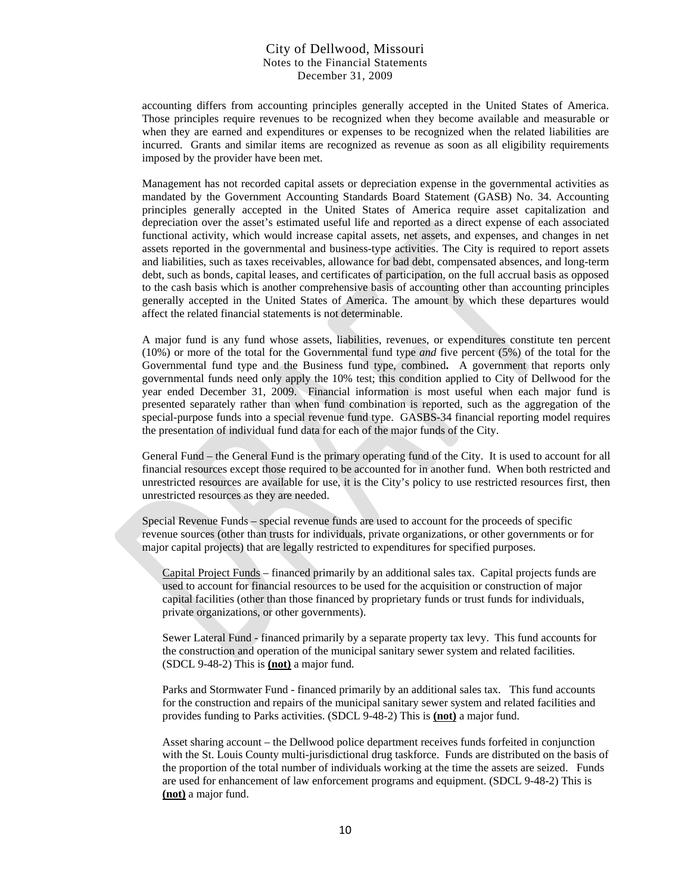accounting differs from accounting principles generally accepted in the United States of America. Those principles require revenues to be recognized when they become available and measurable or when they are earned and expenditures or expenses to be recognized when the related liabilities are incurred. Grants and similar items are recognized as revenue as soon as all eligibility requirements imposed by the provider have been met.

Management has not recorded capital assets or depreciation expense in the governmental activities as mandated by the Government Accounting Standards Board Statement (GASB) No. 34. Accounting principles generally accepted in the United States of America require asset capitalization and depreciation over the asset's estimated useful life and reported as a direct expense of each associated functional activity, which would increase capital assets, net assets, and expenses, and changes in net assets reported in the governmental and business-type activities. The City is required to report assets and liabilities, such as taxes receivables, allowance for bad debt, compensated absences, and long-term debt, such as bonds, capital leases, and certificates of participation, on the full accrual basis as opposed to the cash basis which is another comprehensive basis of accounting other than accounting principles generally accepted in the United States of America. The amount by which these departures would affect the related financial statements is not determinable.

A major fund is any fund whose assets, liabilities, revenues, or expenditures constitute ten percent (10%) or more of the total for the Governmental fund type *and* five percent (5%) of the total for the Governmental fund type and the Business fund type, combined**.** A government that reports only governmental funds need only apply the 10% test; this condition applied to City of Dellwood for the year ended December 31, 2009. Financial information is most useful when each major fund is presented separately rather than when fund combination is reported, such as the aggregation of the special-purpose funds into a special revenue fund type. GASBS-34 financial reporting model requires the presentation of individual fund data for each of the major funds of the City.

General Fund – the General Fund is the primary operating fund of the City. It is used to account for all financial resources except those required to be accounted for in another fund. When both restricted and unrestricted resources are available for use, it is the City's policy to use restricted resources first, then unrestricted resources as they are needed.

Special Revenue Funds – special revenue funds are used to account for the proceeds of specific revenue sources (other than trusts for individuals, private organizations, or other governments or for major capital projects) that are legally restricted to expenditures for specified purposes.

> Capital Project Funds – financed primarily by an additional sales tax. Capital projects funds are used to account for financial resources to be used for the acquisition or construction of major capital facilities (other than those financed by proprietary funds or trust funds for individuals, private organizations, or other governments).
>
> Sewer Lateral Fund - financed primarily by a separate property tax levy. This fund accounts for the construction and operation of the municipal sanitary sewer system and related facilities. (SDCL 9-48-2) This is **(not)** a major fund.
>
> Parks and Stormwater Fund - financed primarily by an additional sales tax. This fund accounts for the construction and repairs of the municipal sanitary sewer system and related facilities and provides funding to Parks activities. (SDCL 9-48-2) This is **(not)** a major fund.
>
> Asset sharing account – the Dellwood police department receives funds forfeited in conjunction with the St. Louis County multi-jurisdictional drug taskforce. Funds are distributed on the basis of the proportion of the total number of individuals working at the time the assets are seized. Funds are used for enhancement of law enforcement programs and equipment. (SDCL 9-48-2) This is **(not)** a major fund.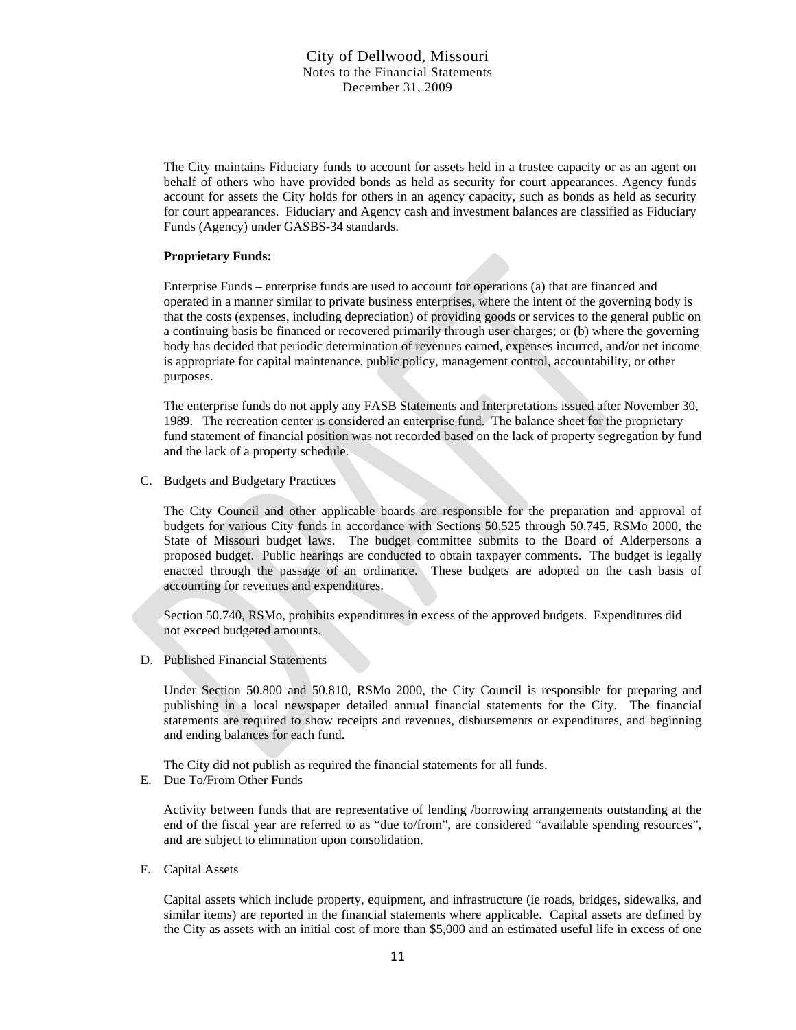The City maintains Fiduciary funds to account for assets held in a trustee capacity or as an agent on behalf of others who have provided bonds as held as security for court appearances. Agency funds account for assets the City holds for others in an agency capacity, such as bonds as held as security for court appearances. Fiduciary and Agency cash and investment balances are classified as Fiduciary Funds (Agency) under GASBS-34 standards.

**Proprietary Funds:**

Enterprise Funds – enterprise funds are used to account for operations (a) that are financed and operated in a manner similar to private business enterprises, where the intent of the governing body is that the costs (expenses, including depreciation) of providing goods or services to the general public on a continuing basis be financed or recovered primarily through user charges; or (b) where the governing body has decided that periodic determination of revenues earned, expenses incurred, and/or net income is appropriate for capital maintenance, public policy, management control, accountability, or other purposes.

The enterprise funds do not apply any FASB Statements and Interpretations issued after November 30, 1989. The recreation center is considered an enterprise fund. The balance sheet for the proprietary fund statement of financial position was not recorded based on the lack of property segregation by fund and the lack of a property schedule.

C. Budgets and Budgetary Practices

The City Council and other applicable boards are responsible for the preparation and approval of budgets for various City funds in accordance with Sections 50.525 through 50.745, RSMo 2000, the State of Missouri budget laws. The budget committee submits to the Board of Alderpersons a proposed budget. Public hearings are conducted to obtain taxpayer comments. The budget is legally enacted through the passage of an ordinance. These budgets are adopted on the cash basis of accounting for revenues and expenditures.

Section 50.740, RSMo, prohibits expenditures in excess of the approved budgets. Expenditures did not exceed budgeted amounts.

D. Published Financial Statements

Under Section 50.800 and 50.810, RSMo 2000, the City Council is responsible for preparing and publishing in a local newspaper detailed annual financial statements for the City. The financial statements are required to show receipts and revenues, disbursements or expenditures, and beginning and ending balances for each fund.

The City did not publish as required the financial statements for all funds.

E. Due To/From Other Funds

Activity between funds that are representative of lending /borrowing arrangements outstanding at the end of the fiscal year are referred to as "due to/from", are considered "available spending resources", and are subject to elimination upon consolidation.

F. Capital Assets

Capital assets which include property, equipment, and infrastructure (ie roads, bridges, sidewalks, and similar items) are reported in the financial statements where applicable. Capital assets are defined by the City as assets with an initial cost of more than $5,000 and an estimated useful life in excess of one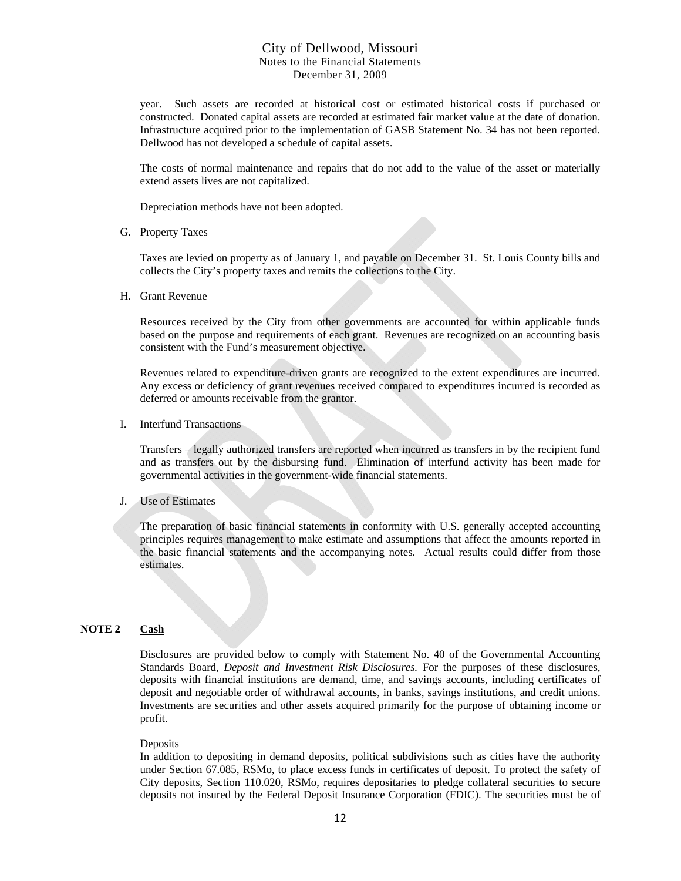year. Such assets are recorded at historical cost or estimated historical costs if purchased or constructed. Donated capital assets are recorded at estimated fair market value at the date of donation. Infrastructure acquired prior to the implementation of GASB Statement No. 34 has not been reported. Dellwood has not developed a schedule of capital assets.

The costs of normal maintenance and repairs that do not add to the value of the asset or materially extend assets lives are not capitalized.

Depreciation methods have not been adopted.

G. Property Taxes

Taxes are levied on property as of January 1, and payable on December 31. St. Louis County bills and collects the City's property taxes and remits the collections to the City.

H. Grant Revenue

Resources received by the City from other governments are accounted for within applicable funds based on the purpose and requirements of each grant. Revenues are recognized on an accounting basis consistent with the Fund's measurement objective.

Revenues related to expenditure-driven grants are recognized to the extent expenditures are incurred. Any excess or deficiency of grant revenues received compared to expenditures incurred is recorded as deferred or amounts receivable from the grantor.

I. Interfund Transactions

Transfers – legally authorized transfers are reported when incurred as transfers in by the recipient fund and as transfers out by the disbursing fund. Elimination of interfund activity has been made for governmental activities in the government-wide financial statements.

J. Use of Estimates

The preparation of basic financial statements in conformity with U.S. generally accepted accounting principles requires management to make estimate and assumptions that affect the amounts reported in the basic financial statements and the accompanying notes. Actual results could differ from those estimates.

## NOTE 2 <u>Cash</u>

Disclosures are provided below to comply with Statement No. 40 of the Governmental Accounting Standards Board, *Deposit and Investment Risk Disclosures.* For the purposes of these disclosures, deposits with financial institutions are demand, time, and savings accounts, including certificates of deposit and negotiable order of withdrawal accounts, in banks, savings institutions, and credit unions. Investments are securities and other assets acquired primarily for the purpose of obtaining income or profit.

<u>Deposits</u>

In addition to depositing in demand deposits, political subdivisions such as cities have the authority under Section 67.085, RSMo, to place excess funds in certificates of deposit. To protect the safety of City deposits, Section 110.020, RSMo, requires depositaries to pledge collateral securities to secure deposits not insured by the Federal Deposit Insurance Corporation (FDIC). The securities must be of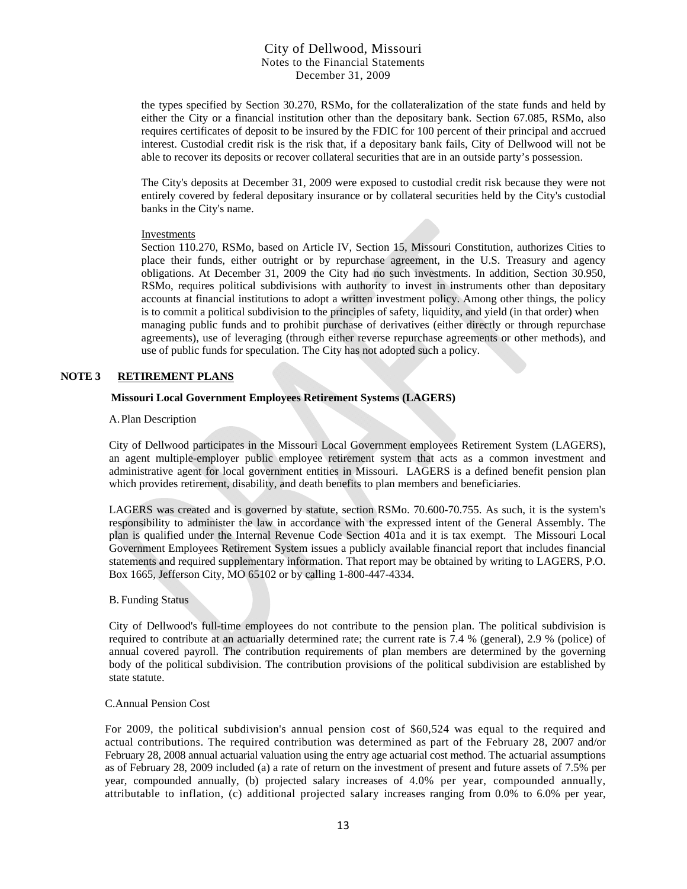the types specified by Section 30.270, RSMo, for the collateralization of the state funds and held by either the City or a financial institution other than the depositary bank. Section 67.085, RSMo, also requires certificates of deposit to be insured by the FDIC for 100 percent of their principal and accrued interest. Custodial credit risk is the risk that, if a depositary bank fails, City of Dellwood will not be able to recover its deposits or recover collateral securities that are in an outside party's possession.

The City's deposits at December 31, 2009 were exposed to custodial credit risk because they were not entirely covered by federal depositary insurance or by collateral securities held by the City's custodial banks in the City's name.

Investments

Section 110.270, RSMo, based on Article IV, Section 15, Missouri Constitution, authorizes Cities to place their funds, either outright or by repurchase agreement, in the U.S. Treasury and agency obligations. At December 31, 2009 the City had no such investments. In addition, Section 30.950, RSMo, requires political subdivisions with authority to invest in instruments other than depositary accounts at financial institutions to adopt a written investment policy. Among other things, the policy is to commit a political subdivision to the principles of safety, liquidity, and yield (in that order) when managing public funds and to prohibit purchase of derivatives (either directly or through repurchase agreements), use of leveraging (through either reverse repurchase agreements or other methods), and use of public funds for speculation. The City has not adopted such a policy.

## NOTE 3 RETIREMENT PLANS

**Missouri Local Government Employees Retirement Systems (LAGERS)**

A. Plan Description

City of Dellwood participates in the Missouri Local Government employees Retirement System (LAGERS), an agent multiple-employer public employee retirement system that acts as a common investment and administrative agent for local government entities in Missouri. LAGERS is a defined benefit pension plan which provides retirement, disability, and death benefits to plan members and beneficiaries.

LAGERS was created and is governed by statute, section RSMo. 70.600-70.755. As such, it is the system's responsibility to administer the law in accordance with the expressed intent of the General Assembly. The plan is qualified under the Internal Revenue Code Section 401a and it is tax exempt. The Missouri Local Government Employees Retirement System issues a publicly available financial report that includes financial statements and required supplementary information. That report may be obtained by writing to LAGERS, P.O. Box 1665, Jefferson City, MO 65102 or by calling 1-800-447-4334.

B. Funding Status

City of Dellwood's full-time employees do not contribute to the pension plan. The political subdivision is required to contribute at an actuarially determined rate; the current rate is 7.4 % (general), 2.9 % (police) of annual covered payroll. The contribution requirements of plan members are determined by the governing body of the political subdivision. The contribution provisions of the political subdivision are established by state statute.

C. Annual Pension Cost

For 2009, the political subdivision's annual pension cost of $60,524 was equal to the required and actual contributions. The required contribution was determined as part of the February 28, 2007 and/or February 28, 2008 annual actuarial valuation using the entry age actuarial cost method. The actuarial assumptions as of February 28, 2009 included (a) a rate of return on the investment of present and future assets of 7.5% per year, compounded annually, (b) projected salary increases of 4.0% per year, compounded annually, attributable to inflation, (c) additional projected salary increases ranging from 0.0% to 6.0% per year,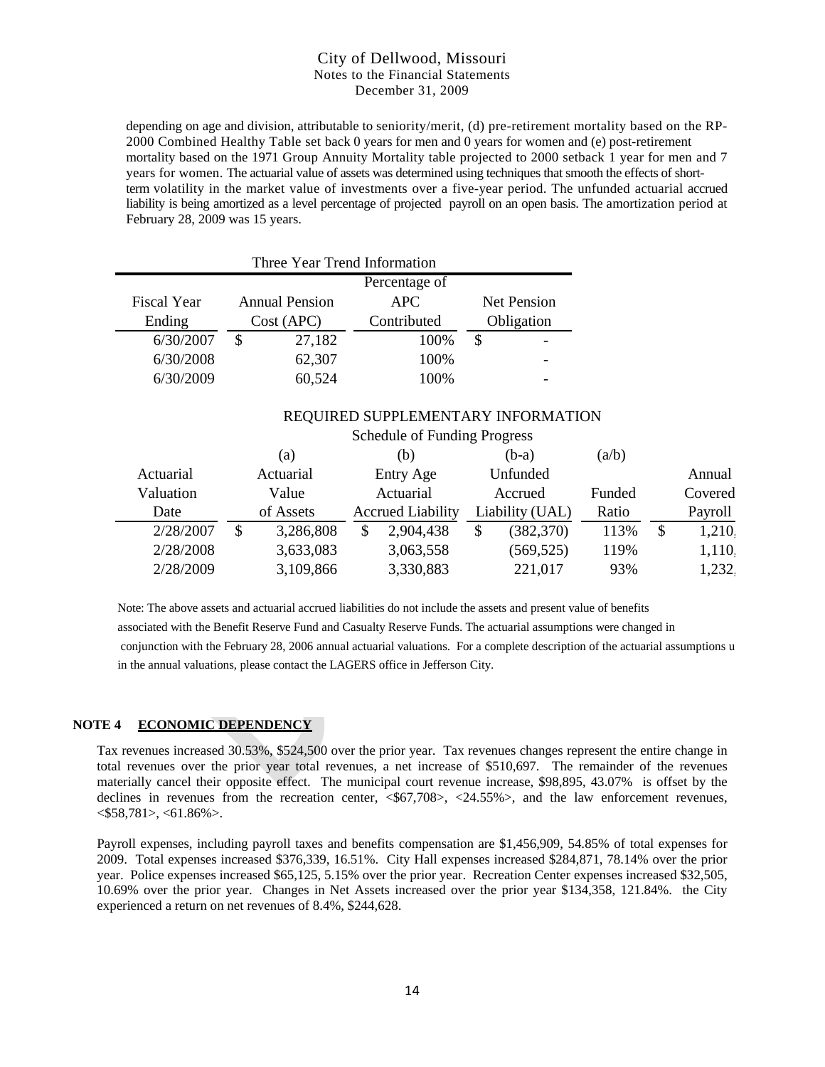depending on age and division, attributable to seniority/merit, (d) pre-retirement mortality based on the RP-2000 Combined Healthy Table set back 0 years for men and 0 years for women and (e) post-retirement mortality based on the 1971 Group Annuity Mortality table projected to 2000 setback 1 year for men and 7 years for women. The actuarial value of assets was determined using techniques that smooth the effects of short-term volatility in the market value of investments over a five-year period. The unfunded actuarial accrued liability is being amortized as a level percentage of projected payroll on an open basis. The amortization period at February 28, 2009 was 15 years.

Three Year Trend Information

| Fiscal Year Ending | Annual Pension Cost (APC) | Percentage of APC Contributed | Net Pension Obligation |
|---|---|---|---|
| 6/30/2007 | $ 27,182 | 100% | $ - |
| 6/30/2008 | 62,307 | 100% | - |
| 6/30/2009 | 60,524 | 100% | - |

REQUIRED SUPPLEMENTARY INFORMATION

Schedule of Funding Progress

| Actuarial Valuation Date | (a) Actuarial Value of Assets | (b) Entry Age Actuarial Accrued Liability | (b-a) Unfunded Accrued Liability (UAL) | (a/b) Funded Ratio | Annual Covered Payroll |
|---|---|---|---|---|---|
| 2/28/2007 | $ 3,286,808 | $ 2,904,438 | $ (382,370) | 113% | $ 1,210, |
| 2/28/2008 | 3,633,083 | 3,063,558 | (569,525) | 119% | 1,110, |
| 2/28/2009 | 3,109,866 | 3,330,883 | 221,017 | 93% | 1,232, |

Note: The above assets and actuarial accrued liabilities do not include the assets and present value of benefits associated with the Benefit Reserve Fund and Casualty Reserve Funds. The actuarial assumptions were changed in conjunction with the February 28, 2006 annual actuarial valuations. For a complete description of the actuarial assumptions u in the annual valuations, please contact the LAGERS office in Jefferson City.

## NOTE 4 ECONOMIC DEPENDENCY

Tax revenues increased 30.53%, $524,500 over the prior year. Tax revenues changes represent the entire change in total revenues over the prior year total revenues, a net increase of $510,697. The remainder of the revenues materially cancel their opposite effect. The municipal court revenue increase, $98,895, 43.07% is offset by the declines in revenues from the recreation center, <$67,708>, <24.55%>, and the law enforcement revenues, <$58,781>, <61.86%>.

Payroll expenses, including payroll taxes and benefits compensation are $1,456,909, 54.85% of total expenses for 2009. Total expenses increased $376,339, 16.51%. City Hall expenses increased $284,871, 78.14% over the prior year. Police expenses increased $65,125, 5.15% over the prior year. Recreation Center expenses increased $32,505, 10.69% over the prior year. Changes in Net Assets increased over the prior year $134,358, 121.84%. the City experienced a return on net revenues of 8.4%, $244,628.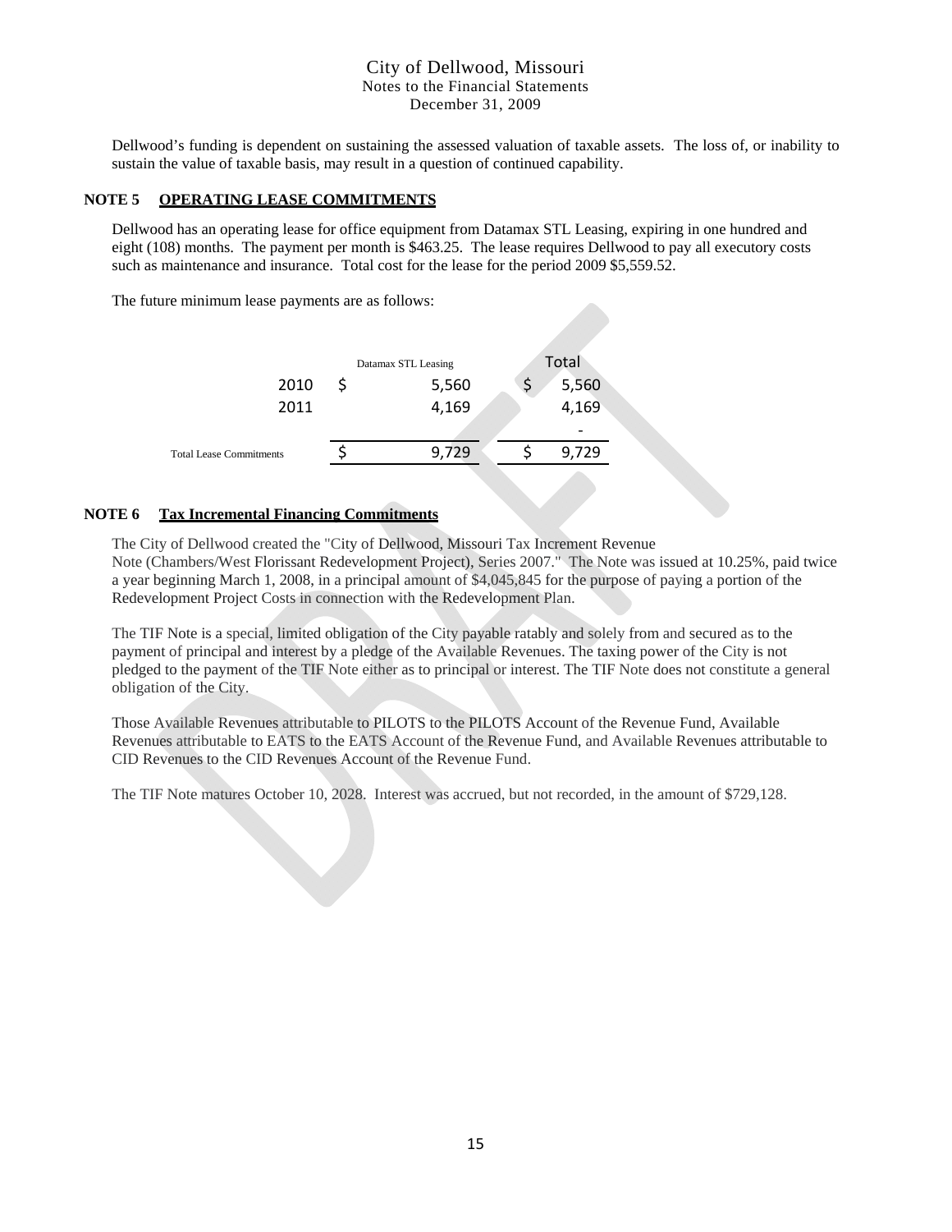Dellwood's funding is dependent on sustaining the assessed valuation of taxable assets. The loss of, or inability to sustain the value of taxable basis, may result in a question of continued capability.

## NOTE 5 OPERATING LEASE COMMITMENTS

Dellwood has an operating lease for office equipment from Datamax STL Leasing, expiring in one hundred and eight (108) months. The payment per month is $463.25. The lease requires Dellwood to pay all executory costs such as maintenance and insurance. Total cost for the lease for the period 2009 $5,559.52.

The future minimum lease payments are as follows:

| | Datamax STL Leasing | Total |
|---|---|---|
| 2010 | $ 5,560 | $ 5,560 |
| 2011 | 4,169 | 4,169 |
| | | - |
| Total Lease Commitments | $ 9,729 | $ 9,729 |

## NOTE 6 Tax Incremental Financing Commitments

The City of Dellwood created the "City of Dellwood, Missouri Tax Increment Revenue Note (Chambers/West Florissant Redevelopment Project), Series 2007." The Note was issued at 10.25%, paid twice a year beginning March 1, 2008, in a principal amount of $4,045,845 for the purpose of paying a portion of the Redevelopment Project Costs in connection with the Redevelopment Plan.

The TIF Note is a special, limited obligation of the City payable ratably and solely from and secured as to the payment of principal and interest by a pledge of the Available Revenues. The taxing power of the City is not pledged to the payment of the TIF Note either as to principal or interest. The TIF Note does not constitute a general obligation of the City.

Those Available Revenues attributable to PILOTS to the PILOTS Account of the Revenue Fund, Available Revenues attributable to EATS to the EATS Account of the Revenue Fund, and Available Revenues attributable to CID Revenues to the CID Revenues Account of the Revenue Fund.

The TIF Note matures October 10, 2028. Interest was accrued, but not recorded, in the amount of $729,128.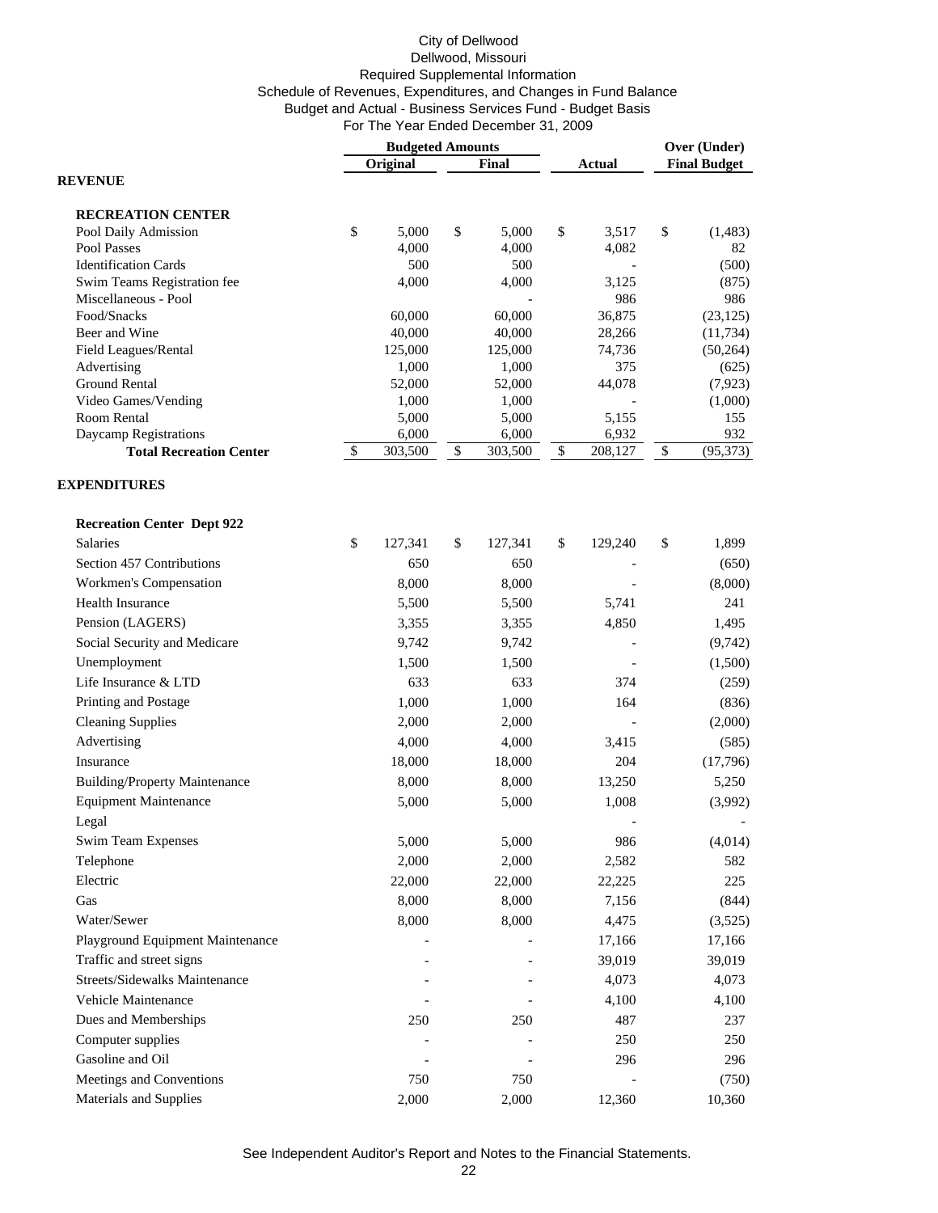City of Dellwood
Dellwood, Missouri
Required Supplemental Information
Schedule of Revenues, Expenditures, and Changes in Fund Balance
Budget and Actual - Business Services Fund - Budget Basis
For The Year Ended December 31, 2009

| | Budgeted Amounts | | | Over (Under) |
|---|---|---|---|---|
| | Original | Final | Actual | Final Budget |
| **REVENUE** | | | | |
| **RECREATION CENTER** | | | | |
| Pool Daily Admission | $ 5,000 | $ 5,000 | $ 3,517 | $ (1,483) |
| Pool Passes | 4,000 | 4,000 | 4,082 | 82 |
| Identification Cards | 500 | 500 | - | (500) |
| Swim Teams Registration fee | 4,000 | 4,000 | 3,125 | (875) |
| Miscellaneous - Pool | | - | 986 | 986 |
| Food/Snacks | 60,000 | 60,000 | 36,875 | (23,125) |
| Beer and Wine | 40,000 | 40,000 | 28,266 | (11,734) |
| Field Leagues/Rental | 125,000 | 125,000 | 74,736 | (50,264) |
| Advertising | 1,000 | 1,000 | 375 | (625) |
| Ground Rental | 52,000 | 52,000 | 44,078 | (7,923) |
| Video Games/Vending | 1,000 | 1,000 | - | (1,000) |
| Room Rental | 5,000 | 5,000 | 5,155 | 155 |
| Daycamp Registrations | 6,000 | 6,000 | 6,932 | 932 |
| **Total Recreation Center** | $ 303,500 | $ 303,500 | $ 208,127 | $ (95,373) |
| **EXPENDITURES** | | | | |
| **Recreation Center Dept 922** | | | | |
| Salaries | $ 127,341 | $ 127,341 | $ 129,240 | $ 1,899 |
| Section 457 Contributions | 650 | 650 | - | (650) |
| Workmen's Compensation | 8,000 | 8,000 | - | (8,000) |
| Health Insurance | 5,500 | 5,500 | 5,741 | 241 |
| Pension (LAGERS) | 3,355 | 3,355 | 4,850 | 1,495 |
| Social Security and Medicare | 9,742 | 9,742 | - | (9,742) |
| Unemployment | 1,500 | 1,500 | - | (1,500) |
| Life Insurance & LTD | 633 | 633 | 374 | (259) |
| Printing and Postage | 1,000 | 1,000 | 164 | (836) |
| Cleaning Supplies | 2,000 | 2,000 | - | (2,000) |
| Advertising | 4,000 | 4,000 | 3,415 | (585) |
| Insurance | 18,000 | 18,000 | 204 | (17,796) |
| Building/Property Maintenance | 8,000 | 8,000 | 13,250 | 5,250 |
| Equipment Maintenance | 5,000 | 5,000 | 1,008 | (3,992) |
| Legal | | | - | - |
| Swim Team Expenses | 5,000 | 5,000 | 986 | (4,014) |
| Telephone | 2,000 | 2,000 | 2,582 | 582 |
| Electric | 22,000 | 22,000 | 22,225 | 225 |
| Gas | 8,000 | 8,000 | 7,156 | (844) |
| Water/Sewer | 8,000 | 8,000 | 4,475 | (3,525) |
| Playground Equipment Maintenance | - | - | 17,166 | 17,166 |
| Traffic and street signs | - | - | 39,019 | 39,019 |
| Streets/Sidewalks Maintenance | - | - | 4,073 | 4,073 |
| Vehicle Maintenance | - | - | 4,100 | 4,100 |
| Dues and Memberships | 250 | 250 | 487 | 237 |
| Computer supplies | - | - | 250 | 250 |
| Gasoline and Oil | - | - | 296 | 296 |
| Meetings and Conventions | 750 | 750 | - | (750) |
| Materials and Supplies | 2,000 | 2,000 | 12,360 | 10,360 |

See Independent Auditor's Report and Notes to the Financial Statements.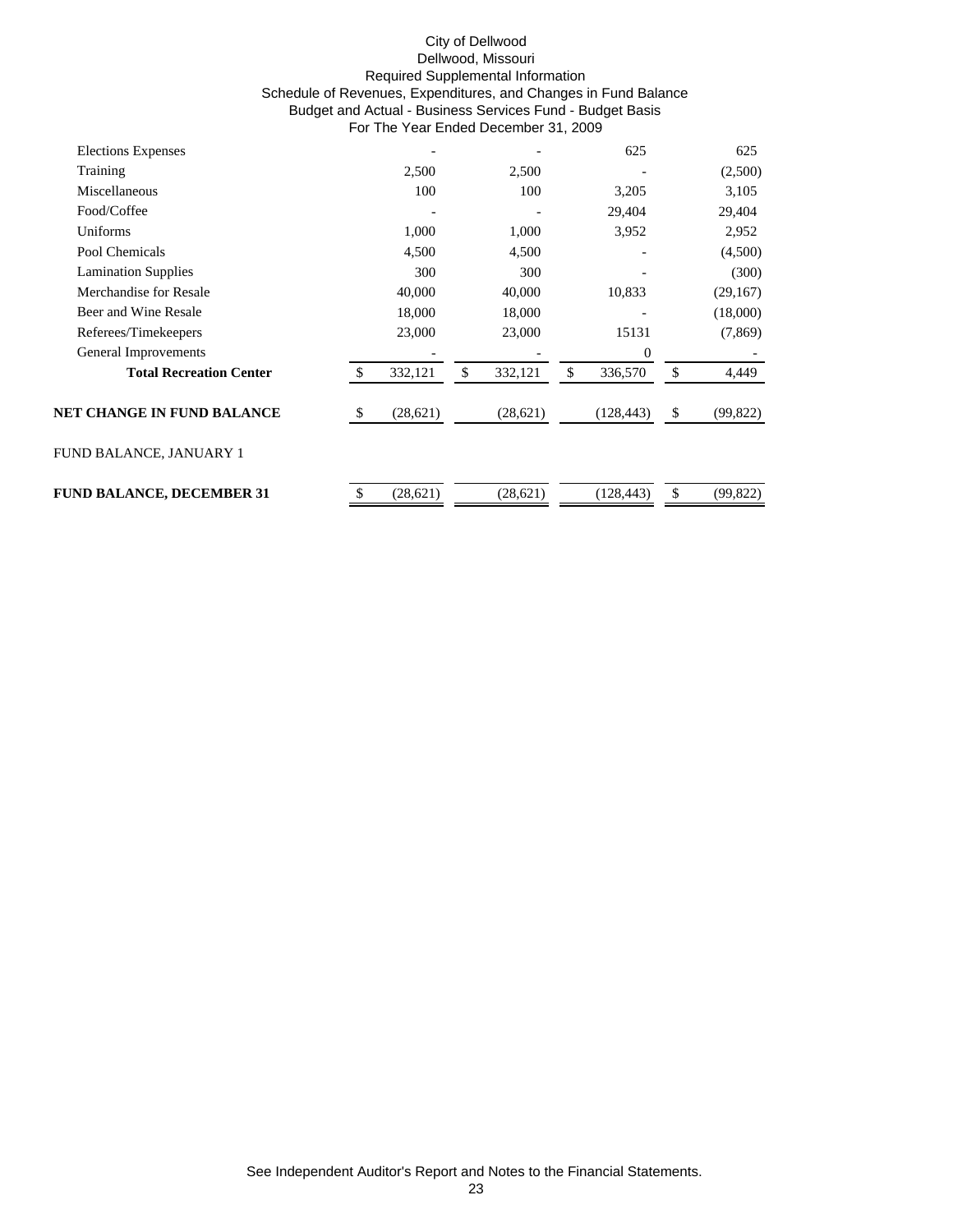City of Dellwood
Dellwood, Missouri
Required Supplemental Information
Schedule of Revenues, Expenditures, and Changes in Fund Balance
Budget and Actual - Business Services Fund - Budget Basis
For The Year Ended December 31, 2009

| | | | | |
|---|---|---|---|---|
| Elections Expenses | - | - | 625 | 625 |
| Training | 2,500 | 2,500 | - | (2,500) |
| Miscellaneous | 100 | 100 | 3,205 | 3,105 |
| Food/Coffee | - | - | 29,404 | 29,404 |
| Uniforms | 1,000 | 1,000 | 3,952 | 2,952 |
| Pool Chemicals | 4,500 | 4,500 | - | (4,500) |
| Lamination Supplies | 300 | 300 | - | (300) |
| Merchandise for Resale | 40,000 | 40,000 | 10,833 | (29,167) |
| Beer and Wine Resale | 18,000 | 18,000 | - | (18,000) |
| Referees/Timekeepers | 23,000 | 23,000 | 15131 | (7,869) |
| General Improvements | - | - | 0 | - |
| **Total Recreation Center** | $ 332,121 | $ 332,121 | $ 336,570 | $ 4,449 |
| **NET CHANGE IN FUND BALANCE** | $ (28,621) | (28,621) | (128,443) | $ (99,822) |
| FUND BALANCE, JANUARY 1 | | | | |
| **FUND BALANCE, DECEMBER 31** | $ (28,621) | (28,621) | (128,443) | $ (99,822) |

See Independent Auditor's Report and Notes to the Financial Statements.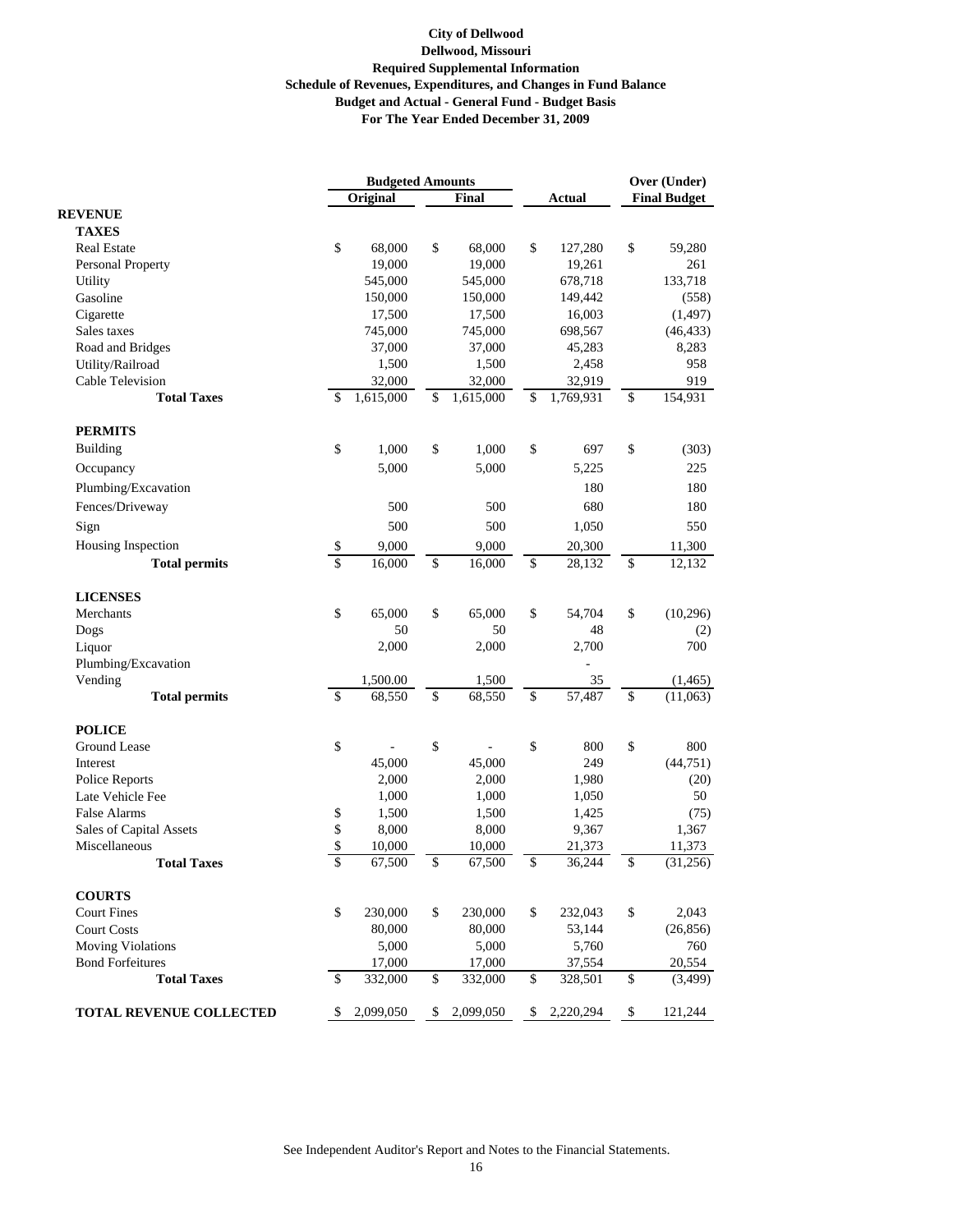**City of Dellwood**
**Dellwood, Missouri**
**Required Supplemental Information**
**Schedule of Revenues, Expenditures, and Changes in Fund Balance**
**Budget and Actual - General Fund - Budget Basis**
**For The Year Ended December 31, 2009**

| | Budgeted Amounts | | | Over (Under) |
|---|---|---|---|---|
| | Original | Final | Actual | Final Budget |
| **REVENUE** | | | | |
| **TAXES** | | | | |
| Real Estate | $ 68,000 | $ 68,000 | $ 127,280 | $ 59,280 |
| Personal Property | 19,000 | 19,000 | 19,261 | 261 |
| Utility | 545,000 | 545,000 | 678,718 | 133,718 |
| Gasoline | 150,000 | 150,000 | 149,442 | (558) |
| Cigarette | 17,500 | 17,500 | 16,003 | (1,497) |
| Sales taxes | 745,000 | 745,000 | 698,567 | (46,433) |
| Road and Bridges | 37,000 | 37,000 | 45,283 | 8,283 |
| Utility/Railroad | 1,500 | 1,500 | 2,458 | 958 |
| Cable Television | 32,000 | 32,000 | 32,919 | 919 |
| **Total Taxes** | $ 1,615,000 | $ 1,615,000 | $ 1,769,931 | $ 154,931 |
| **PERMITS** | | | | |
| Building | $ 1,000 | $ 1,000 | $ 697 | $ (303) |
| Occupancy | 5,000 | 5,000 | 5,225 | 225 |
| Plumbing/Excavation | | | 180 | 180 |
| Fences/Driveway | 500 | 500 | 680 | 180 |
| Sign | 500 | 500 | 1,050 | 550 |
| Housing Inspection | $ 9,000 | 9,000 | 20,300 | 11,300 |
| **Total permits** | $ 16,000 | $ 16,000 | $ 28,132 | $ 12,132 |
| **LICENSES** | | | | |
| Merchants | $ 65,000 | $ 65,000 | $ 54,704 | $ (10,296) |
| Dogs | 50 | 50 | 48 | (2) |
| Liquor | 2,000 | 2,000 | 2,700 | 700 |
| Plumbing/Excavation | | | - | |
| Vending | 1,500.00 | 1,500 | 35 | (1,465) |
| **Total permits** | $ 68,550 | $ 68,550 | $ 57,487 | $ (11,063) |
| **POLICE** | | | | |
| Ground Lease | $ - | $ - | $ 800 | $ 800 |
| Interest | 45,000 | 45,000 | 249 | (44,751) |
| Police Reports | 2,000 | 2,000 | 1,980 | (20) |
| Late Vehicle Fee | 1,000 | 1,000 | 1,050 | 50 |
| False Alarms | $ 1,500 | 1,500 | 1,425 | (75) |
| Sales of Capital Assets | $ 8,000 | 8,000 | 9,367 | 1,367 |
| Miscellaneous | $ 10,000 | 10,000 | 21,373 | 11,373 |
| **Total Taxes** | $ 67,500 | $ 67,500 | $ 36,244 | $ (31,256) |
| **COURTS** | | | | |
| Court Fines | $ 230,000 | $ 230,000 | $ 232,043 | $ 2,043 |
| Court Costs | 80,000 | 80,000 | 53,144 | (26,856) |
| Moving Violations | 5,000 | 5,000 | 5,760 | 760 |
| Bond Forfeitures | 17,000 | 17,000 | 37,554 | 20,554 |
| **Total Taxes** | $ 332,000 | $ 332,000 | $ 328,501 | $ (3,499) |
| **TOTAL REVENUE COLLECTED** | $ 2,099,050 | $ 2,099,050 | $ 2,220,294 | $ 121,244 |

See Independent Auditor's Report and Notes to the Financial Statements.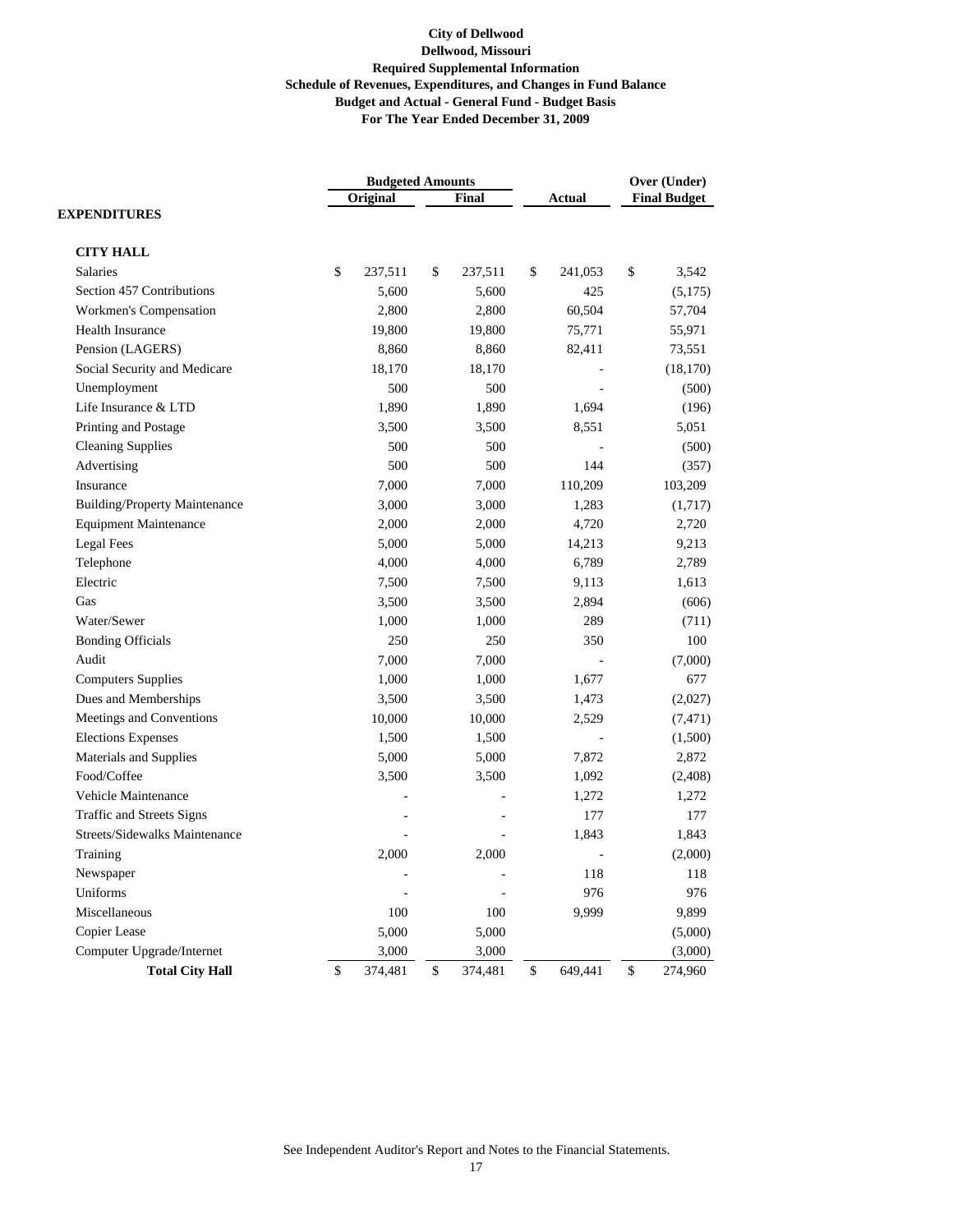# City of Dellwood
## Dellwood, Missouri
### Required Supplemental Information
### Schedule of Revenues, Expenditures, and Changes in Fund Balance
### Budget and Actual - General Fund - Budget Basis
### For The Year Ended December 31, 2009

| | Budgeted Amounts | | | Over (Under) |
|---|---|---|---|---|
| | Original | Final | Actual | Final Budget |
| **EXPENDITURES** | | | | |
| **CITY HALL** | | | | |
| Salaries | $ 237,511 | $ 237,511 | $ 241,053 | $ 3,542 |
| Section 457 Contributions | 5,600 | 5,600 | 425 | (5,175) |
| Workmen's Compensation | 2,800 | 2,800 | 60,504 | 57,704 |
| Health Insurance | 19,800 | 19,800 | 75,771 | 55,971 |
| Pension (LAGERS) | 8,860 | 8,860 | 82,411 | 73,551 |
| Social Security and Medicare | 18,170 | 18,170 | - | (18,170) |
| Unemployment | 500 | 500 | - | (500) |
| Life Insurance & LTD | 1,890 | 1,890 | 1,694 | (196) |
| Printing and Postage | 3,500 | 3,500 | 8,551 | 5,051 |
| Cleaning Supplies | 500 | 500 | - | (500) |
| Advertising | 500 | 500 | 144 | (357) |
| Insurance | 7,000 | 7,000 | 110,209 | 103,209 |
| Building/Property Maintenance | 3,000 | 3,000 | 1,283 | (1,717) |
| Equipment Maintenance | 2,000 | 2,000 | 4,720 | 2,720 |
| Legal Fees | 5,000 | 5,000 | 14,213 | 9,213 |
| Telephone | 4,000 | 4,000 | 6,789 | 2,789 |
| Electric | 7,500 | 7,500 | 9,113 | 1,613 |
| Gas | 3,500 | 3,500 | 2,894 | (606) |
| Water/Sewer | 1,000 | 1,000 | 289 | (711) |
| Bonding Officials | 250 | 250 | 350 | 100 |
| Audit | 7,000 | 7,000 | - | (7,000) |
| Computers Supplies | 1,000 | 1,000 | 1,677 | 677 |
| Dues and Memberships | 3,500 | 3,500 | 1,473 | (2,027) |
| Meetings and Conventions | 10,000 | 10,000 | 2,529 | (7,471) |
| Elections Expenses | 1,500 | 1,500 | - | (1,500) |
| Materials and Supplies | 5,000 | 5,000 | 7,872 | 2,872 |
| Food/Coffee | 3,500 | 3,500 | 1,092 | (2,408) |
| Vehicle Maintenance | - | - | 1,272 | 1,272 |
| Traffic and Streets Signs | - | - | 177 | 177 |
| Streets/Sidewalks Maintenance | - | - | 1,843 | 1,843 |
| Training | 2,000 | 2,000 | - | (2,000) |
| Newspaper | - | - | 118 | 118 |
| Uniforms | - | - | 976 | 976 |
| Miscellaneous | 100 | 100 | 9,999 | 9,899 |
| Copier Lease | 5,000 | 5,000 | | (5,000) |
| Computer Upgrade/Internet | 3,000 | 3,000 | | (3,000) |
| **Total City Hall** | $ 374,481 | $ 374,481 | $ 649,441 | $ 274,960 |

See Independent Auditor's Report and Notes to the Financial Statements.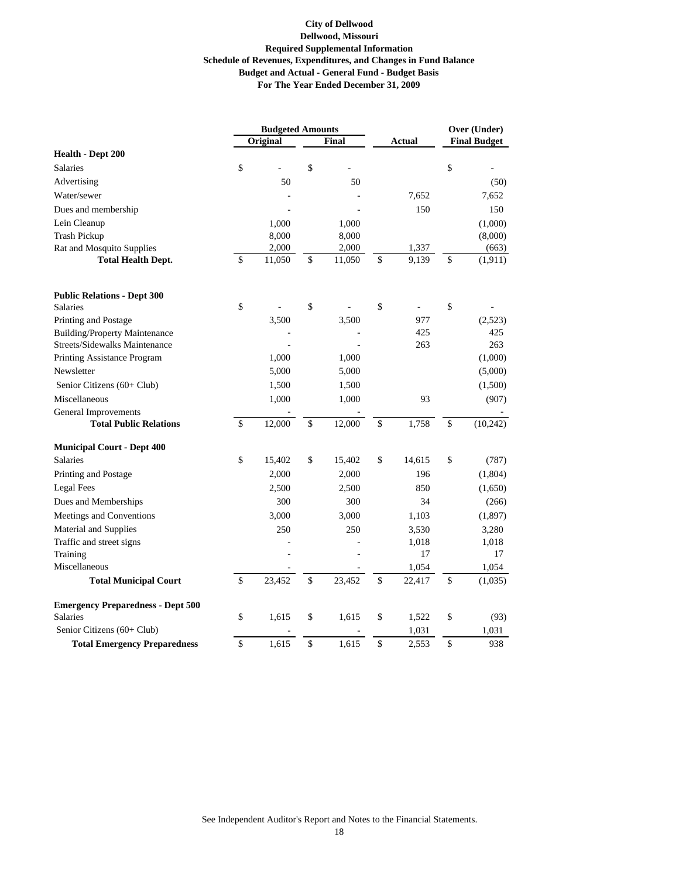**City of Dellwood**
**Dellwood, Missouri**
**Required Supplemental Information**
**Schedule of Revenues, Expenditures, and Changes in Fund Balance**
**Budget and Actual - General Fund - Budget Basis**
**For The Year Ended December 31, 2009**

| | Budgeted Amounts | | | Over (Under) |
|---|---|---|---|---|
| | Original | Final | Actual | Final Budget |
| **Health - Dept 200** | | | | |
| Salaries | $ - | $ - | | $ - |
| Advertising | 50 | 50 | | (50) |
| Water/sewer | - | - | 7,652 | 7,652 |
| Dues and membership | - | - | 150 | 150 |
| Lein Cleanup | 1,000 | 1,000 | | (1,000) |
| Trash Pickup | 8,000 | 8,000 | | (8,000) |
| Rat and Mosquito Supplies | 2,000 | 2,000 | 1,337 | (663) |
| **Total Health Dept.** | $ 11,050 | $ 11,050 | $ 9,139 | $ (1,911) |
| | | | | |
| **Public Relations - Dept 300** | | | | |
| Salaries | $ - | $ - | $ - | $ - |
| Printing and Postage | 3,500 | 3,500 | 977 | (2,523) |
| Building/Property Maintenance | - | - | 425 | 425 |
| Streets/Sidewalks Maintenance | - | - | 263 | 263 |
| Printing Assistance Program | 1,000 | 1,000 | | (1,000) |
| Newsletter | 5,000 | 5,000 | | (5,000) |
| Senior Citizens (60+ Club) | 1,500 | 1,500 | | (1,500) |
| Miscellaneous | 1,000 | 1,000 | 93 | (907) |
| General Improvements | - | - | | - |
| **Total Public Relations** | $ 12,000 | $ 12,000 | $ 1,758 | $ (10,242) |
| | | | | |
| **Municipal Court - Dept 400** | | | | |
| Salaries | $ 15,402 | $ 15,402 | $ 14,615 | $ (787) |
| Printing and Postage | 2,000 | 2,000 | 196 | (1,804) |
| Legal Fees | 2,500 | 2,500 | 850 | (1,650) |
| Dues and Memberships | 300 | 300 | 34 | (266) |
| Meetings and Conventions | 3,000 | 3,000 | 1,103 | (1,897) |
| Material and Supplies | 250 | 250 | 3,530 | 3,280 |
| Traffic and street signs | - | - | 1,018 | 1,018 |
| Training | - | - | 17 | 17 |
| Miscellaneous | - | - | 1,054 | 1,054 |
| **Total Municipal Court** | $ 23,452 | $ 23,452 | $ 22,417 | $ (1,035) |
| | | | | |
| **Emergency Preparedness - Dept 500** | | | | |
| Salaries | $ 1,615 | $ 1,615 | $ 1,522 | $ (93) |
| Senior Citizens (60+ Club) | - | - | 1,031 | 1,031 |
| **Total Emergency Preparedness** | $ 1,615 | $ 1,615 | $ 2,553 | $ 938 |

See Independent Auditor's Report and Notes to the Financial Statements.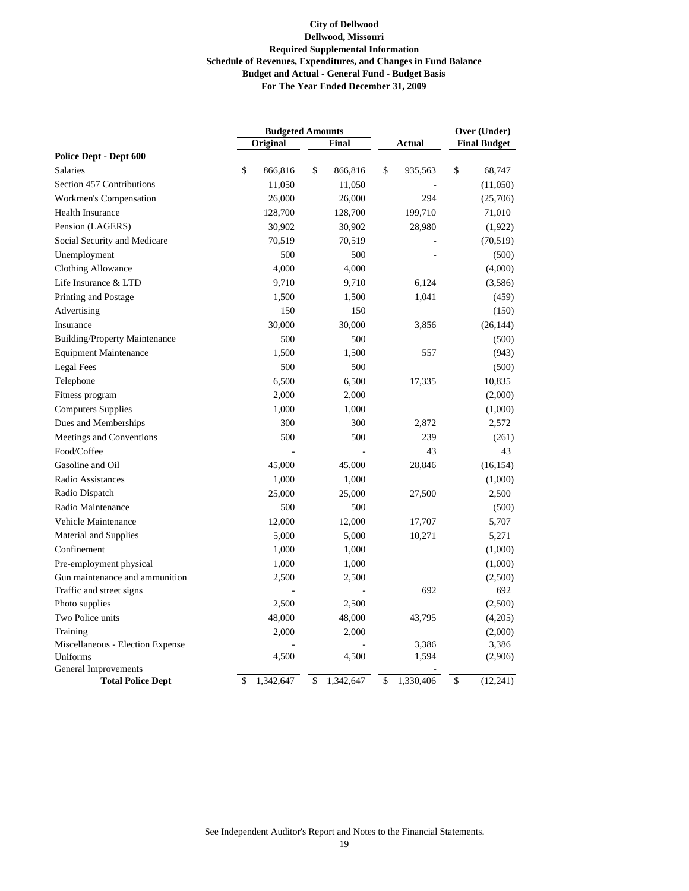**City of Dellwood**
**Dellwood, Missouri**
**Required Supplemental Information**
**Schedule of Revenues, Expenditures, and Changes in Fund Balance**
**Budget and Actual - General Fund - Budget Basis**
**For The Year Ended December 31, 2009**

| | Budgeted Amounts | | | Over (Under) |
|---|---|---|---|---|
| | Original | Final | Actual | Final Budget |
| **Police Dept - Dept 600** | | | | |
| Salaries | $ 866,816 | $ 866,816 | $ 935,563 | $ 68,747 |
| Section 457 Contributions | 11,050 | 11,050 | - | (11,050) |
| Workmen's Compensation | 26,000 | 26,000 | 294 | (25,706) |
| Health Insurance | 128,700 | 128,700 | 199,710 | 71,010 |
| Pension (LAGERS) | 30,902 | 30,902 | 28,980 | (1,922) |
| Social Security and Medicare | 70,519 | 70,519 | - | (70,519) |
| Unemployment | 500 | 500 | - | (500) |
| Clothing Allowance | 4,000 | 4,000 | | (4,000) |
| Life Insurance & LTD | 9,710 | 9,710 | 6,124 | (3,586) |
| Printing and Postage | 1,500 | 1,500 | 1,041 | (459) |
| Advertising | 150 | 150 | | (150) |
| Insurance | 30,000 | 30,000 | 3,856 | (26,144) |
| Building/Property Maintenance | 500 | 500 | | (500) |
| Equipment Maintenance | 1,500 | 1,500 | 557 | (943) |
| Legal Fees | 500 | 500 | | (500) |
| Telephone | 6,500 | 6,500 | 17,335 | 10,835 |
| Fitness program | 2,000 | 2,000 | | (2,000) |
| Computers Supplies | 1,000 | 1,000 | | (1,000) |
| Dues and Memberships | 300 | 300 | 2,872 | 2,572 |
| Meetings and Conventions | 500 | 500 | 239 | (261) |
| Food/Coffee | - | - | 43 | 43 |
| Gasoline and Oil | 45,000 | 45,000 | 28,846 | (16,154) |
| Radio Assistances | 1,000 | 1,000 | | (1,000) |
| Radio Dispatch | 25,000 | 25,000 | 27,500 | 2,500 |
| Radio Maintenance | 500 | 500 | | (500) |
| Vehicle Maintenance | 12,000 | 12,000 | 17,707 | 5,707 |
| Material and Supplies | 5,000 | 5,000 | 10,271 | 5,271 |
| Confinement | 1,000 | 1,000 | | (1,000) |
| Pre-employment physical | 1,000 | 1,000 | | (1,000) |
| Gun maintenance and ammunition | 2,500 | 2,500 | | (2,500) |
| Traffic and street signs | - | - | 692 | 692 |
| Photo supplies | 2,500 | 2,500 | | (2,500) |
| Two Police units | 48,000 | 48,000 | 43,795 | (4,205) |
| Training | 2,000 | 2,000 | | (2,000) |
| Miscellaneous - Election Expense | - | - | 3,386 | 3,386 |
| Uniforms | 4,500 | 4,500 | 1,594 | (2,906) |
| General Improvements | | | - | |
| **Total Police Dept** | $ 1,342,647 | $ 1,342,647 | $ 1,330,406 | $ (12,241) |

See Independent Auditor's Report and Notes to the Financial Statements.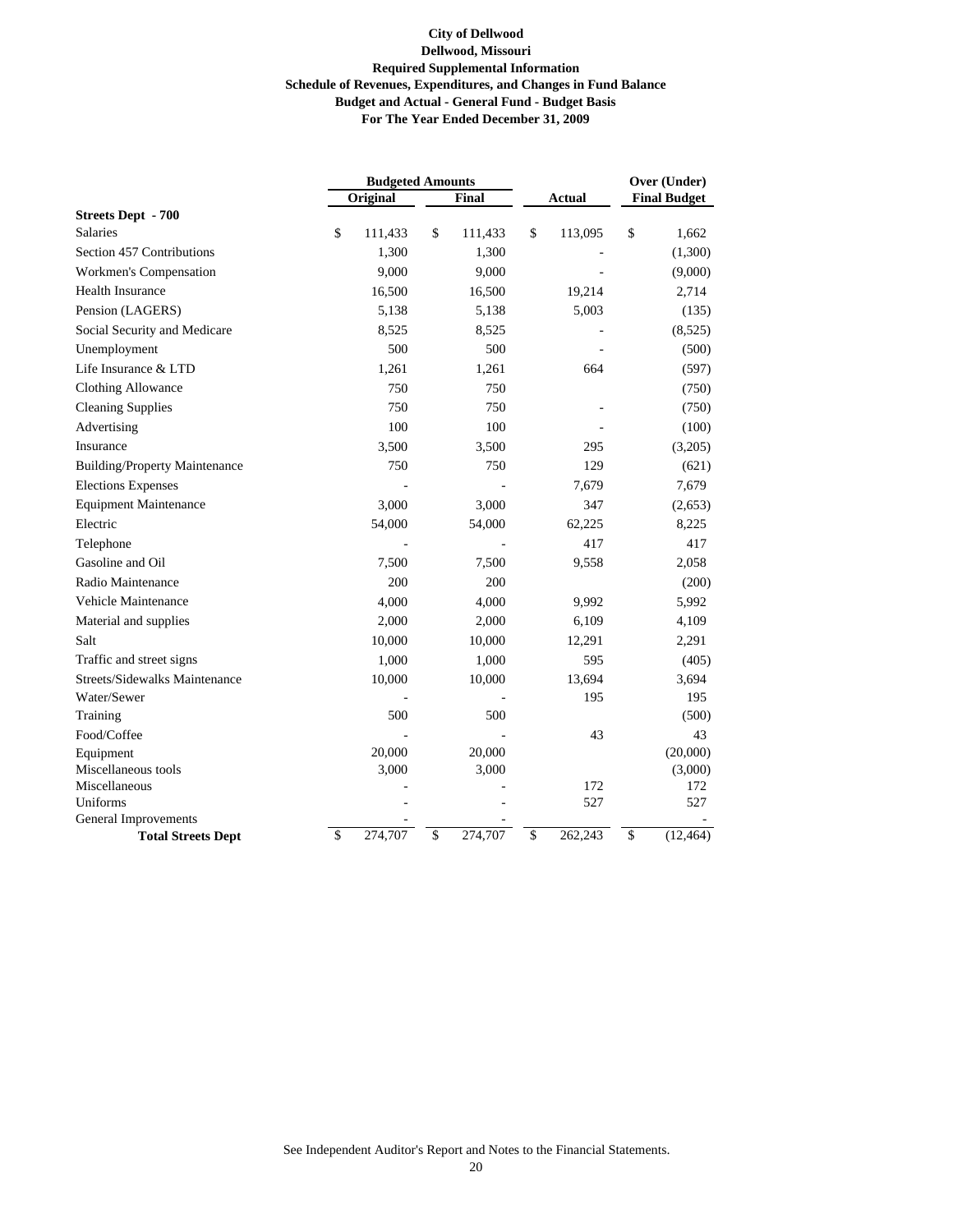**City of Dellwood**
**Dellwood, Missouri**
**Required Supplemental Information**
**Schedule of Revenues, Expenditures, and Changes in Fund Balance**
**Budget and Actual - General Fund - Budget Basis**
**For The Year Ended December 31, 2009**

| | Budgeted Amounts | | | Over (Under) |
|---|---|---|---|---|
| | Original | Final | Actual | Final Budget |
| **Streets Dept - 700** | | | | |
| Salaries | $ 111,433 | $ 111,433 | $ 113,095 | $ 1,662 |
| Section 457 Contributions | 1,300 | 1,300 | - | (1,300) |
| Workmen's Compensation | 9,000 | 9,000 | - | (9,000) |
| Health Insurance | 16,500 | 16,500 | 19,214 | 2,714 |
| Pension (LAGERS) | 5,138 | 5,138 | 5,003 | (135) |
| Social Security and Medicare | 8,525 | 8,525 | - | (8,525) |
| Unemployment | 500 | 500 | - | (500) |
| Life Insurance & LTD | 1,261 | 1,261 | 664 | (597) |
| Clothing Allowance | 750 | 750 | | (750) |
| Cleaning Supplies | 750 | 750 | - | (750) |
| Advertising | 100 | 100 | - | (100) |
| Insurance | 3,500 | 3,500 | 295 | (3,205) |
| Building/Property Maintenance | 750 | 750 | 129 | (621) |
| Elections Expenses | - | - | 7,679 | 7,679 |
| Equipment Maintenance | 3,000 | 3,000 | 347 | (2,653) |
| Electric | 54,000 | 54,000 | 62,225 | 8,225 |
| Telephone | - | - | 417 | 417 |
| Gasoline and Oil | 7,500 | 7,500 | 9,558 | 2,058 |
| Radio Maintenance | 200 | 200 | | (200) |
| Vehicle Maintenance | 4,000 | 4,000 | 9,992 | 5,992 |
| Material and supplies | 2,000 | 2,000 | 6,109 | 4,109 |
| Salt | 10,000 | 10,000 | 12,291 | 2,291 |
| Traffic and street signs | 1,000 | 1,000 | 595 | (405) |
| Streets/Sidewalks Maintenance | 10,000 | 10,000 | 13,694 | 3,694 |
| Water/Sewer | - | - | 195 | 195 |
| Training | 500 | 500 | | (500) |
| Food/Coffee | - | - | 43 | 43 |
| Equipment | 20,000 | 20,000 | | (20,000) |
| Miscellaneous tools | 3,000 | 3,000 | | (3,000) |
| Miscellaneous | - | - | 172 | 172 |
| Uniforms | - | - | 527 | 527 |
| General Improvements | - | - | | - |
| **Total Streets Dept** | $ 274,707 | $ 274,707 | $ 262,243 | $ (12,464) |

See Independent Auditor's Report and Notes to the Financial Statements.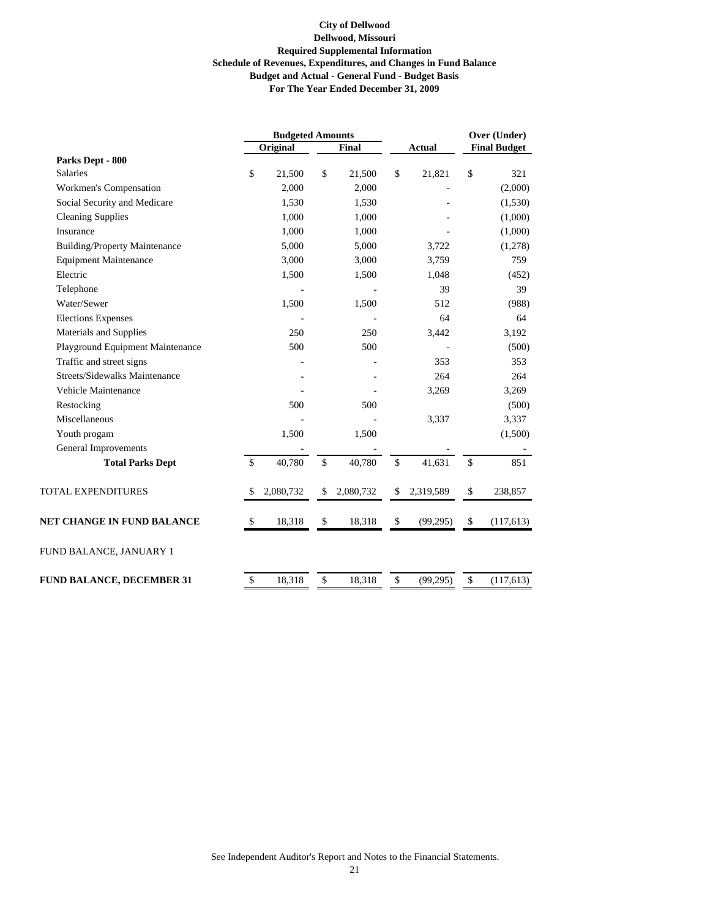**City of Dellwood**
**Dellwood, Missouri**
**Required Supplemental Information**
**Schedule of Revenues, Expenditures, and Changes in Fund Balance**
**Budget and Actual - General Fund - Budget Basis**
**For The Year Ended December 31, 2009**

| | Budgeted Amounts | | | Over (Under) |
|---|---|---|---|---|
| | Original | Final | Actual | Final Budget |
| **Parks Dept - 800** | | | | |
| Salaries | $ 21,500 | $ 21,500 | $ 21,821 | $ 321 |
| Workmen's Compensation | 2,000 | 2,000 | - | (2,000) |
| Social Security and Medicare | 1,530 | 1,530 | - | (1,530) |
| Cleaning Supplies | 1,000 | 1,000 | - | (1,000) |
| Insurance | 1,000 | 1,000 | - | (1,000) |
| Building/Property Maintenance | 5,000 | 5,000 | 3,722 | (1,278) |
| Equipment Maintenance | 3,000 | 3,000 | 3,759 | 759 |
| Electric | 1,500 | 1,500 | 1,048 | (452) |
| Telephone | - | - | 39 | 39 |
| Water/Sewer | 1,500 | 1,500 | 512 | (988) |
| Elections Expenses | - | - | 64 | 64 |
| Materials and Supplies | 250 | 250 | 3,442 | 3,192 |
| Playground Equipment Maintenance | 500 | 500 | - | (500) |
| Traffic and street signs | - | - | 353 | 353 |
| Streets/Sidewalks Maintenance | - | - | 264 | 264 |
| Vehicle Maintenance | - | - | 3,269 | 3,269 |
| Restocking | 500 | 500 | | (500) |
| Miscellaneous | - | - | 3,337 | 3,337 |
| Youth progam | 1,500 | 1,500 | | (1,500) |
| General Improvements | - | - | - | - |
| **Total Parks Dept** | $ 40,780 | $ 40,780 | $ 41,631 | $ 851 |
| TOTAL EXPENDITURES | $ 2,080,732 | $ 2,080,732 | $ 2,319,589 | $ 238,857 |
| **NET CHANGE IN FUND BALANCE** | $ 18,318 | $ 18,318 | $ (99,295) | $ (117,613) |
| FUND BALANCE, JANUARY 1 | | | | |
| **FUND BALANCE, DECEMBER 31** | $ 18,318 | $ 18,318 | $ (99,295) | $ (117,613) |

See Independent Auditor's Report and Notes to the Financial Statements.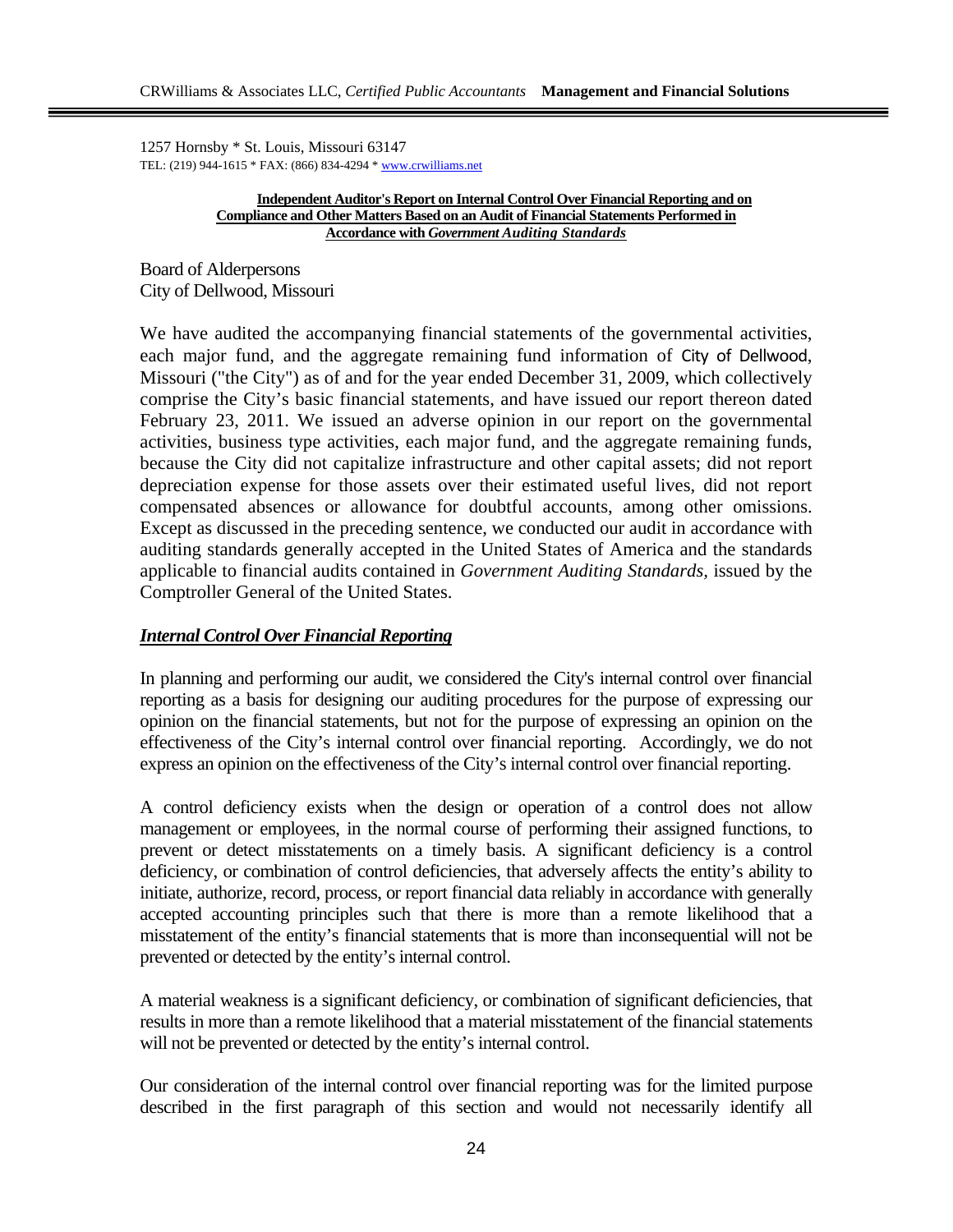CRWilliams & Associates LLC, *Certified Public Accountants* **Management and Financial Solutions**

1257 Hornsby * St. Louis, Missouri 63147
TEL: (219) 944-1615 * FAX: (866) 834-4294 * www.crwilliams.net

**Independent Auditor's Report on Internal Control Over Financial Reporting and on Compliance and Other Matters Based on an Audit of Financial Statements Performed in Accordance with *Government Auditing Standards***

Board of Alderpersons
City of Dellwood, Missouri

We have audited the accompanying financial statements of the governmental activities, each major fund, and the aggregate remaining fund information of City of Dellwood, Missouri ("the City") as of and for the year ended December 31, 2009, which collectively comprise the City's basic financial statements, and have issued our report thereon dated February 23, 2011. We issued an adverse opinion in our report on the governmental activities, business type activities, each major fund, and the aggregate remaining funds, because the City did not capitalize infrastructure and other capital assets; did not report depreciation expense for those assets over their estimated useful lives, did not report compensated absences or allowance for doubtful accounts, among other omissions. Except as discussed in the preceding sentence, we conducted our audit in accordance with auditing standards generally accepted in the United States of America and the standards applicable to financial audits contained in *Government Auditing Standards*, issued by the Comptroller General of the United States.

## ***Internal Control Over Financial Reporting***

In planning and performing our audit, we considered the City's internal control over financial reporting as a basis for designing our auditing procedures for the purpose of expressing our opinion on the financial statements, but not for the purpose of expressing an opinion on the effectiveness of the City's internal control over financial reporting. Accordingly, we do not express an opinion on the effectiveness of the City's internal control over financial reporting.

A control deficiency exists when the design or operation of a control does not allow management or employees, in the normal course of performing their assigned functions, to prevent or detect misstatements on a timely basis. A significant deficiency is a control deficiency, or combination of control deficiencies, that adversely affects the entity's ability to initiate, authorize, record, process, or report financial data reliably in accordance with generally accepted accounting principles such that there is more than a remote likelihood that a misstatement of the entity's financial statements that is more than inconsequential will not be prevented or detected by the entity's internal control.

A material weakness is a significant deficiency, or combination of significant deficiencies, that results in more than a remote likelihood that a material misstatement of the financial statements will not be prevented or detected by the entity's internal control.

Our consideration of the internal control over financial reporting was for the limited purpose described in the first paragraph of this section and would not necessarily identify all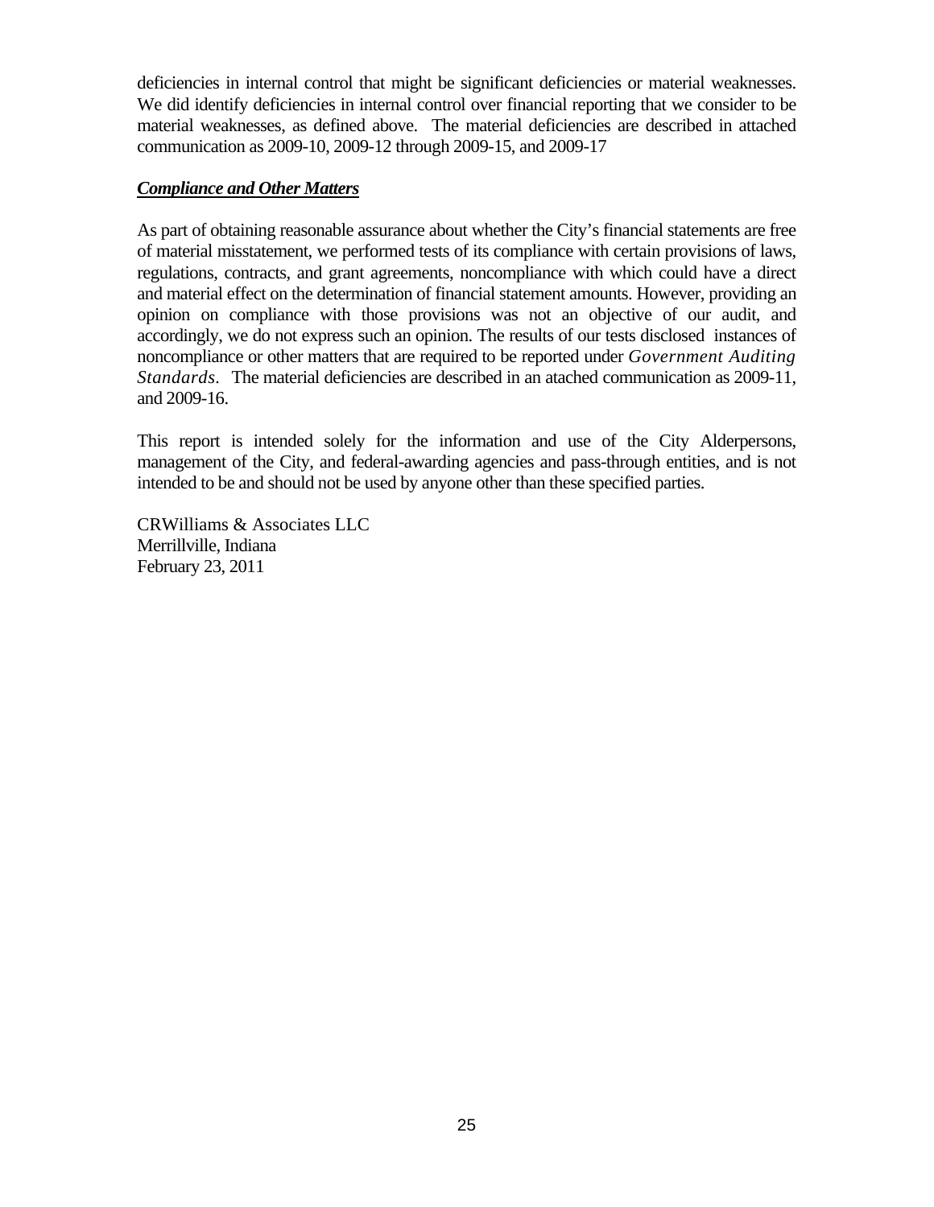deficiencies in internal control that might be significant deficiencies or material weaknesses. We did identify deficiencies in internal control over financial reporting that we consider to be material weaknesses, as defined above. The material deficiencies are described in attached communication as 2009-10, 2009-12 through 2009-15, and 2009-17

***Compliance and Other Matters***

As part of obtaining reasonable assurance about whether the City's financial statements are free of material misstatement, we performed tests of its compliance with certain provisions of laws, regulations, contracts, and grant agreements, noncompliance with which could have a direct and material effect on the determination of financial statement amounts. However, providing an opinion on compliance with those provisions was not an objective of our audit, and accordingly, we do not express such an opinion. The results of our tests disclosed instances of noncompliance or other matters that are required to be reported under *Government Auditing Standards*. The material deficiencies are described in an atached communication as 2009-11, and 2009-16.

This report is intended solely for the information and use of the City Alderpersons, management of the City, and federal-awarding agencies and pass-through entities, and is not intended to be and should not be used by anyone other than these specified parties.

CRWilliams & Associates LLC
Merrillville, Indiana
February 23, 2011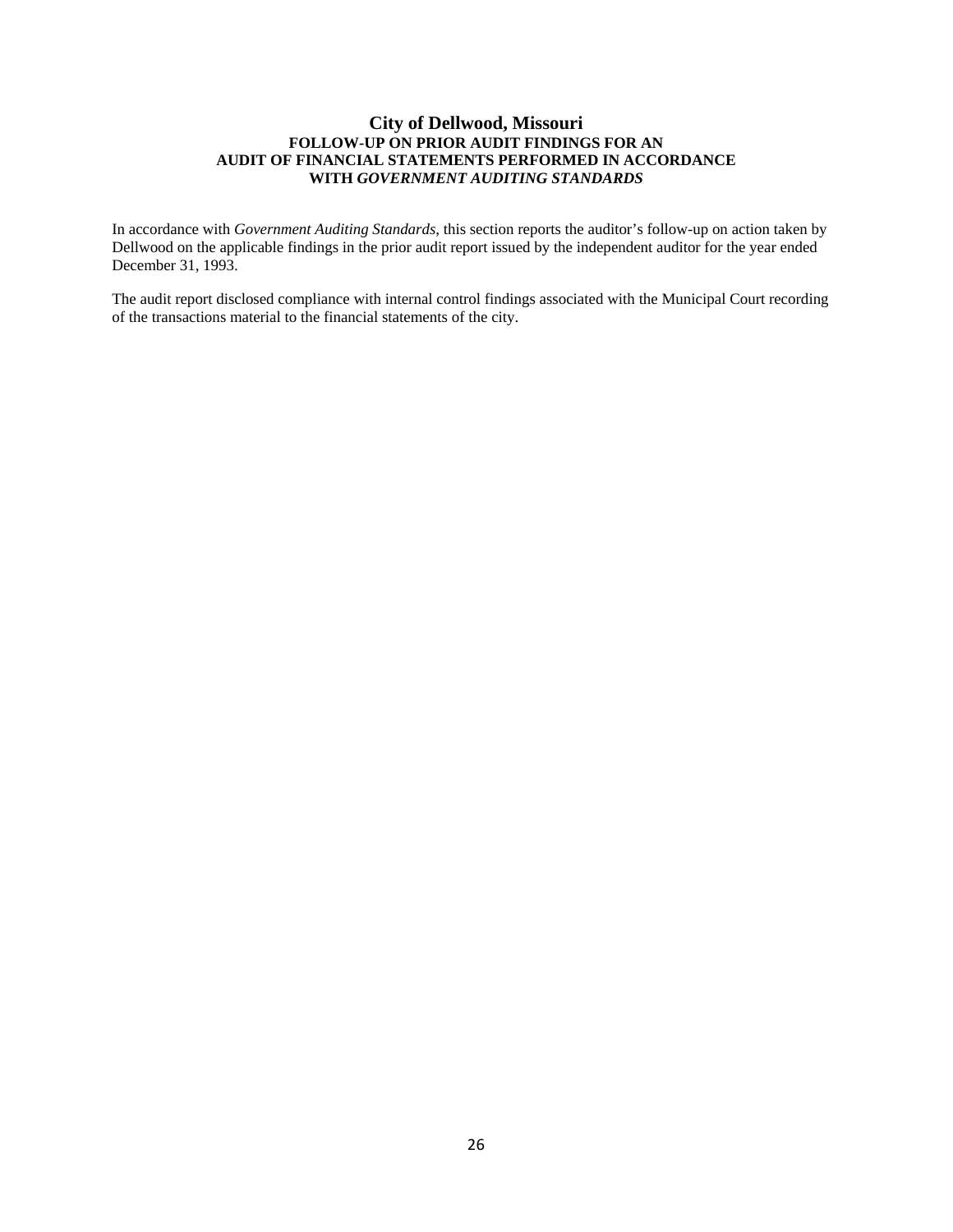# City of Dellwood, Missouri

### FOLLOW-UP ON PRIOR AUDIT FINDINGS FOR AN AUDIT OF FINANCIAL STATEMENTS PERFORMED IN ACCORDANCE WITH *GOVERNMENT AUDITING STANDARDS*

In accordance with *Government Auditing Standards*, this section reports the auditor's follow-up on action taken by Dellwood on the applicable findings in the prior audit report issued by the independent auditor for the year ended December 31, 1993.

The audit report disclosed compliance with internal control findings associated with the Municipal Court recording of the transactions material to the financial statements of the city.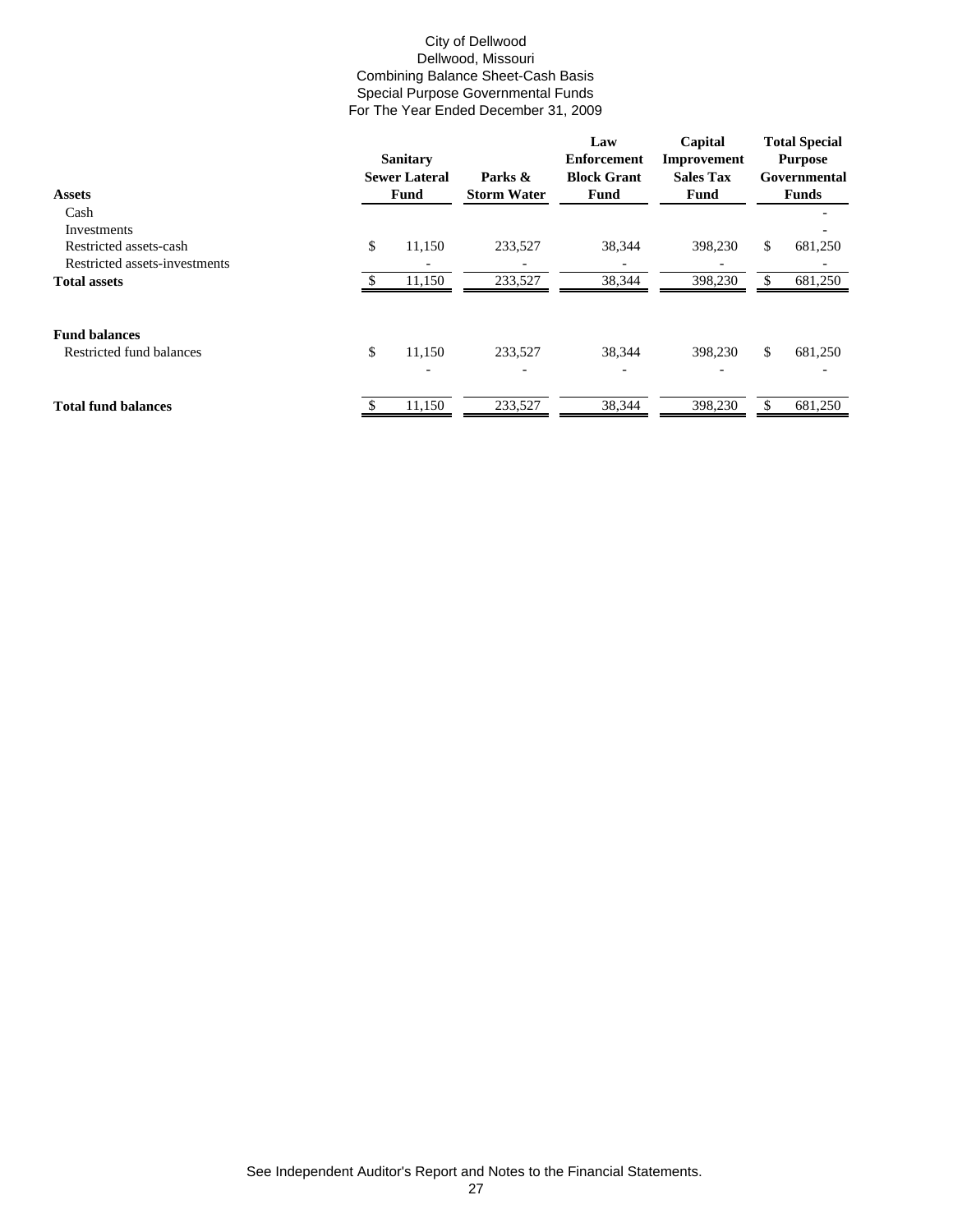City of Dellwood
Dellwood, Missouri
Combining Balance Sheet-Cash Basis
Special Purpose Governmental Funds
For The Year Ended December 31, 2009

| **Assets** | **Sanitary Sewer Lateral Fund** | **Parks & Storm Water** | **Law Enforcement Block Grant Fund** | **Capital Improvement Sales Tax Fund** | **Total Special Purpose Governmental Funds** |
|---|---|---|---|---|---|
| Cash | | | | | - |
| Investments | | | | | - |
| Restricted assets-cash | $ 11,150 | 233,527 | 38,344 | 398,230 | $ 681,250 |
| Restricted assets-investments | - | - | - | - | - |
| **Total assets** | $ 11,150 | 233,527 | 38,344 | 398,230 | $ 681,250 |
| | | | | | |
| **Fund balances** | | | | | |
| Restricted fund balances | $ 11,150 | 233,527 | 38,344 | 398,230 | $ 681,250 |
| | - | - | - | - | - |
| **Total fund balances** | $ 11,150 | 233,527 | 38,344 | 398,230 | $ 681,250 |

See Independent Auditor's Report and Notes to the Financial Statements.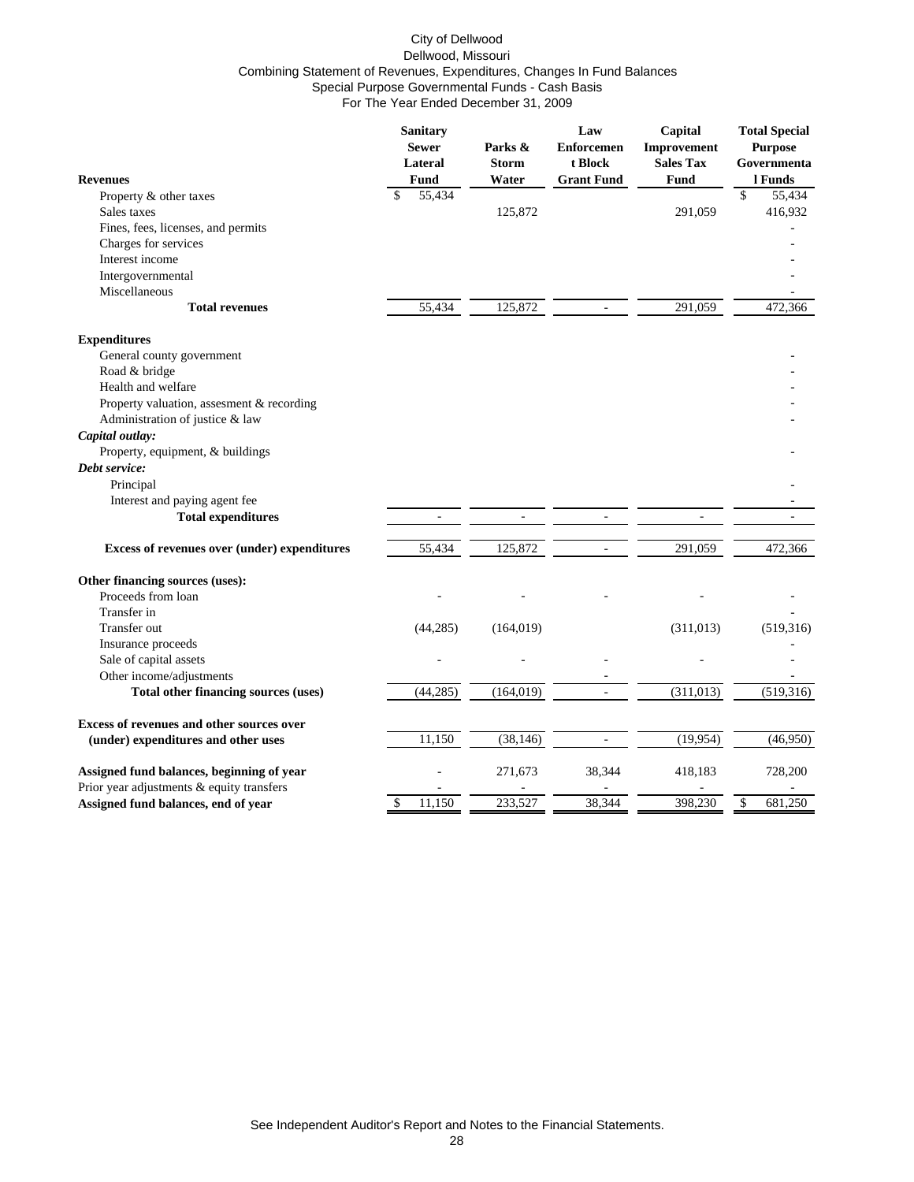City of Dellwood
Dellwood, Missouri
Combining Statement of Revenues, Expenditures, Changes In Fund Balances
Special Purpose Governmental Funds - Cash Basis
For The Year Ended December 31, 2009

| **Revenues** | **Sanitary Sewer Lateral Fund** | **Parks & Storm Water** | **Law Enforcement Block Grant Fund** | **Capital Improvement Sales Tax Fund** | **Total Special Purpose Governmental Funds** |
|---|---|---|---|---|---|
| Property & other taxes | $ 55,434 | | | | $ 55,434 |
| Sales taxes | | 125,872 | | 291,059 | 416,932 |
| Fines, fees, licenses, and permits | | | | | - |
| Charges for services | | | | | - |
| Interest income | | | | | - |
| Intergovernmental | | | | | - |
| Miscellaneous | | | | | - |
| **Total revenues** | 55,434 | 125,872 | - | 291,059 | 472,366 |
| **Expenditures** | | | | | |
| General county government | | | | | - |
| Road & bridge | | | | | - |
| Health and welfare | | | | | - |
| Property valuation, assesment & recording | | | | | - |
| Administration of justice & law | | | | | - |
| ***Capital outlay:*** | | | | | |
| Property, equipment, & buildings | | | | | - |
| ***Debt service:*** | | | | | |
| Principal | | | | | - |
| Interest and paying agent fee | | | | | - |
| **Total expenditures** | - | - | - | - | - |
| **Excess of revenues over (under) expenditures** | 55,434 | 125,872 | - | 291,059 | 472,366 |
| **Other financing sources (uses):** | | | | | |
| Proceeds from loan | - | - | - | - | - |
| Transfer in | | | | | - |
| Transfer out | (44,285) | (164,019) | | (311,013) | (519,316) |
| Insurance proceeds | | | | | - |
| Sale of capital assets | - | - | - | - | - |
| Other income/adjustments | | | - | | - |
| **Total other financing sources (uses)** | (44,285) | (164,019) | - | (311,013) | (519,316) |
| **Excess of revenues and other sources over (under) expenditures and other uses** | 11,150 | (38,146) | - | (19,954) | (46,950) |
| **Assigned fund balances, beginning of year** | - | 271,673 | 38,344 | 418,183 | 728,200 |
| Prior year adjustments & equity transfers | - | - | - | - | - |
| **Assigned fund balances, end of year** | $ 11,150 | 233,527 | 38,344 | 398,230 | $ 681,250 |

See Independent Auditor's Report and Notes to the Financial Statements.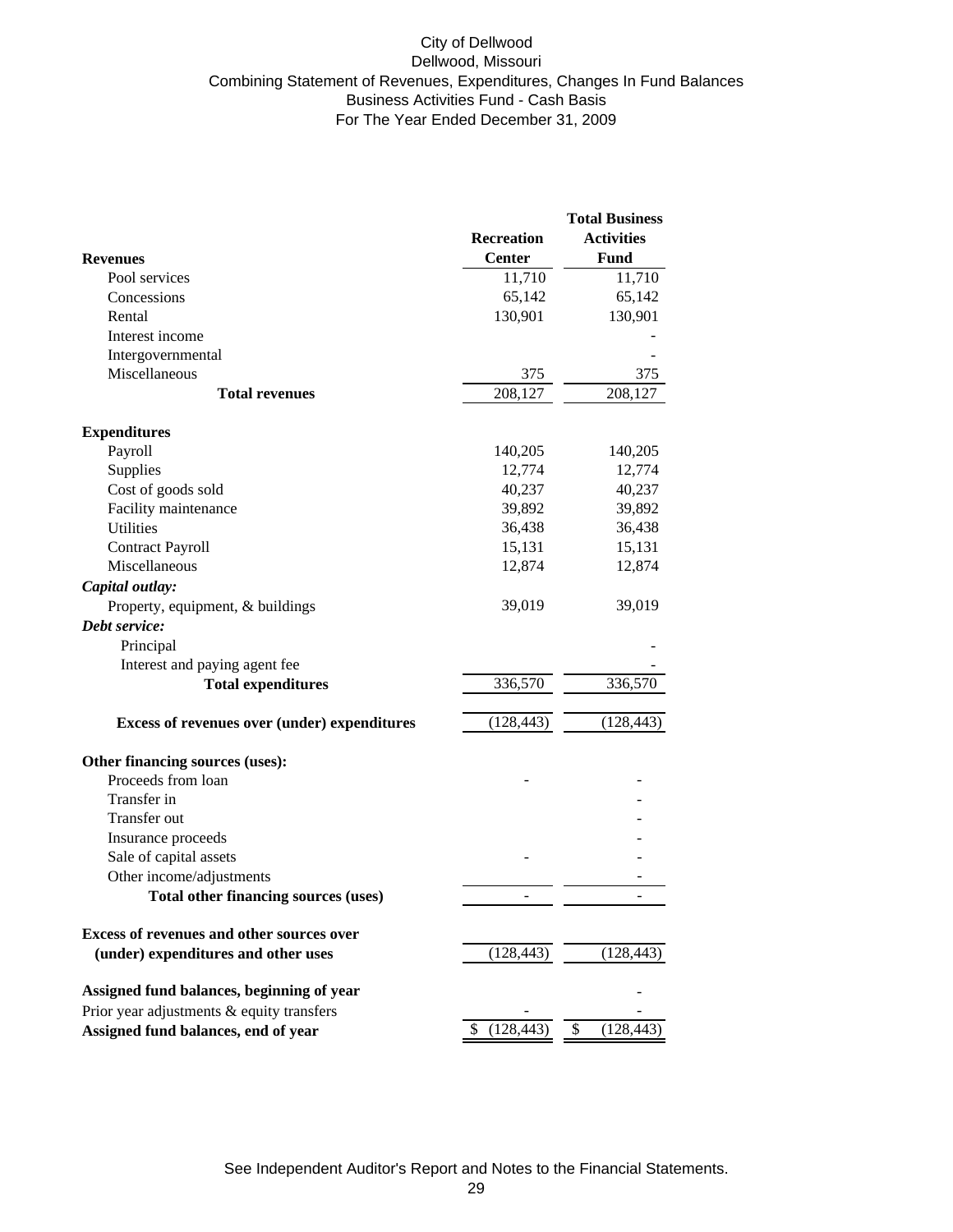# City of Dellwood
## Dellwood, Missouri
## Combining Statement of Revenues, Expenditures, Changes In Fund Balances
## Business Activities Fund - Cash Basis
## For The Year Ended December 31, 2009

| **Revenues** | **Recreation Center** | **Total Business Activities Fund** |
|---|---|---|
| Pool services | 11,710 | 11,710 |
| Concessions | 65,142 | 65,142 |
| Rental | 130,901 | 130,901 |
| Interest income | | - |
| Intergovernmental | | - |
| Miscellaneous | 375 | 375 |
| **Total revenues** | 208,127 | 208,127 |
| | | |
| **Expenditures** | | |
| Payroll | 140,205 | 140,205 |
| Supplies | 12,774 | 12,774 |
| Cost of goods sold | 40,237 | 40,237 |
| Facility maintenance | 39,892 | 39,892 |
| Utilities | 36,438 | 36,438 |
| Contract Payroll | 15,131 | 15,131 |
| Miscellaneous | 12,874 | 12,874 |
| ***Capital outlay:*** | | |
| Property, equipment, & buildings | 39,019 | 39,019 |
| ***Debt service:*** | | |
| Principal | | - |
| Interest and paying agent fee | | - |
| **Total expenditures** | 336,570 | 336,570 |
| | | |
| **Excess of revenues over (under) expenditures** | (128,443) | (128,443) |
| | | |
| **Other financing sources (uses):** | | |
| Proceeds from loan | - | - |
| Transfer in | | - |
| Transfer out | | - |
| Insurance proceeds | | - |
| Sale of capital assets | - | - |
| Other income/adjustments | | - |
| **Total other financing sources (uses)** | - | - |
| | | |
| **Excess of revenues and other sources over (under) expenditures and other uses** | (128,443) | (128,443) |
| | | |
| **Assigned fund balances, beginning of year** | | - |
| Prior year adjustments & equity transfers | - | - |
| **Assigned fund balances, end of year** | $ (128,443) | $ (128,443) |

See Independent Auditor's Report and Notes to the Financial Statements.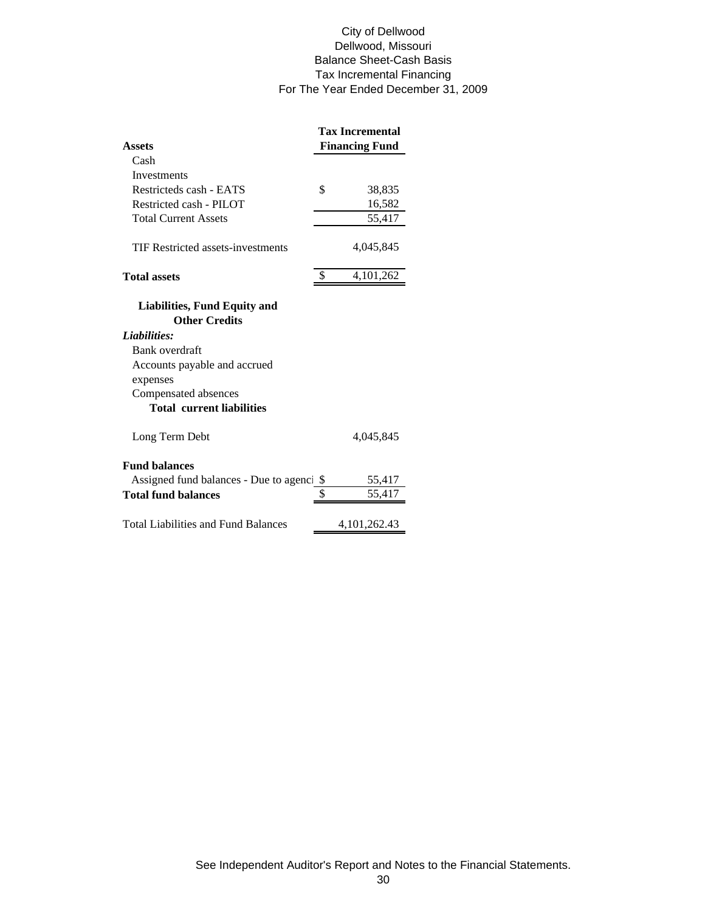# City of Dellwood
## Dellwood, Missouri
## Balance Sheet-Cash Basis
## Tax Incremental Financing
## For The Year Ended December 31, 2009

| **Assets** | **Tax Incremental Financing Fund** |
|---|---|
| Cash | |
| Investments | |
| Restricteds cash - EATS | $ 38,835 |
| Restricted cash - PILOT | 16,582 |
| Total Current Assets | 55,417 |
| | |
| TIF Restricted assets-investments | 4,045,845 |
| | |
| **Total assets** | $ 4,101,262 |
| | |
| **Liabilities, Fund Equity and Other Credits** | |
| ***Liabilities:*** | |
| Bank overdraft | |
| Accounts payable and accrued expenses | |
| Compensated absences | |
| **Total current liabilities** | |
| | |
| Long Term Debt | 4,045,845 |
| | |
| **Fund balances** | |
| Assigned fund balances - Due to agenci | $ 55,417 |
| **Total fund balances** | $ 55,417 |
| | |
| Total Liabilities and Fund Balances | 4,101,262.43 |

See Independent Auditor's Report and Notes to the Financial Statements.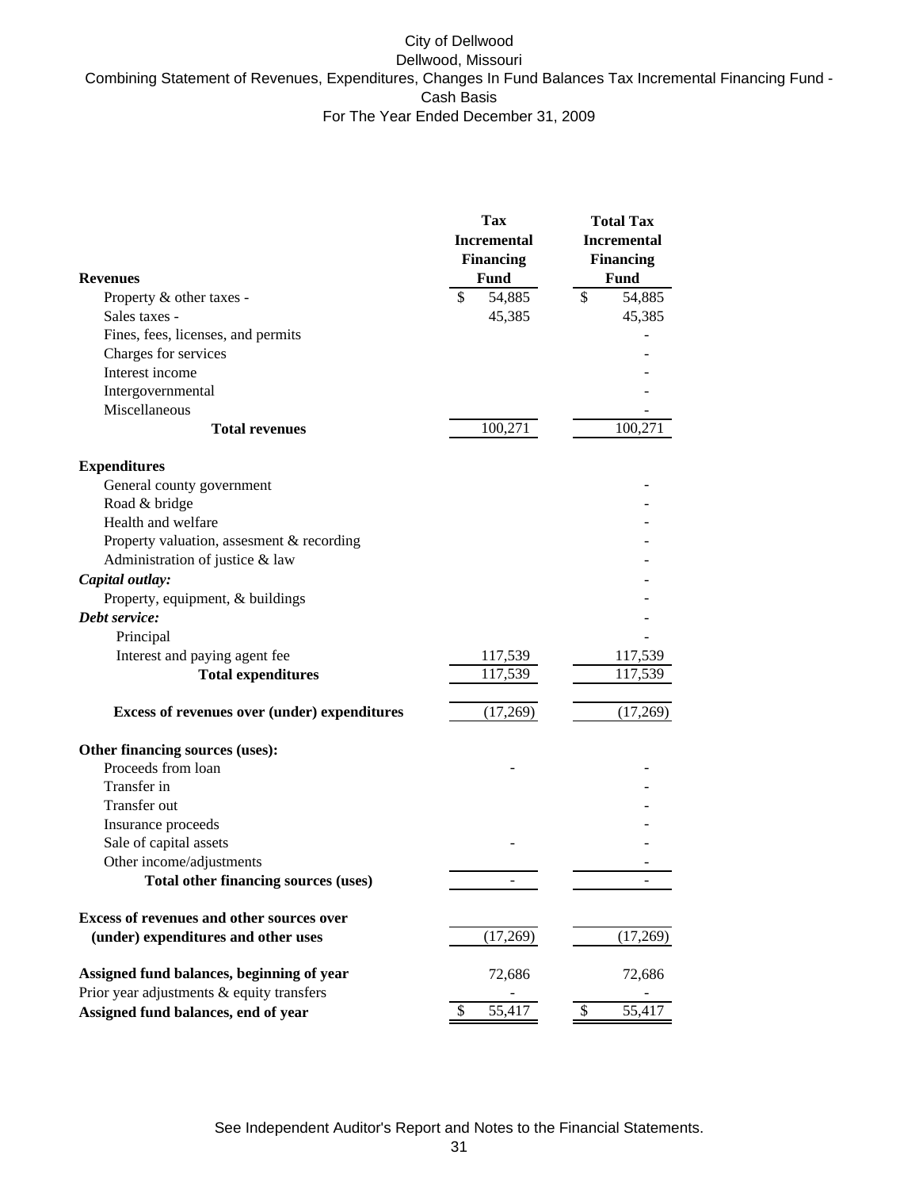City of Dellwood
Dellwood, Missouri
Combining Statement of Revenues, Expenditures, Changes In Fund Balances Tax Incremental Financing Fund - Cash Basis
For The Year Ended December 31, 2009

| | Tax Incremental Financing Fund | Total Tax Incremental Financing Fund |
|---|---|---|
| **Revenues** | | |
| Property & other taxes - | $ 54,885 | $ 54,885 |
| Sales taxes - | 45,385 | 45,385 |
| Fines, fees, licenses, and permits | | - |
| Charges for services | | - |
| Interest income | | - |
| Intergovernmental | | - |
| Miscellaneous | | - |
| **Total revenues** | 100,271 | 100,271 |
| **Expenditures** | | |
| General county government | | - |
| Road & bridge | | - |
| Health and welfare | | - |
| Property valuation, assesment & recording | | - |
| Administration of justice & law | | - |
| ***Capital outlay:*** | | - |
| Property, equipment, & buildings | | - |
| ***Debt service:*** | | - |
| Principal | | - |
| Interest and paying agent fee | 117,539 | 117,539 |
| **Total expenditures** | 117,539 | 117,539 |
| **Excess of revenues over (under) expenditures** | (17,269) | (17,269) |
| **Other financing sources (uses):** | | |
| Proceeds from loan | - | - |
| Transfer in | | - |
| Transfer out | | - |
| Insurance proceeds | | - |
| Sale of capital assets | - | - |
| Other income/adjustments | | - |
| **Total other financing sources (uses)** | - | - |
| **Excess of revenues and other sources over (under) expenditures and other uses** | (17,269) | (17,269) |
| **Assigned fund balances, beginning of year** | 72,686 | 72,686 |
| Prior year adjustments & equity transfers | - | - |
| **Assigned fund balances, end of year** | $ 55,417 | $ 55,417 |

See Independent Auditor's Report and Notes to the Financial Statements.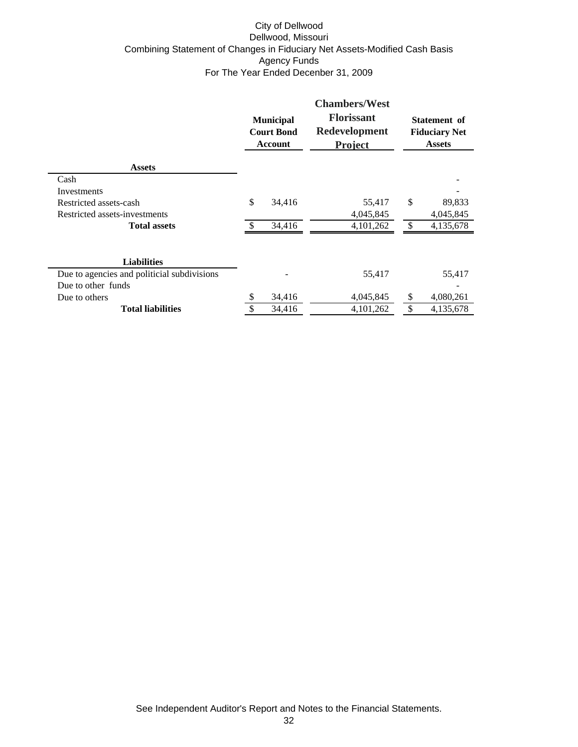# City of Dellwood
## Dellwood, Missouri
## Combining Statement of Changes in Fiduciary Net Assets-Modified Cash Basis
## Agency Funds
## For The Year Ended Decenber 31, 2009

| | Municipal Court Bond Account | Chambers/West Florissant Redevelopment Project | Statement of Fiduciary Net Assets |
|---|---|---|---|
| **Assets** | | | |
| Cash | | | - |
| Investments | | | - |
| Restricted assets-cash | $ 34,416 | 55,417 | $ 89,833 |
| Restricted assets-investments | | 4,045,845 | 4,045,845 |
| **Total assets** | $ 34,416 | 4,101,262 | $ 4,135,678 |
| | | | |
| **Liabilities** | | | |
| Due to agencies and politicial subdivisions | - | 55,417 | 55,417 |
| Due to other funds | | | - |
| Due to others | $ 34,416 | 4,045,845 | $ 4,080,261 |
| **Total liabilities** | $ 34,416 | 4,101,262 | $ 4,135,678 |

See Independent Auditor's Report and Notes to the Financial Statements.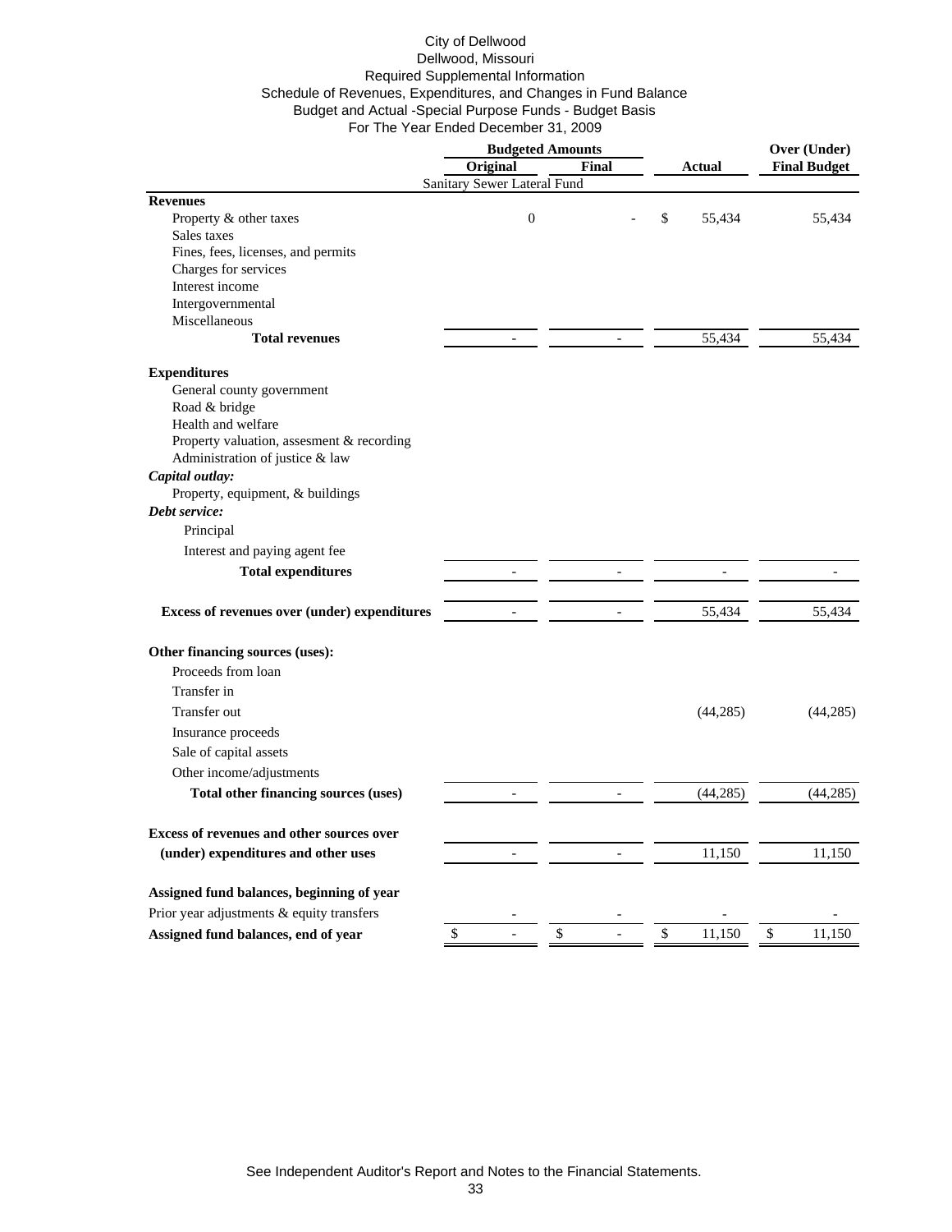City of Dellwood
Dellwood, Missouri
Required Supplemental Information
Schedule of Revenues, Expenditures, and Changes in Fund Balance
Budget and Actual -Special Purpose Funds - Budget Basis
For The Year Ended December 31, 2009

| | Budgeted Amounts | | | Over (Under) |
|---|---|---|---|---|
| | Original | Final | Actual | Final Budget |
| | Sanitary Sewer Lateral Fund | | | |
| **Revenues** | | | | |
| Property & other taxes | 0 | - | $ 55,434 | 55,434 |
| Sales taxes | | | | |
| Fines, fees, licenses, and permits | | | | |
| Charges for services | | | | |
| Interest income | | | | |
| Intergovernmental | | | | |
| Miscellaneous | | | | |
| **Total revenues** | - | - | 55,434 | 55,434 |
| **Expenditures** | | | | |
| General county government | | | | |
| Road & bridge | | | | |
| Health and welfare | | | | |
| Property valuation, assesment & recording | | | | |
| Administration of justice & law | | | | |
| ***Capital outlay:*** | | | | |
| Property, equipment, & buildings | | | | |
| ***Debt service:*** | | | | |
| Principal | | | | |
| Interest and paying agent fee | | | | |
| **Total expenditures** | - | - | - | - |
| **Excess of revenues over (under) expenditures** | - | - | 55,434 | 55,434 |
| **Other financing sources (uses):** | | | | |
| Proceeds from loan | | | | |
| Transfer in | | | | |
| Transfer out | | | (44,285) | (44,285) |
| Insurance proceeds | | | | |
| Sale of capital assets | | | | |
| Other income/adjustments | | | | |
| **Total other financing sources (uses)** | - | - | (44,285) | (44,285) |
| **Excess of revenues and other sources over (under) expenditures and other uses** | - | - | 11,150 | 11,150 |
| **Assigned fund balances, beginning of year** | | | | |
| Prior year adjustments & equity transfers | - | - | - | - |
| **Assigned fund balances, end of year** | $ - | $ - | $ 11,150 | $ 11,150 |

See Independent Auditor's Report and Notes to the Financial Statements.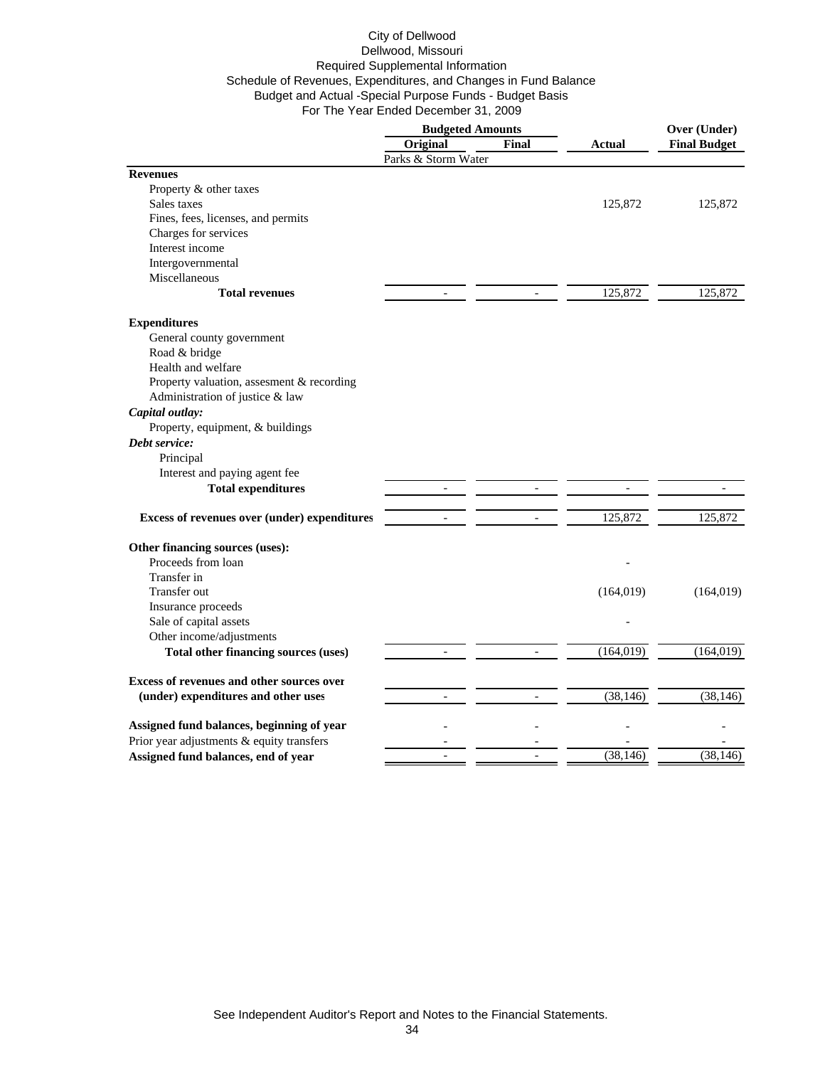City of Dellwood
Dellwood, Missouri
Required Supplemental Information
Schedule of Revenues, Expenditures, and Changes in Fund Balance
Budget and Actual -Special Purpose Funds - Budget Basis
For The Year Ended December 31, 2009

| | Budgeted Amounts | | | Over (Under) |
|---|---|---|---|---|
| | Original | Final | Actual | Final Budget |
| | Parks & Storm Water | | | |
| **Revenues** | | | | |
| Property & other taxes | | | | |
| Sales taxes | | | 125,872 | 125,872 |
| Fines, fees, licenses, and permits | | | | |
| Charges for services | | | | |
| Interest income | | | | |
| Intergovernmental | | | | |
| Miscellaneous | | | | |
| **Total revenues** | - | - | 125,872 | 125,872 |
| **Expenditures** | | | | |
| General county government | | | | |
| Road & bridge | | | | |
| Health and welfare | | | | |
| Property valuation, assesment & recording | | | | |
| Administration of justice & law | | | | |
| ***Capital outlay:*** | | | | |
| Property, equipment, & buildings | | | | |
| ***Debt service:*** | | | | |
| Principal | | | | |
| Interest and paying agent fee | | | | |
| **Total expenditures** | - | - | - | - |
| **Excess of revenues over (under) expenditures** | - | - | 125,872 | 125,872 |
| **Other financing sources (uses):** | | | | |
| Proceeds from loan | | | - | |
| Transfer in | | | | |
| Transfer out | | | (164,019) | (164,019) |
| Insurance proceeds | | | | |
| Sale of capital assets | | | - | |
| Other income/adjustments | | | | |
| **Total other financing sources (uses)** | - | - | (164,019) | (164,019) |
| **Excess of revenues and other sources over (under) expenditures and other uses** | - | - | (38,146) | (38,146) |
| **Assigned fund balances, beginning of year** | - | - | - | - |
| Prior year adjustments & equity transfers | - | - | - | - |
| **Assigned fund balances, end of year** | - | - | (38,146) | (38,146) |

See Independent Auditor's Report and Notes to the Financial Statements.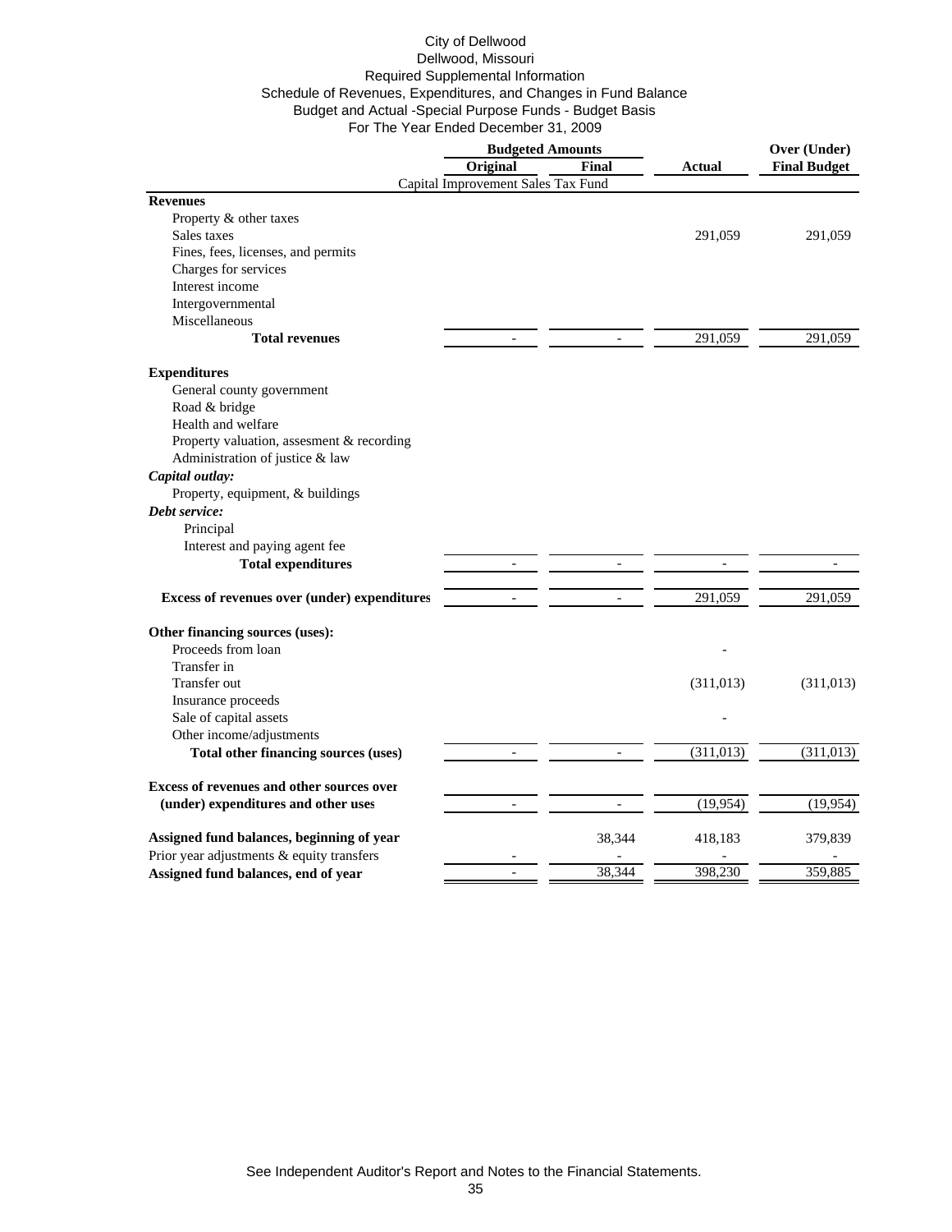City of Dellwood
Dellwood, Missouri
Required Supplemental Information
Schedule of Revenues, Expenditures, and Changes in Fund Balance
Budget and Actual -Special Purpose Funds - Budget Basis
For The Year Ended December 31, 2009

| | Budgeted Amounts | | | Over (Under) |
|---|---|---|---|---|
| | Original | Final | Actual | Final Budget |
| | Capital Improvement Sales Tax Fund | | | |
| **Revenues** | | | | |
| Property & other taxes | | | | |
| Sales taxes | | | 291,059 | 291,059 |
| Fines, fees, licenses, and permits | | | | |
| Charges for services | | | | |
| Interest income | | | | |
| Intergovernmental | | | | |
| Miscellaneous | | | | |
| **Total revenues** | - | - | 291,059 | 291,059 |
| **Expenditures** | | | | |
| General county government | | | | |
| Road & bridge | | | | |
| Health and welfare | | | | |
| Property valuation, assesment & recording | | | | |
| Administration of justice & law | | | | |
| ***Capital outlay:*** | | | | |
| Property, equipment, & buildings | | | | |
| ***Debt service:*** | | | | |
| Principal | | | | |
| Interest and paying agent fee | | | | |
| **Total expenditures** | - | - | - | - |
| **Excess of revenues over (under) expenditures** | - | - | 291,059 | 291,059 |
| **Other financing sources (uses):** | | | | |
| Proceeds from loan | | | - | |
| Transfer in | | | | |
| Transfer out | | | (311,013) | (311,013) |
| Insurance proceeds | | | | |
| Sale of capital assets | | | - | |
| Other income/adjustments | | | | |
| **Total other financing sources (uses)** | - | - | (311,013) | (311,013) |
| **Excess of revenues and other sources over (under) expenditures and other uses** | - | - | (19,954) | (19,954) |
| **Assigned fund balances, beginning of year** | | 38,344 | 418,183 | 379,839 |
| Prior year adjustments & equity transfers | - | - | - | - |
| **Assigned fund balances, end of year** | - | 38,344 | 398,230 | 359,885 |

See Independent Auditor's Report and Notes to the Financial Statements.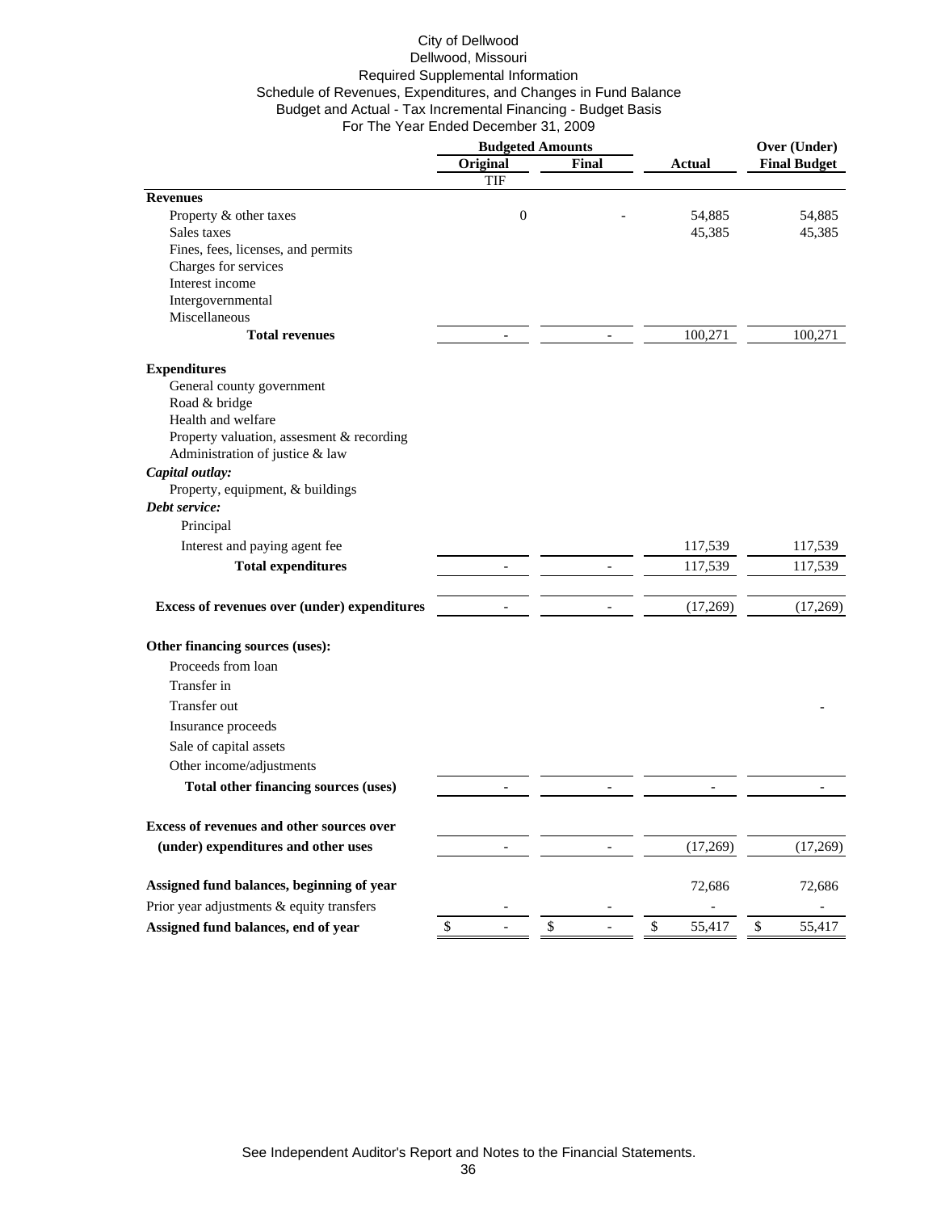City of Dellwood
Dellwood, Missouri
Required Supplemental Information
Schedule of Revenues, Expenditures, and Changes in Fund Balance
Budget and Actual - Tax Incremental Financing - Budget Basis
For The Year Ended December 31, 2009

| | Budgeted Amounts | | | Over (Under) |
|---|---|---|---|---|
| | Original | Final | Actual | Final Budget |
| | TIF | | | |
| **Revenues** | | | | |
| Property & other taxes | 0 | - | 54,885 | 54,885 |
| Sales taxes | | | 45,385 | 45,385 |
| Fines, fees, licenses, and permits | | | | |
| Charges for services | | | | |
| Interest income | | | | |
| Intergovernmental | | | | |
| Miscellaneous | | | | |
| **Total revenues** | - | - | 100,271 | 100,271 |
| **Expenditures** | | | | |
| General county government | | | | |
| Road & bridge | | | | |
| Health and welfare | | | | |
| Property valuation, assesment & recording | | | | |
| Administration of justice & law | | | | |
| ***Capital outlay:*** | | | | |
| Property, equipment, & buildings | | | | |
| ***Debt service:*** | | | | |
| Principal | | | | |
| Interest and paying agent fee | | | 117,539 | 117,539 |
| **Total expenditures** | - | - | 117,539 | 117,539 |
| **Excess of revenues over (under) expenditures** | - | - | (17,269) | (17,269) |
| **Other financing sources (uses):** | | | | |
| Proceeds from loan | | | | |
| Transfer in | | | | |
| Transfer out | | | | - |
| Insurance proceeds | | | | |
| Sale of capital assets | | | | |
| Other income/adjustments | | | | |
| **Total other financing sources (uses)** | - | - | - | - |
| **Excess of revenues and other sources over (under) expenditures and other uses** | - | - | (17,269) | (17,269) |
| **Assigned fund balances, beginning of year** | | | 72,686 | 72,686 |
| Prior year adjustments & equity transfers | - | - | - | - |
| **Assigned fund balances, end of year** | $ - | $ - | $ 55,417 | $ 55,417 |

See Independent Auditor's Report and Notes to the Financial Statements.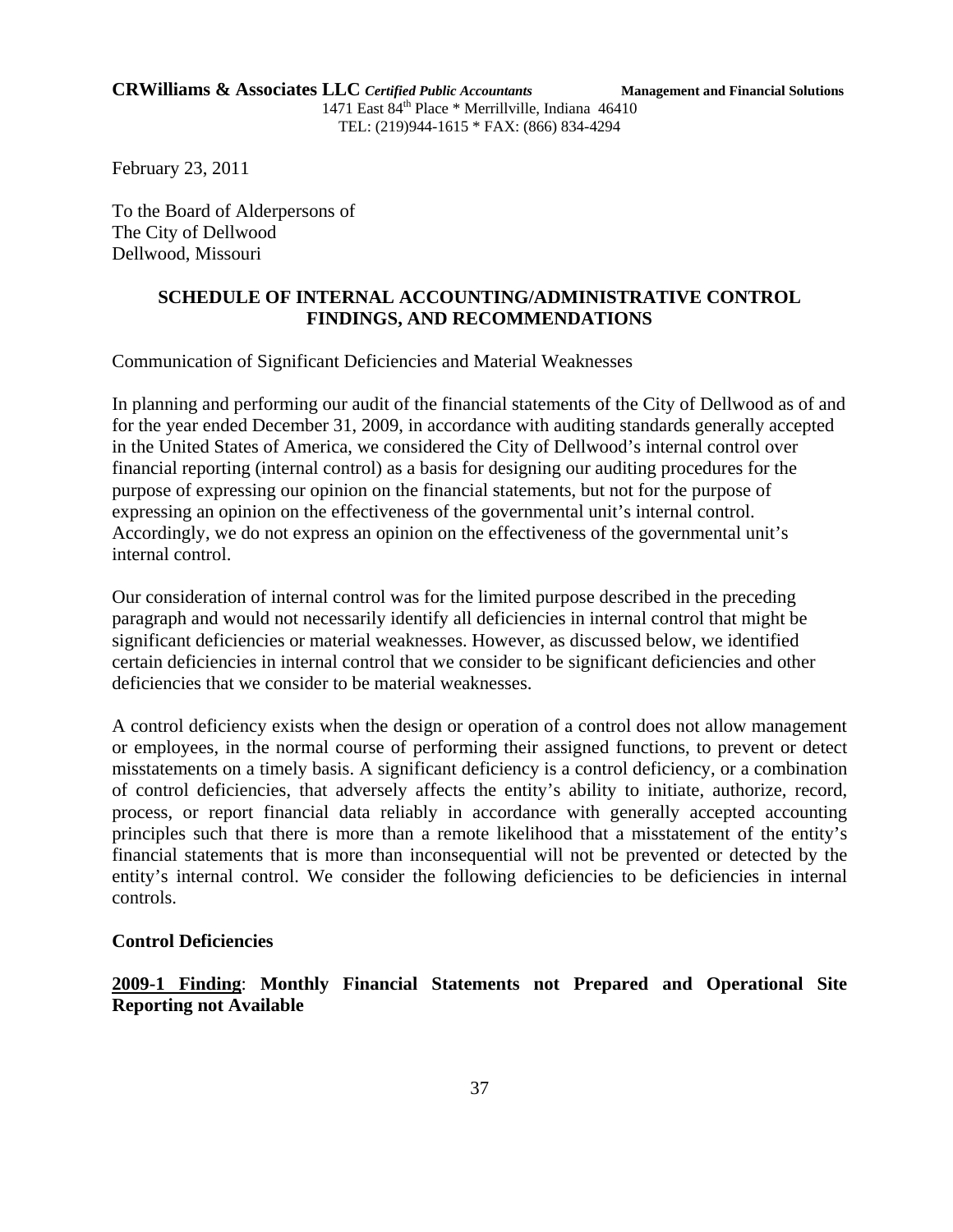**CRWilliams & Associates LLC** *Certified Public Accountants* **Management and Financial Solutions**
1471 East 84th Place * Merrillville, Indiana 46410
TEL: (219)944-1615 * FAX: (866) 834-4294

February 23, 2011

To the Board of Alderpersons of
The City of Dellwood
Dellwood, Missouri

## SCHEDULE OF INTERNAL ACCOUNTING/ADMINISTRATIVE CONTROL FINDINGS, AND RECOMMENDATIONS

Communication of Significant Deficiencies and Material Weaknesses

In planning and performing our audit of the financial statements of the City of Dellwood as of and for the year ended December 31, 2009, in accordance with auditing standards generally accepted in the United States of America, we considered the City of Dellwood's internal control over financial reporting (internal control) as a basis for designing our auditing procedures for the purpose of expressing our opinion on the financial statements, but not for the purpose of expressing an opinion on the effectiveness of the governmental unit's internal control. Accordingly, we do not express an opinion on the effectiveness of the governmental unit's internal control.

Our consideration of internal control was for the limited purpose described in the preceding paragraph and would not necessarily identify all deficiencies in internal control that might be significant deficiencies or material weaknesses. However, as discussed below, we identified certain deficiencies in internal control that we consider to be significant deficiencies and other deficiencies that we consider to be material weaknesses.

A control deficiency exists when the design or operation of a control does not allow management or employees, in the normal course of performing their assigned functions, to prevent or detect misstatements on a timely basis. A significant deficiency is a control deficiency, or a combination of control deficiencies, that adversely affects the entity's ability to initiate, authorize, record, process, or report financial data reliably in accordance with generally accepted accounting principles such that there is more than a remote likelihood that a misstatement of the entity's financial statements that is more than inconsequential will not be prevented or detected by the entity's internal control. We consider the following deficiencies to be deficiencies in internal controls.

### Control Deficiencies

**2009-1 Finding**: **Monthly Financial Statements not Prepared and Operational Site Reporting not Available**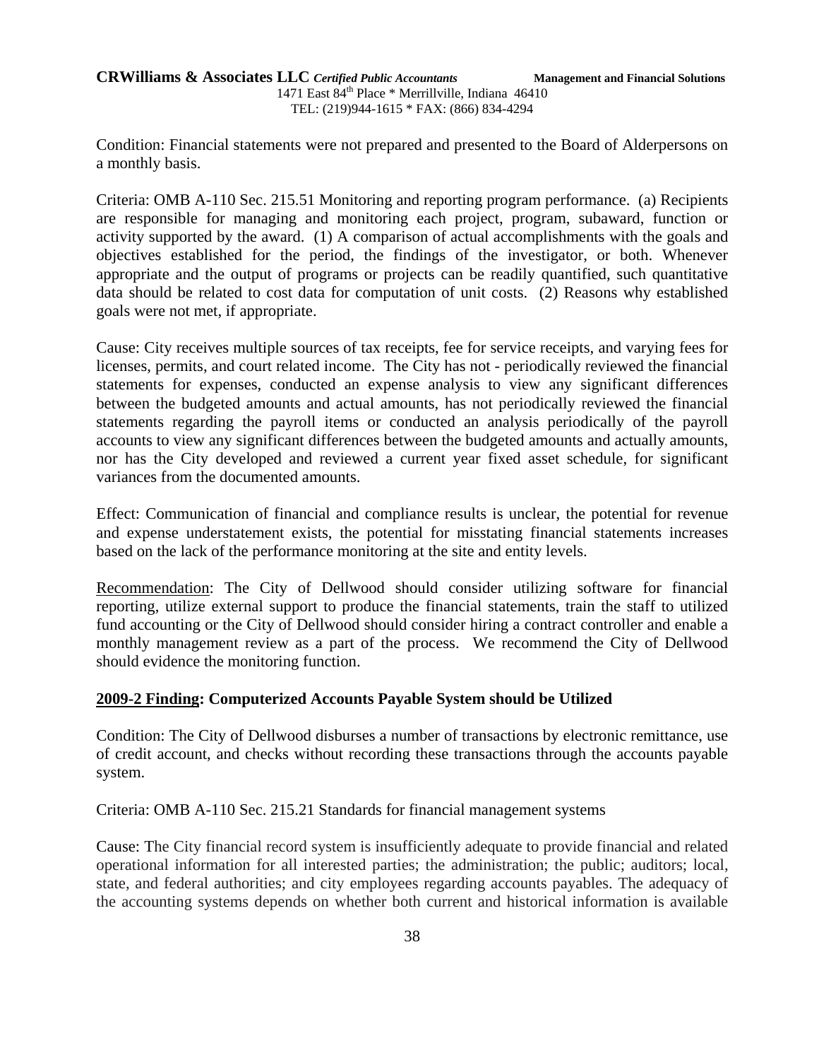Condition: Financial statements were not prepared and presented to the Board of Alderpersons on a monthly basis.

Criteria: OMB A-110 Sec. 215.51 Monitoring and reporting program performance. (a) Recipients are responsible for managing and monitoring each project, program, subaward, function or activity supported by the award. (1) A comparison of actual accomplishments with the goals and objectives established for the period, the findings of the investigator, or both. Whenever appropriate and the output of programs or projects can be readily quantified, such quantitative data should be related to cost data for computation of unit costs. (2) Reasons why established goals were not met, if appropriate.

Cause: City receives multiple sources of tax receipts, fee for service receipts, and varying fees for licenses, permits, and court related income. The City has not - periodically reviewed the financial statements for expenses, conducted an expense analysis to view any significant differences between the budgeted amounts and actual amounts, has not periodically reviewed the financial statements regarding the payroll items or conducted an analysis periodically of the payroll accounts to view any significant differences between the budgeted amounts and actually amounts, nor has the City developed and reviewed a current year fixed asset schedule, for significant variances from the documented amounts.

Effect: Communication of financial and compliance results is unclear, the potential for revenue and expense understatement exists, the potential for misstating financial statements increases based on the lack of the performance monitoring at the site and entity levels.

Recommendation: The City of Dellwood should consider utilizing software for financial reporting, utilize external support to produce the financial statements, train the staff to utilized fund accounting or the City of Dellwood should consider hiring a contract controller and enable a monthly management review as a part of the process. We recommend the City of Dellwood should evidence the monitoring function.

**2009-2 Finding: Computerized Accounts Payable System should be Utilized**

Condition: The City of Dellwood disburses a number of transactions by electronic remittance, use of credit account, and checks without recording these transactions through the accounts payable system.

Criteria: OMB A-110 Sec. 215.21 Standards for financial management systems

Cause: The City financial record system is insufficiently adequate to provide financial and related operational information for all interested parties; the administration; the public; auditors; local, state, and federal authorities; and city employees regarding accounts payables. The adequacy of the accounting systems depends on whether both current and historical information is available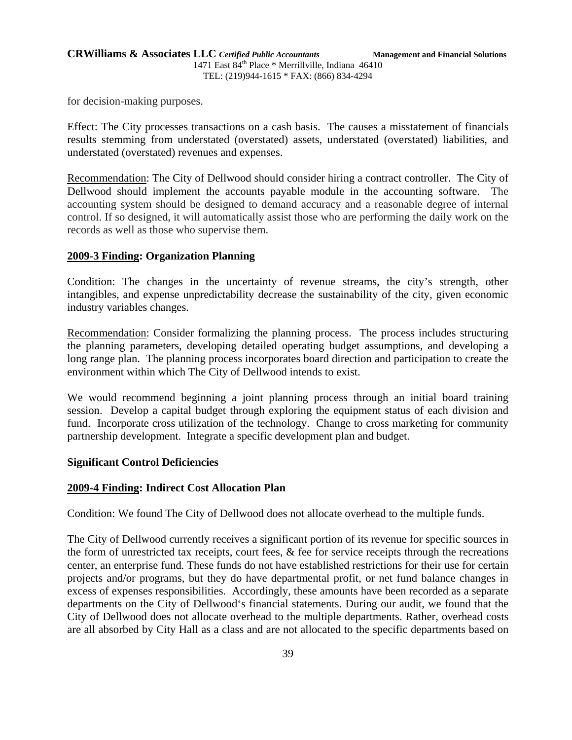for decision-making purposes.

Effect: The City processes transactions on a cash basis. The causes a misstatement of financials results stemming from understated (overstated) assets, understated (overstated) liabilities, and understated (overstated) revenues and expenses.

Recommendation: The City of Dellwood should consider hiring a contract controller. The City of Dellwood should implement the accounts payable module in the accounting software. The accounting system should be designed to demand accuracy and a reasonable degree of internal control. If so designed, it will automatically assist those who are performing the daily work on the records as well as those who supervise them.

**2009-3 Finding: Organization Planning**

Condition: The changes in the uncertainty of revenue streams, the city's strength, other intangibles, and expense unpredictability decrease the sustainability of the city, given economic industry variables changes.

Recommendation: Consider formalizing the planning process. The process includes structuring the planning parameters, developing detailed operating budget assumptions, and developing a long range plan. The planning process incorporates board direction and participation to create the environment within which The City of Dellwood intends to exist.

We would recommend beginning a joint planning process through an initial board training session. Develop a capital budget through exploring the equipment status of each division and fund. Incorporate cross utilization of the technology. Change to cross marketing for community partnership development. Integrate a specific development plan and budget.

**Significant Control Deficiencies**

**2009-4 Finding: Indirect Cost Allocation Plan**

Condition: We found The City of Dellwood does not allocate overhead to the multiple funds.

The City of Dellwood currently receives a significant portion of its revenue for specific sources in the form of unrestricted tax receipts, court fees, & fee for service receipts through the recreations center, an enterprise fund. These funds do not have established restrictions for their use for certain projects and/or programs, but they do have departmental profit, or net fund balance changes in excess of expenses responsibilities. Accordingly, these amounts have been recorded as a separate departments on the City of Dellwood's financial statements. During our audit, we found that the City of Dellwood does not allocate overhead to the multiple departments. Rather, overhead costs are all absorbed by City Hall as a class and are not allocated to the specific departments based on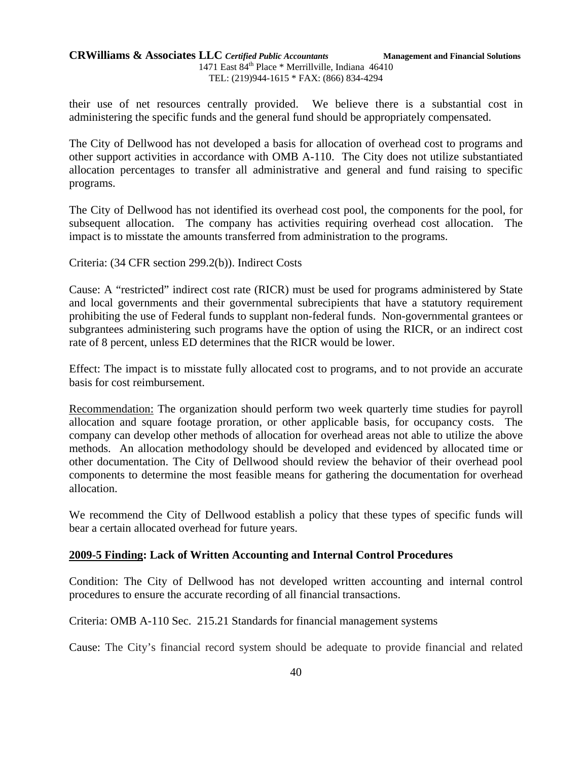their use of net resources centrally provided. We believe there is a substantial cost in administering the specific funds and the general fund should be appropriately compensated.

The City of Dellwood has not developed a basis for allocation of overhead cost to programs and other support activities in accordance with OMB A-110. The City does not utilize substantiated allocation percentages to transfer all administrative and general and fund raising to specific programs.

The City of Dellwood has not identified its overhead cost pool, the components for the pool, for subsequent allocation. The company has activities requiring overhead cost allocation. The impact is to misstate the amounts transferred from administration to the programs.

Criteria: (34 CFR section 299.2(b)). Indirect Costs

Cause: A "restricted" indirect cost rate (RICR) must be used for programs administered by State and local governments and their governmental subrecipients that have a statutory requirement prohibiting the use of Federal funds to supplant non-federal funds. Non-governmental grantees or subgrantees administering such programs have the option of using the RICR, or an indirect cost rate of 8 percent, unless ED determines that the RICR would be lower.

Effect: The impact is to misstate fully allocated cost to programs, and to not provide an accurate basis for cost reimbursement.

Recommendation: The organization should perform two week quarterly time studies for payroll allocation and square footage proration, or other applicable basis, for occupancy costs. The company can develop other methods of allocation for overhead areas not able to utilize the above methods. An allocation methodology should be developed and evidenced by allocated time or other documentation. The City of Dellwood should review the behavior of their overhead pool components to determine the most feasible means for gathering the documentation for overhead allocation.

We recommend the City of Dellwood establish a policy that these types of specific funds will bear a certain allocated overhead for future years.

**2009-5 Finding: Lack of Written Accounting and Internal Control Procedures**

Condition: The City of Dellwood has not developed written accounting and internal control procedures to ensure the accurate recording of all financial transactions.

Criteria: OMB A-110 Sec. 215.21 Standards for financial management systems

Cause: The City's financial record system should be adequate to provide financial and related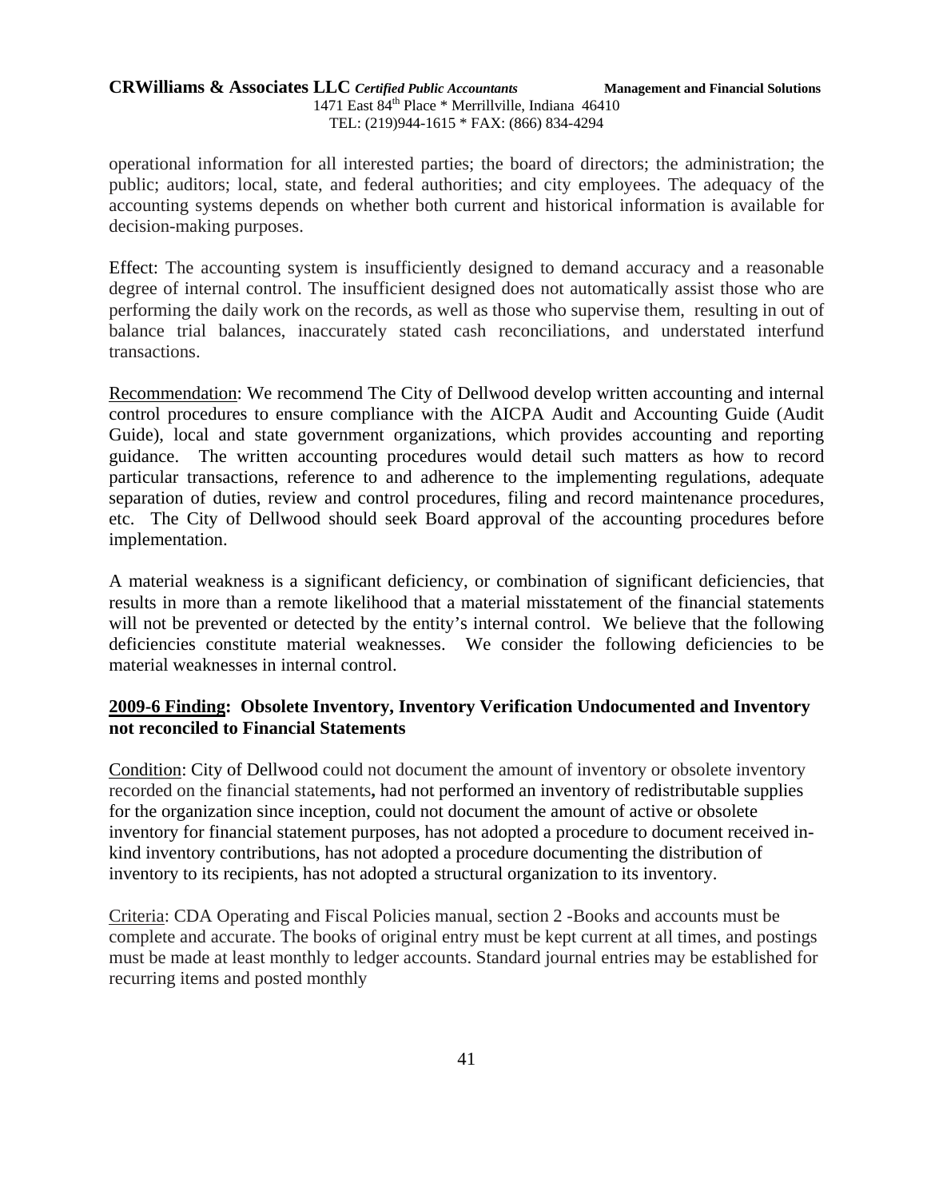operational information for all interested parties; the board of directors; the administration; the public; auditors; local, state, and federal authorities; and city employees. The adequacy of the accounting systems depends on whether both current and historical information is available for decision-making purposes.

Effect: The accounting system is insufficiently designed to demand accuracy and a reasonable degree of internal control. The insufficient designed does not automatically assist those who are performing the daily work on the records, as well as those who supervise them, resulting in out of balance trial balances, inaccurately stated cash reconciliations, and understated interfund transactions.

Recommendation: We recommend The City of Dellwood develop written accounting and internal control procedures to ensure compliance with the AICPA Audit and Accounting Guide (Audit Guide), local and state government organizations, which provides accounting and reporting guidance. The written accounting procedures would detail such matters as how to record particular transactions, reference to and adherence to the implementing regulations, adequate separation of duties, review and control procedures, filing and record maintenance procedures, etc. The City of Dellwood should seek Board approval of the accounting procedures before implementation.

A material weakness is a significant deficiency, or combination of significant deficiencies, that results in more than a remote likelihood that a material misstatement of the financial statements will not be prevented or detected by the entity's internal control. We believe that the following deficiencies constitute material weaknesses. We consider the following deficiencies to be material weaknesses in internal control.

**2009-6 Finding: Obsolete Inventory, Inventory Verification Undocumented and Inventory not reconciled to Financial Statements**

Condition: City of Dellwood could not document the amount of inventory or obsolete inventory recorded on the financial statements**,** had not performed an inventory of redistributable supplies for the organization since inception, could not document the amount of active or obsolete inventory for financial statement purposes, has not adopted a procedure to document received in-kind inventory contributions, has not adopted a procedure documenting the distribution of inventory to its recipients, has not adopted a structural organization to its inventory.

Criteria: CDA Operating and Fiscal Policies manual, section 2 -Books and accounts must be complete and accurate. The books of original entry must be kept current at all times, and postings must be made at least monthly to ledger accounts. Standard journal entries may be established for recurring items and posted monthly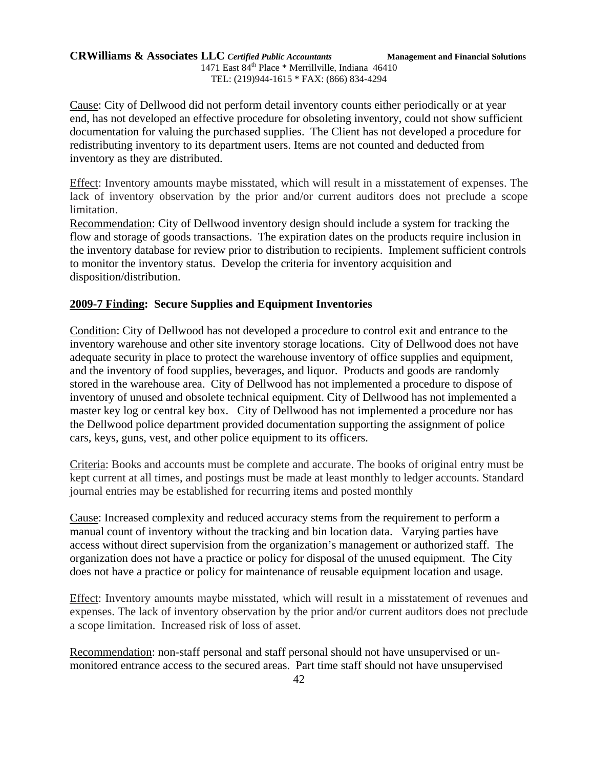Cause: City of Dellwood did not perform detail inventory counts either periodically or at year end, has not developed an effective procedure for obsoleting inventory, could not show sufficient documentation for valuing the purchased supplies. The Client has not developed a procedure for redistributing inventory to its department users. Items are not counted and deducted from inventory as they are distributed.

Effect: Inventory amounts maybe misstated, which will result in a misstatement of expenses. The lack of inventory observation by the prior and/or current auditors does not preclude a scope limitation.

Recommendation: City of Dellwood inventory design should include a system for tracking the flow and storage of goods transactions. The expiration dates on the products require inclusion in the inventory database for review prior to distribution to recipients. Implement sufficient controls to monitor the inventory status. Develop the criteria for inventory acquisition and disposition/distribution.

**2009-7 Finding: Secure Supplies and Equipment Inventories**

Condition: City of Dellwood has not developed a procedure to control exit and entrance to the inventory warehouse and other site inventory storage locations. City of Dellwood does not have adequate security in place to protect the warehouse inventory of office supplies and equipment, and the inventory of food supplies, beverages, and liquor. Products and goods are randomly stored in the warehouse area. City of Dellwood has not implemented a procedure to dispose of inventory of unused and obsolete technical equipment. City of Dellwood has not implemented a master key log or central key box. City of Dellwood has not implemented a procedure nor has the Dellwood police department provided documentation supporting the assignment of police cars, keys, guns, vest, and other police equipment to its officers.

Criteria: Books and accounts must be complete and accurate. The books of original entry must be kept current at all times, and postings must be made at least monthly to ledger accounts. Standard journal entries may be established for recurring items and posted monthly

Cause: Increased complexity and reduced accuracy stems from the requirement to perform a manual count of inventory without the tracking and bin location data. Varying parties have access without direct supervision from the organization's management or authorized staff. The organization does not have a practice or policy for disposal of the unused equipment. The City does not have a practice or policy for maintenance of reusable equipment location and usage.

Effect: Inventory amounts maybe misstated, which will result in a misstatement of revenues and expenses. The lack of inventory observation by the prior and/or current auditors does not preclude a scope limitation. Increased risk of loss of asset.

Recommendation: non-staff personal and staff personal should not have unsupervised or un-monitored entrance access to the secured areas. Part time staff should not have unsupervised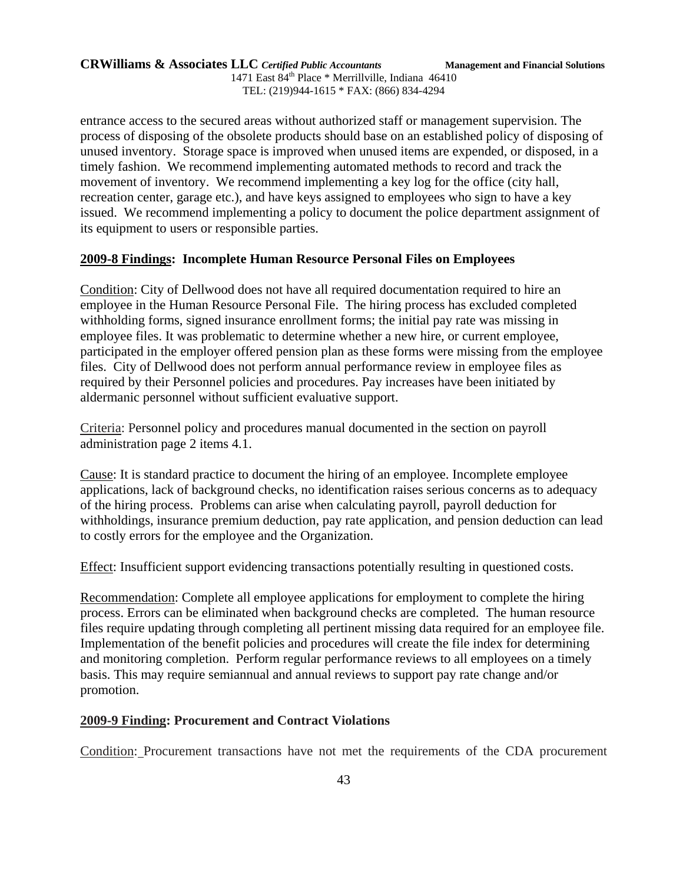entrance access to the secured areas without authorized staff or management supervision. The process of disposing of the obsolete products should base on an established policy of disposing of unused inventory. Storage space is improved when unused items are expended, or disposed, in a timely fashion. We recommend implementing automated methods to record and track the movement of inventory. We recommend implementing a key log for the office (city hall, recreation center, garage etc.), and have keys assigned to employees who sign to have a key issued. We recommend implementing a policy to document the police department assignment of its equipment to users or responsible parties.

**2009-8 Findings: Incomplete Human Resource Personal Files on Employees**

Condition: City of Dellwood does not have all required documentation required to hire an employee in the Human Resource Personal File. The hiring process has excluded completed withholding forms, signed insurance enrollment forms; the initial pay rate was missing in employee files. It was problematic to determine whether a new hire, or current employee, participated in the employer offered pension plan as these forms were missing from the employee files. City of Dellwood does not perform annual performance review in employee files as required by their Personnel policies and procedures. Pay increases have been initiated by aldermanic personnel without sufficient evaluative support.

Criteria: Personnel policy and procedures manual documented in the section on payroll administration page 2 items 4.1.

Cause: It is standard practice to document the hiring of an employee. Incomplete employee applications, lack of background checks, no identification raises serious concerns as to adequacy of the hiring process. Problems can arise when calculating payroll, payroll deduction for withholdings, insurance premium deduction, pay rate application, and pension deduction can lead to costly errors for the employee and the Organization.

Effect: Insufficient support evidencing transactions potentially resulting in questioned costs.

Recommendation: Complete all employee applications for employment to complete the hiring process. Errors can be eliminated when background checks are completed. The human resource files require updating through completing all pertinent missing data required for an employee file. Implementation of the benefit policies and procedures will create the file index for determining and monitoring completion. Perform regular performance reviews to all employees on a timely basis. This may require semiannual and annual reviews to support pay rate change and/or promotion.

**2009-9 Finding: Procurement and Contract Violations**

Condition: Procurement transactions have not met the requirements of the CDA procurement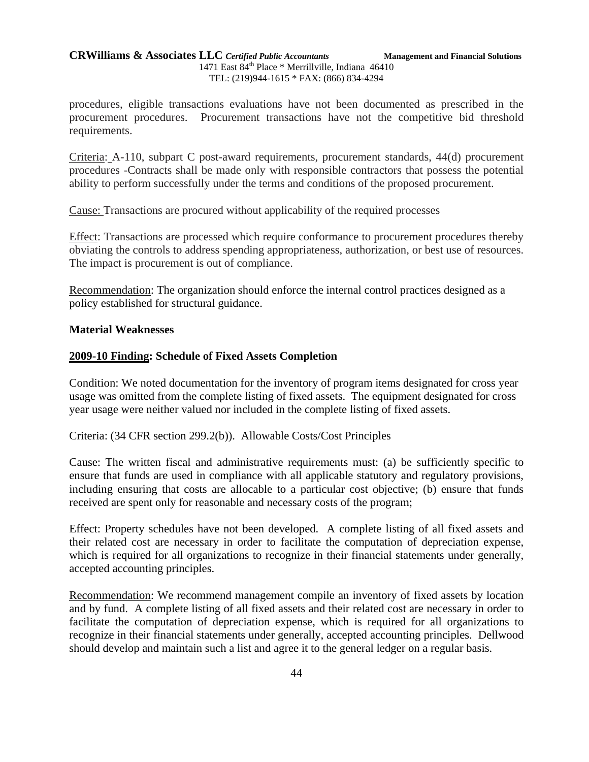procedures, eligible transactions evaluations have not been documented as prescribed in the procurement procedures. Procurement transactions have not the competitive bid threshold requirements.

Criteria: A-110, subpart C post-award requirements, procurement standards, 44(d) procurement procedures -Contracts shall be made only with responsible contractors that possess the potential ability to perform successfully under the terms and conditions of the proposed procurement.

Cause: Transactions are procured without applicability of the required processes

Effect: Transactions are processed which require conformance to procurement procedures thereby obviating the controls to address spending appropriateness, authorization, or best use of resources. The impact is procurement is out of compliance.

Recommendation: The organization should enforce the internal control practices designed as a policy established for structural guidance.

**Material Weaknesses**

**2009-10 Finding: Schedule of Fixed Assets Completion**

Condition: We noted documentation for the inventory of program items designated for cross year usage was omitted from the complete listing of fixed assets. The equipment designated for cross year usage were neither valued nor included in the complete listing of fixed assets.

Criteria: (34 CFR section 299.2(b)). Allowable Costs/Cost Principles

Cause: The written fiscal and administrative requirements must: (a) be sufficiently specific to ensure that funds are used in compliance with all applicable statutory and regulatory provisions, including ensuring that costs are allocable to a particular cost objective; (b) ensure that funds received are spent only for reasonable and necessary costs of the program;

Effect: Property schedules have not been developed. A complete listing of all fixed assets and their related cost are necessary in order to facilitate the computation of depreciation expense, which is required for all organizations to recognize in their financial statements under generally, accepted accounting principles.

Recommendation: We recommend management compile an inventory of fixed assets by location and by fund. A complete listing of all fixed assets and their related cost are necessary in order to facilitate the computation of depreciation expense, which is required for all organizations to recognize in their financial statements under generally, accepted accounting principles. Dellwood should develop and maintain such a list and agree it to the general ledger on a regular basis.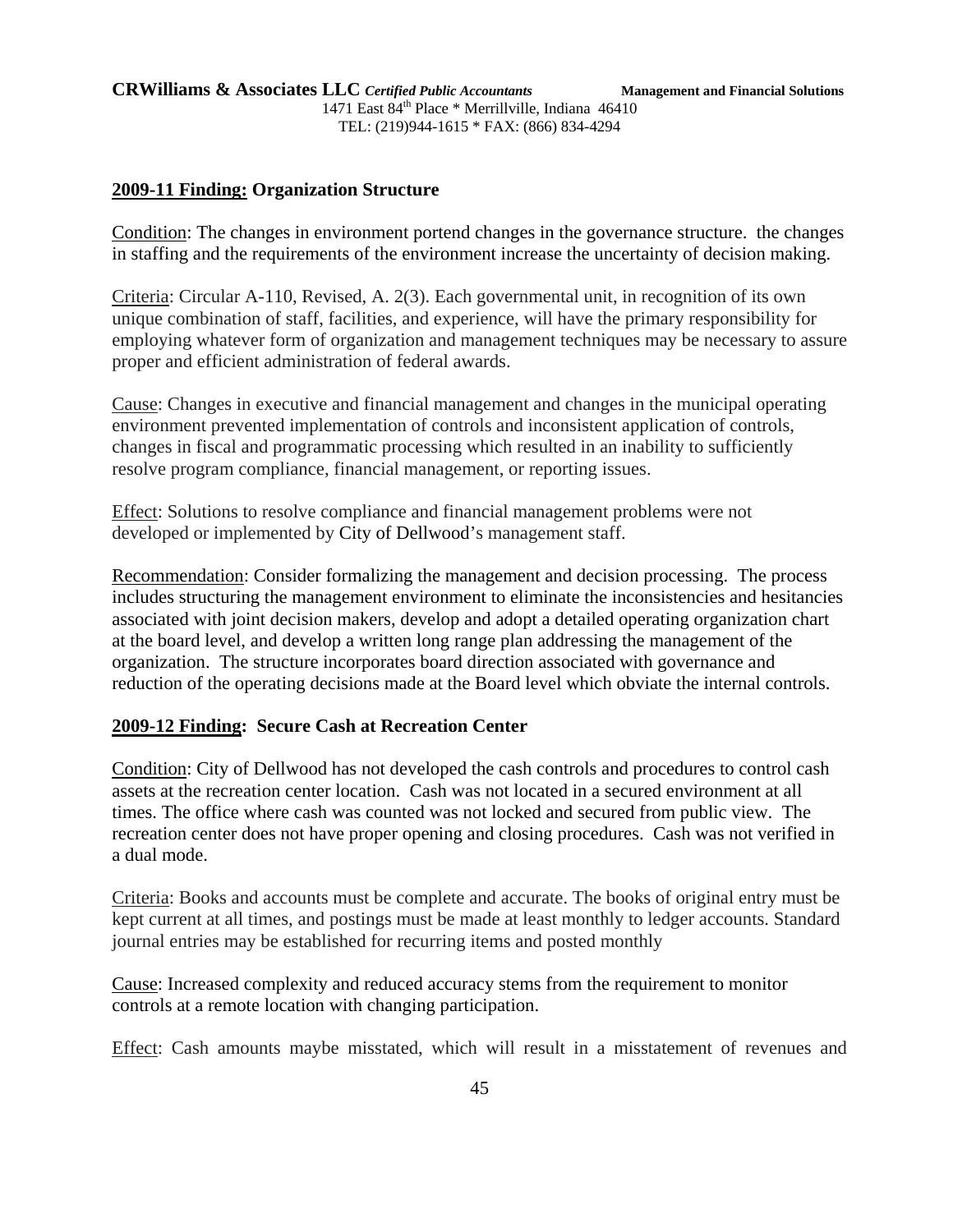## 2009-11 Finding: Organization Structure

Condition: The changes in environment portend changes in the governance structure. the changes in staffing and the requirements of the environment increase the uncertainty of decision making.

Criteria: Circular A-110, Revised, A. 2(3). Each governmental unit, in recognition of its own unique combination of staff, facilities, and experience, will have the primary responsibility for employing whatever form of organization and management techniques may be necessary to assure proper and efficient administration of federal awards.

Cause: Changes in executive and financial management and changes in the municipal operating environment prevented implementation of controls and inconsistent application of controls, changes in fiscal and programmatic processing which resulted in an inability to sufficiently resolve program compliance, financial management, or reporting issues.

Effect: Solutions to resolve compliance and financial management problems were not developed or implemented by City of Dellwood's management staff.

Recommendation: Consider formalizing the management and decision processing. The process includes structuring the management environment to eliminate the inconsistencies and hesitancies associated with joint decision makers, develop and adopt a detailed operating organization chart at the board level, and develop a written long range plan addressing the management of the organization. The structure incorporates board direction associated with governance and reduction of the operating decisions made at the Board level which obviate the internal controls.

## 2009-12 Finding: Secure Cash at Recreation Center

Condition: City of Dellwood has not developed the cash controls and procedures to control cash assets at the recreation center location. Cash was not located in a secured environment at all times. The office where cash was counted was not locked and secured from public view. The recreation center does not have proper opening and closing procedures. Cash was not verified in a dual mode.

Criteria: Books and accounts must be complete and accurate. The books of original entry must be kept current at all times, and postings must be made at least monthly to ledger accounts. Standard journal entries may be established for recurring items and posted monthly

Cause: Increased complexity and reduced accuracy stems from the requirement to monitor controls at a remote location with changing participation.

Effect: Cash amounts maybe misstated, which will result in a misstatement of revenues and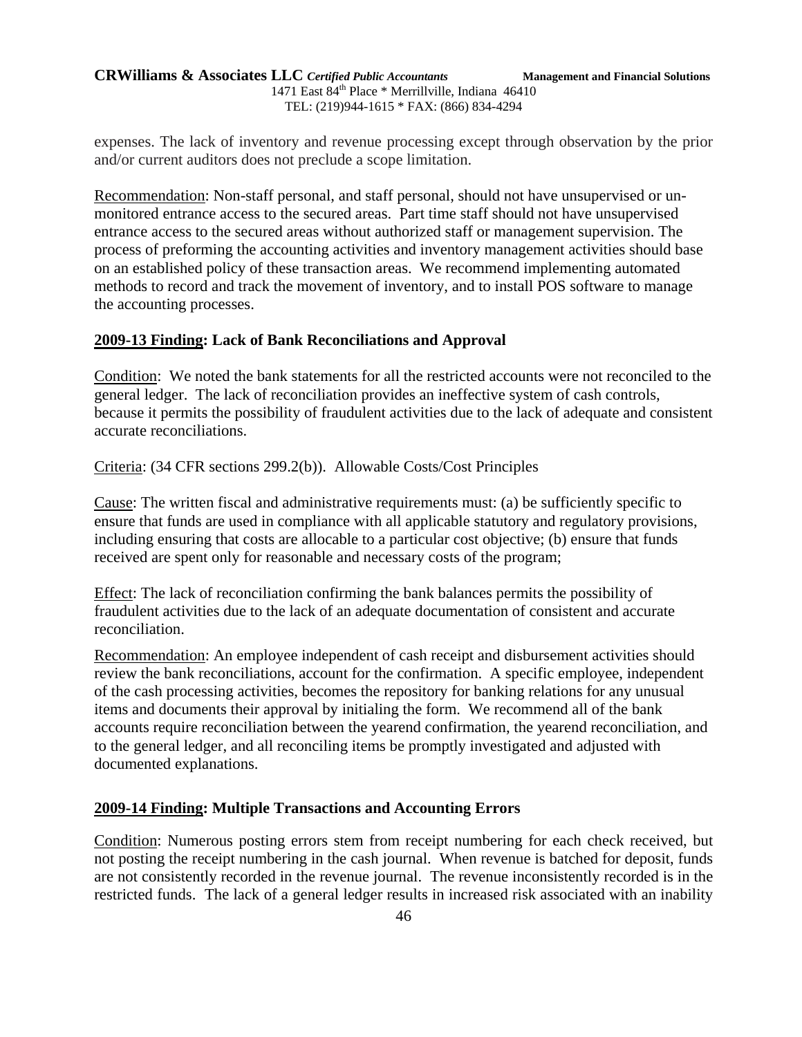expenses. The lack of inventory and revenue processing except through observation by the prior and/or current auditors does not preclude a scope limitation.

Recommendation: Non-staff personal, and staff personal, should not have unsupervised or un-monitored entrance access to the secured areas. Part time staff should not have unsupervised entrance access to the secured areas without authorized staff or management supervision. The process of preforming the accounting activities and inventory management activities should base on an established policy of these transaction areas. We recommend implementing automated methods to record and track the movement of inventory, and to install POS software to manage the accounting processes.

**2009-13 Finding: Lack of Bank Reconciliations and Approval**

Condition: We noted the bank statements for all the restricted accounts were not reconciled to the general ledger. The lack of reconciliation provides an ineffective system of cash controls, because it permits the possibility of fraudulent activities due to the lack of adequate and consistent accurate reconciliations.

Criteria: (34 CFR sections 299.2(b)). Allowable Costs/Cost Principles

Cause: The written fiscal and administrative requirements must: (a) be sufficiently specific to ensure that funds are used in compliance with all applicable statutory and regulatory provisions, including ensuring that costs are allocable to a particular cost objective; (b) ensure that funds received are spent only for reasonable and necessary costs of the program;

Effect: The lack of reconciliation confirming the bank balances permits the possibility of fraudulent activities due to the lack of an adequate documentation of consistent and accurate reconciliation.

Recommendation: An employee independent of cash receipt and disbursement activities should review the bank reconciliations, account for the confirmation. A specific employee, independent of the cash processing activities, becomes the repository for banking relations for any unusual items and documents their approval by initialing the form. We recommend all of the bank accounts require reconciliation between the yearend confirmation, the yearend reconciliation, and to the general ledger, and all reconciling items be promptly investigated and adjusted with documented explanations.

**2009-14 Finding: Multiple Transactions and Accounting Errors**

Condition: Numerous posting errors stem from receipt numbering for each check received, but not posting the receipt numbering in the cash journal. When revenue is batched for deposit, funds are not consistently recorded in the revenue journal. The revenue inconsistently recorded is in the restricted funds. The lack of a general ledger results in increased risk associated with an inability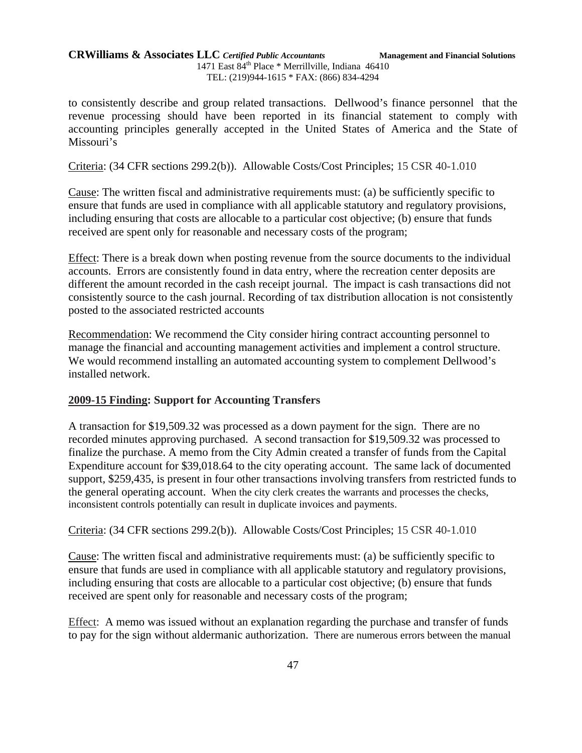to consistently describe and group related transactions. Dellwood's finance personnel that the revenue processing should have been reported in its financial statement to comply with accounting principles generally accepted in the United States of America and the State of Missouri's

Criteria: (34 CFR sections 299.2(b)). Allowable Costs/Cost Principles; 15 CSR 40-1.010

Cause: The written fiscal and administrative requirements must: (a) be sufficiently specific to ensure that funds are used in compliance with all applicable statutory and regulatory provisions, including ensuring that costs are allocable to a particular cost objective; (b) ensure that funds received are spent only for reasonable and necessary costs of the program;

Effect: There is a break down when posting revenue from the source documents to the individual accounts. Errors are consistently found in data entry, where the recreation center deposits are different the amount recorded in the cash receipt journal. The impact is cash transactions did not consistently source to the cash journal. Recording of tax distribution allocation is not consistently posted to the associated restricted accounts

Recommendation: We recommend the City consider hiring contract accounting personnel to manage the financial and accounting management activities and implement a control structure. We would recommend installing an automated accounting system to complement Dellwood's installed network.

**2009-15 Finding: Support for Accounting Transfers**

A transaction for $19,509.32 was processed as a down payment for the sign. There are no recorded minutes approving purchased. A second transaction for $19,509.32 was processed to finalize the purchase. A memo from the City Admin created a transfer of funds from the Capital Expenditure account for $39,018.64 to the city operating account. The same lack of documented support, $259,435, is present in four other transactions involving transfers from restricted funds to the general operating account. When the city clerk creates the warrants and processes the checks, inconsistent controls potentially can result in duplicate invoices and payments.

Criteria: (34 CFR sections 299.2(b)). Allowable Costs/Cost Principles; 15 CSR 40-1.010

Cause: The written fiscal and administrative requirements must: (a) be sufficiently specific to ensure that funds are used in compliance with all applicable statutory and regulatory provisions, including ensuring that costs are allocable to a particular cost objective; (b) ensure that funds received are spent only for reasonable and necessary costs of the program;

Effect: A memo was issued without an explanation regarding the purchase and transfer of funds to pay for the sign without aldermanic authorization. There are numerous errors between the manual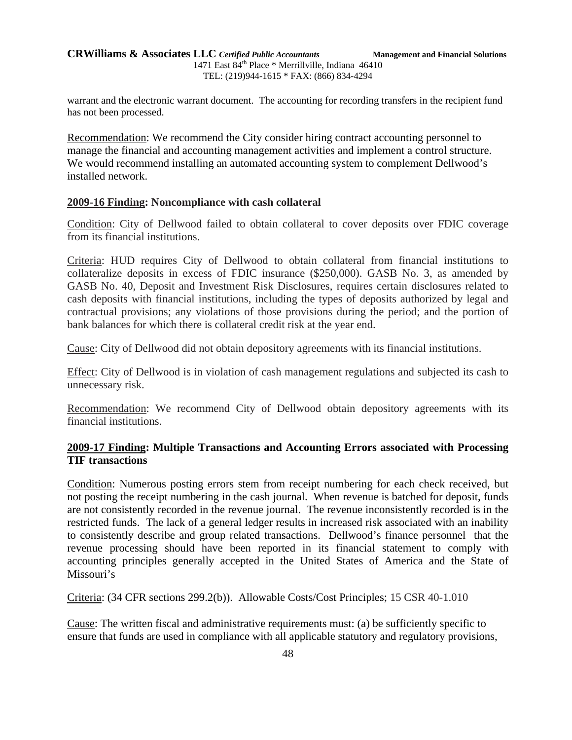warrant and the electronic warrant document. The accounting for recording transfers in the recipient fund has not been processed.

Recommendation: We recommend the City consider hiring contract accounting personnel to manage the financial and accounting management activities and implement a control structure. We would recommend installing an automated accounting system to complement Dellwood's installed network.

**2009-16 Finding: Noncompliance with cash collateral**

Condition: City of Dellwood failed to obtain collateral to cover deposits over FDIC coverage from its financial institutions.

Criteria: HUD requires City of Dellwood to obtain collateral from financial institutions to collateralize deposits in excess of FDIC insurance ($250,000). GASB No. 3, as amended by GASB No. 40, Deposit and Investment Risk Disclosures, requires certain disclosures related to cash deposits with financial institutions, including the types of deposits authorized by legal and contractual provisions; any violations of those provisions during the period; and the portion of bank balances for which there is collateral credit risk at the year end.

Cause: City of Dellwood did not obtain depository agreements with its financial institutions.

Effect: City of Dellwood is in violation of cash management regulations and subjected its cash to unnecessary risk.

Recommendation: We recommend City of Dellwood obtain depository agreements with its financial institutions.

**2009-17 Finding: Multiple Transactions and Accounting Errors associated with Processing TIF transactions**

Condition: Numerous posting errors stem from receipt numbering for each check received, but not posting the receipt numbering in the cash journal. When revenue is batched for deposit, funds are not consistently recorded in the revenue journal. The revenue inconsistently recorded is in the restricted funds. The lack of a general ledger results in increased risk associated with an inability to consistently describe and group related transactions. Dellwood's finance personnel that the revenue processing should have been reported in its financial statement to comply with accounting principles generally accepted in the United States of America and the State of Missouri's

Criteria: (34 CFR sections 299.2(b)). Allowable Costs/Cost Principles; 15 CSR 40-1.010

Cause: The written fiscal and administrative requirements must: (a) be sufficiently specific to ensure that funds are used in compliance with all applicable statutory and regulatory provisions,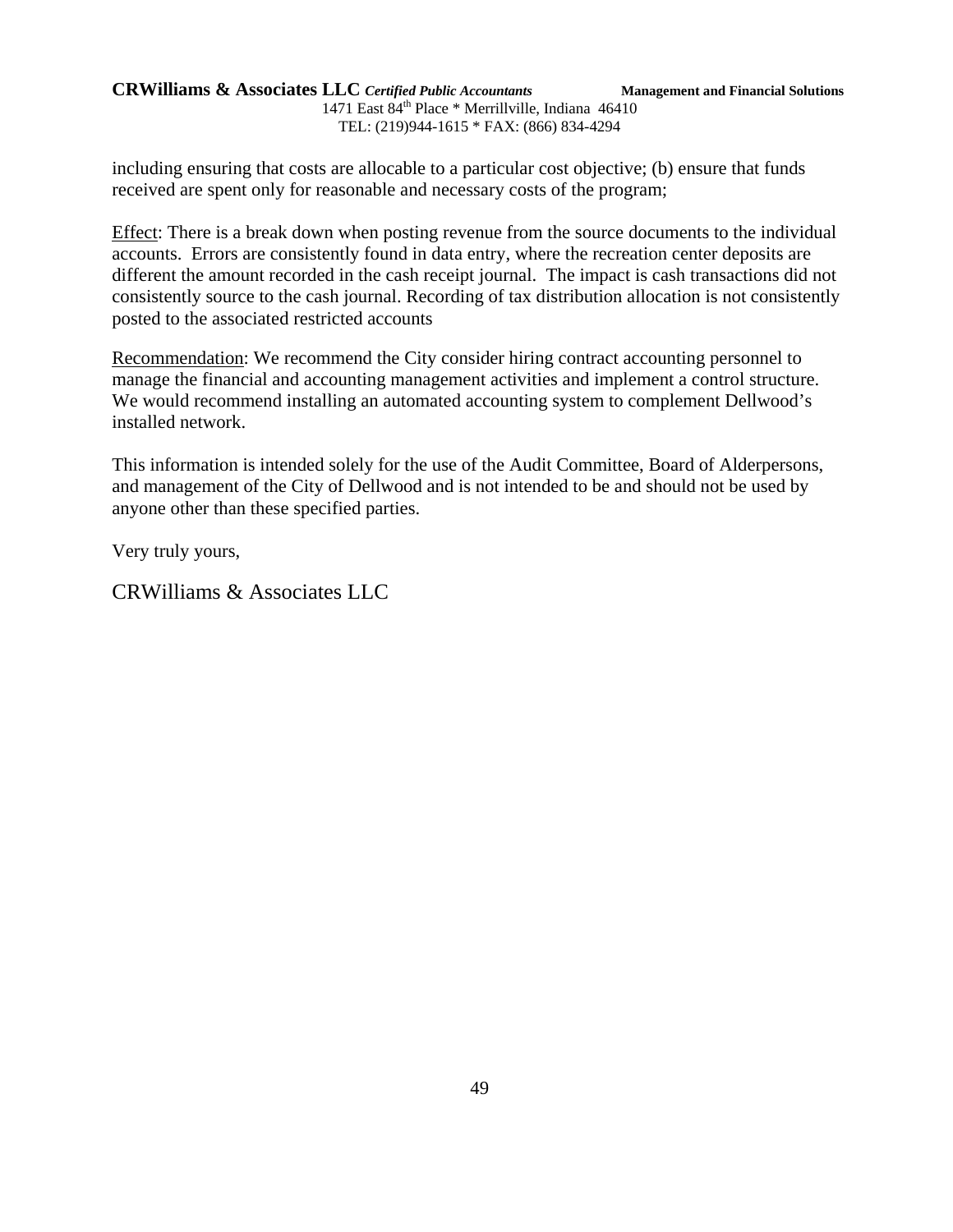including ensuring that costs are allocable to a particular cost objective; (b) ensure that funds received are spent only for reasonable and necessary costs of the program;

Effect: There is a break down when posting revenue from the source documents to the individual accounts. Errors are consistently found in data entry, where the recreation center deposits are different the amount recorded in the cash receipt journal. The impact is cash transactions did not consistently source to the cash journal. Recording of tax distribution allocation is not consistently posted to the associated restricted accounts

Recommendation: We recommend the City consider hiring contract accounting personnel to manage the financial and accounting management activities and implement a control structure. We would recommend installing an automated accounting system to complement Dellwood's installed network.

This information is intended solely for the use of the Audit Committee, Board of Alderpersons, and management of the City of Dellwood and is not intended to be and should not be used by anyone other than these specified parties.

Very truly yours,

CRWilliams & Associates LLC